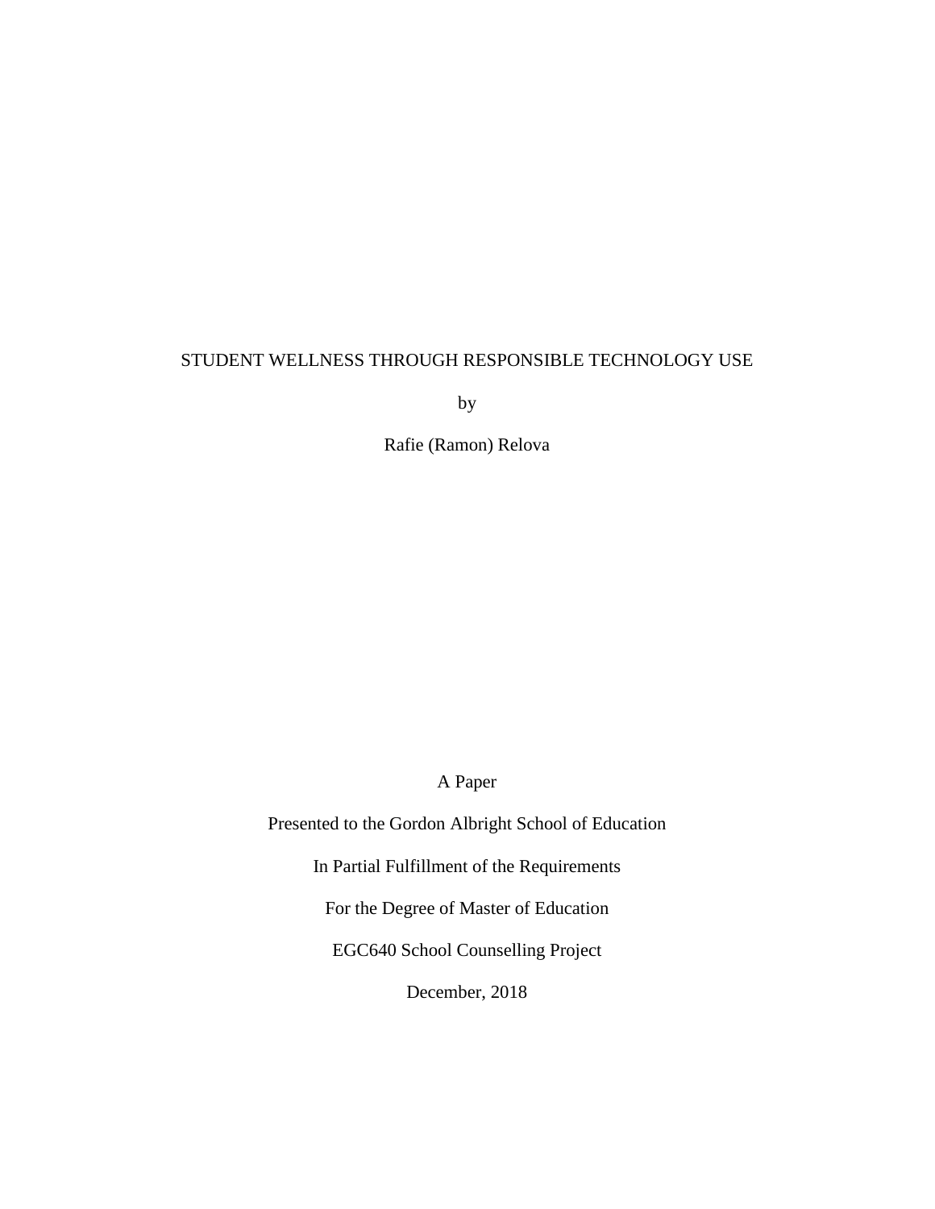# STUDENT WELLNESS THROUGH RESPONSIBLE TECHNOLOGY USE

by

Rafie (Ramon) Relova

A Paper

Presented to the Gordon Albright School of Education

In Partial Fulfillment of the Requirements

For the Degree of Master of Education

EGC640 School Counselling Project

December, 2018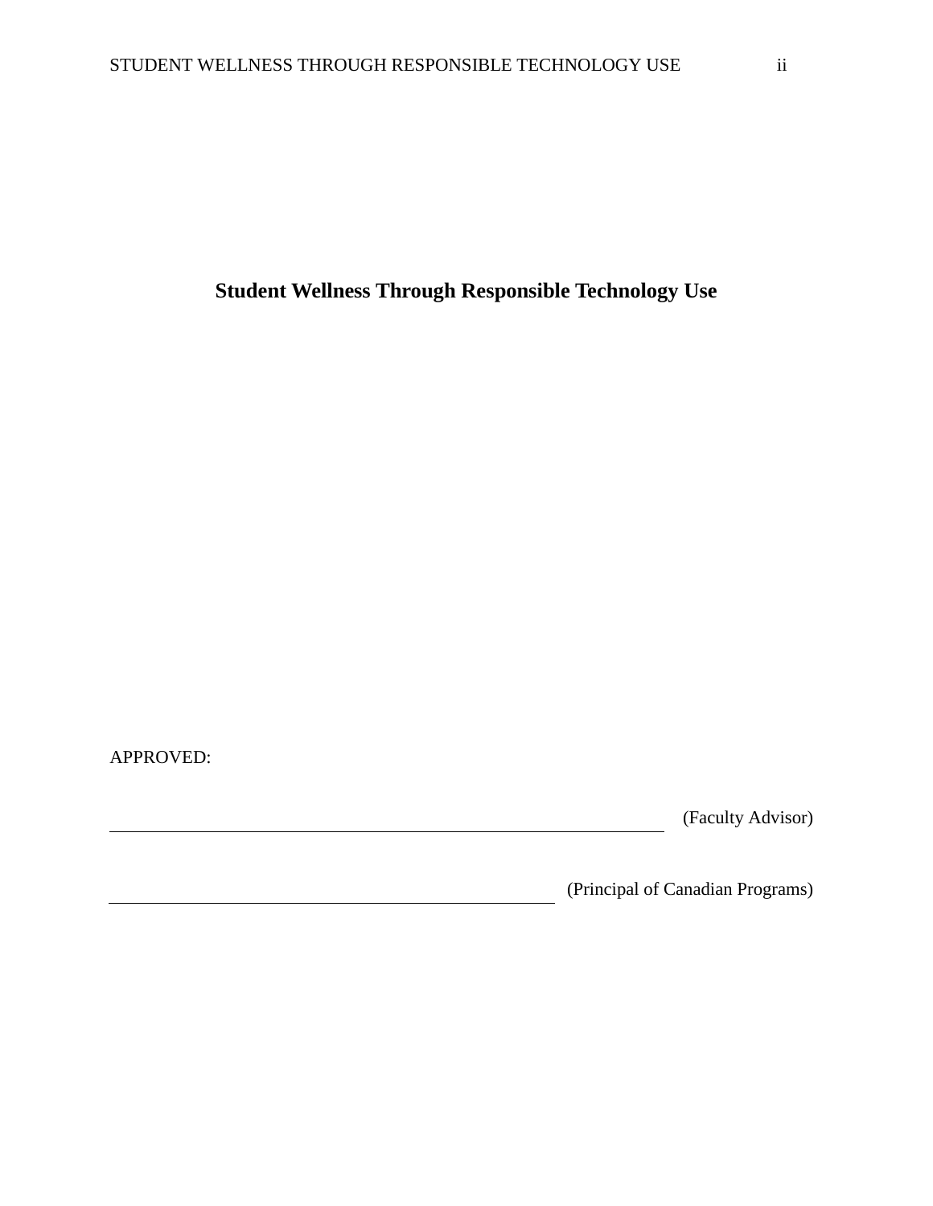**Student Wellness Through Responsible Technology Use**

APPROVED:

______________________________ (Faculty Advisor)

______________________________ (Principal of Canadian Programs)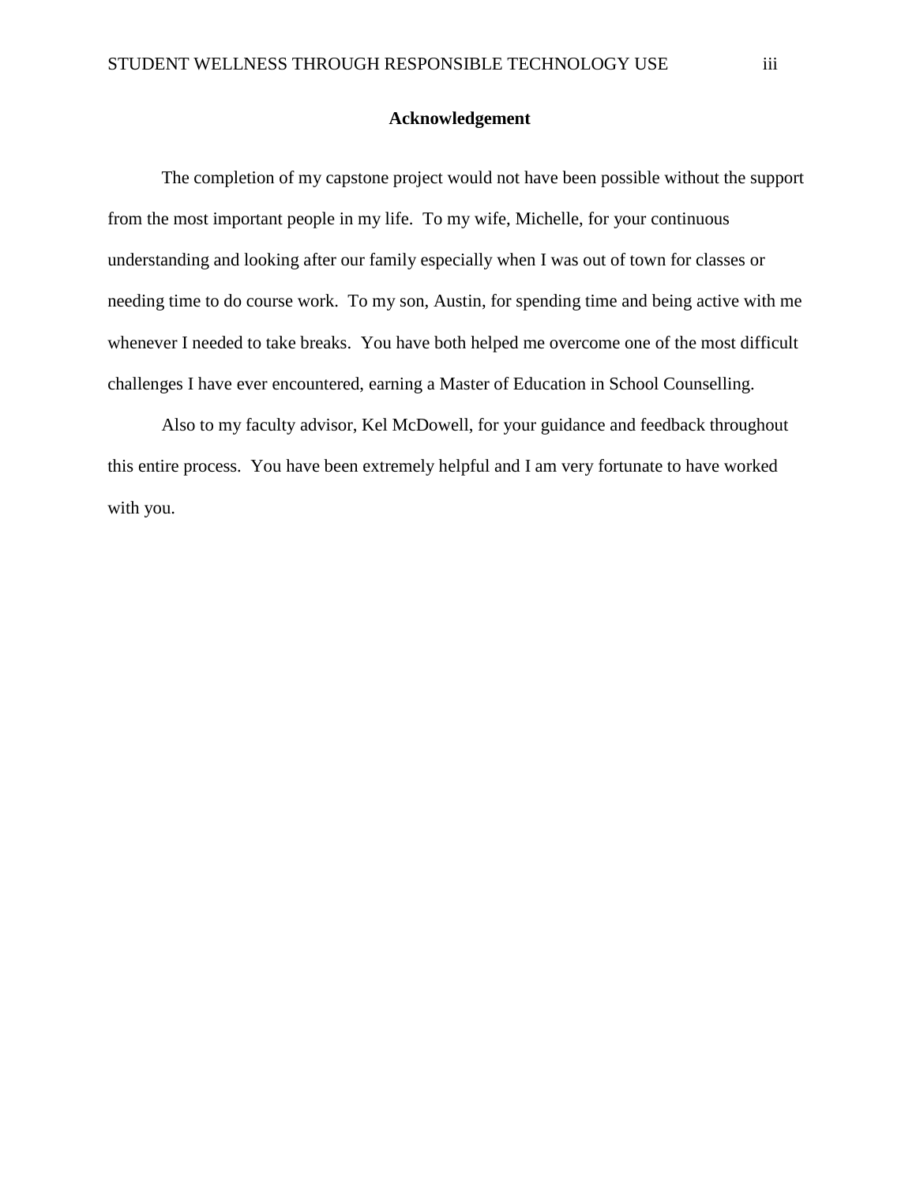# Acknowledgement

The completion of my capstone project would not have been possible without the support from the most important people in my life. To my wife, Michelle, for your continuous understanding and looking after our family especially when I was out of town for classes or needing time to do course work. To my son, Austin, for spending time and being active with me whenever I needed to take breaks. You have both helped me overcome one of the most difficult challenges I have ever encountered, earning a Master of Education in School Counselling.

Also to my faculty advisor, Kel McDowell, for your guidance and feedback throughout this entire process. You have been extremely helpful and I am very fortunate to have worked with you.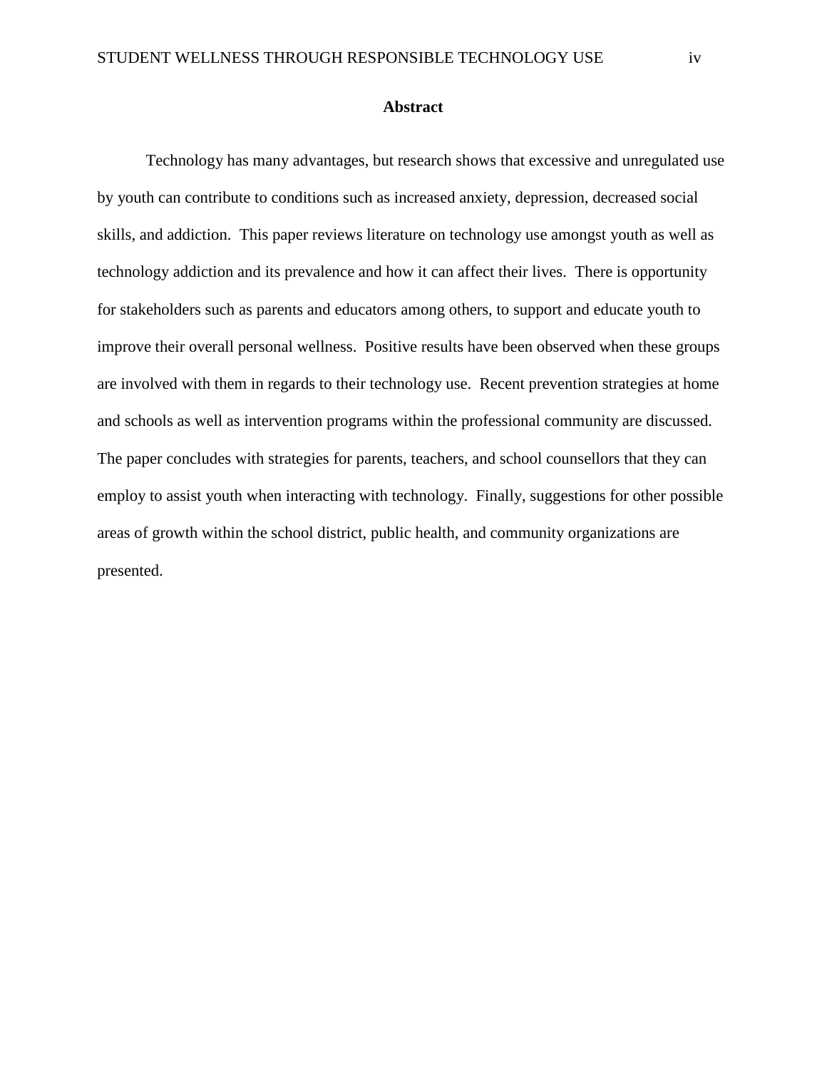## Abstract

Technology has many advantages, but research shows that excessive and unregulated use by youth can contribute to conditions such as increased anxiety, depression, decreased social skills, and addiction. This paper reviews literature on technology use amongst youth as well as technology addiction and its prevalence and how it can affect their lives. There is opportunity for stakeholders such as parents and educators among others, to support and educate youth to improve their overall personal wellness. Positive results have been observed when these groups are involved with them in regards to their technology use. Recent prevention strategies at home and schools as well as intervention programs within the professional community are discussed. The paper concludes with strategies for parents, teachers, and school counsellors that they can employ to assist youth when interacting with technology. Finally, suggestions for other possible areas of growth within the school district, public health, and community organizations are presented.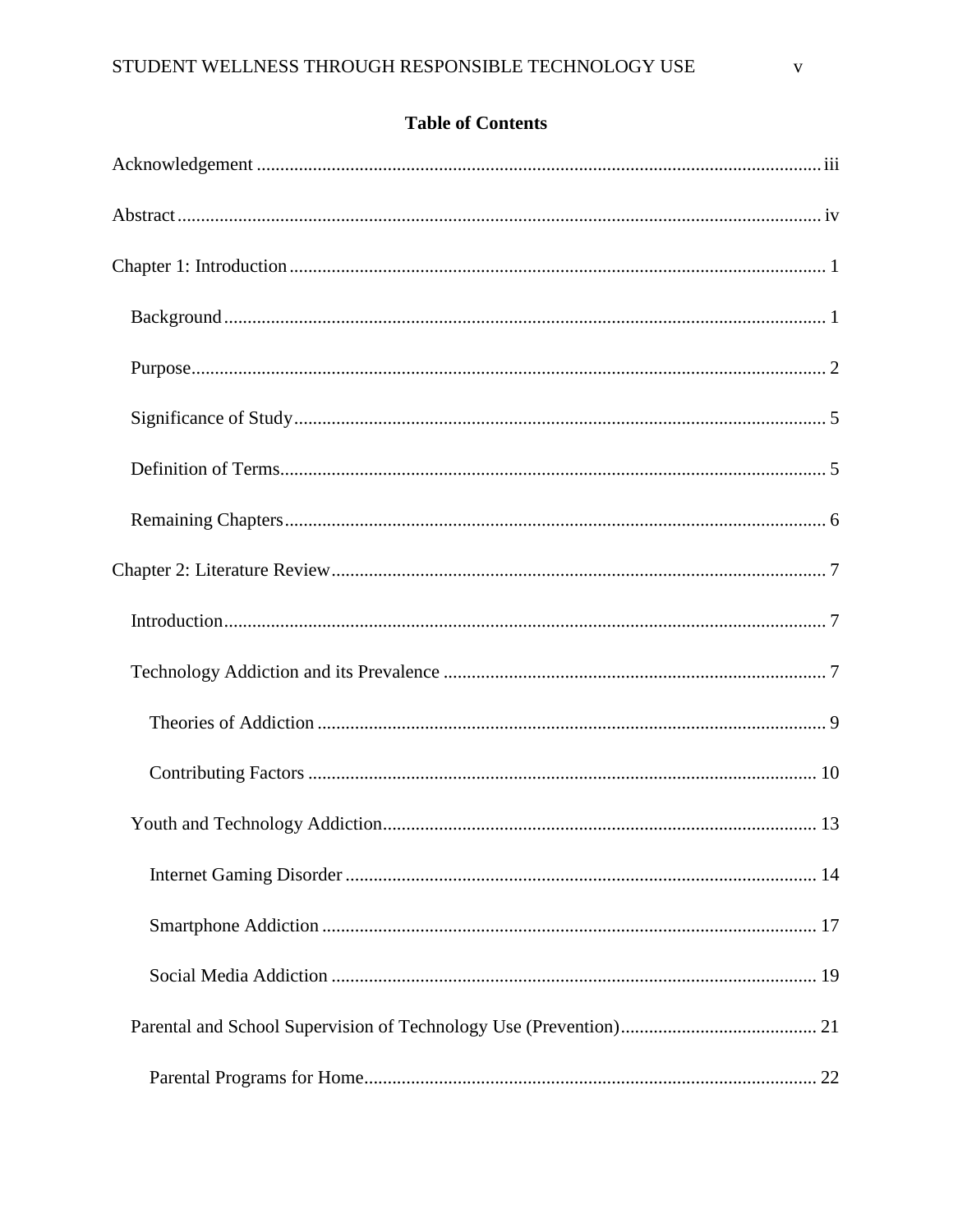## Table of Contents

Acknowledgement ........................................................................................................................ iii

Abstract ........................................................................................................................................ iv

Chapter 1: Introduction ................................................................................................................. 1

- Background ................................................................................................................................ 1
- Purpose ....................................................................................................................................... 2
- Significance of Study ................................................................................................................. 5
- Definition of Terms .................................................................................................................... 5
- Remaining Chapters ................................................................................................................... 6

Chapter 2: Literature Review ......................................................................................................... 7

- Introduction ................................................................................................................................ 7
- Technology Addiction and its Prevalence .................................................................................. 7
  - Theories of Addiction ............................................................................................................ 9
  - Contributing Factors ............................................................................................................ 10
- Youth and Technology Addiction ............................................................................................. 13
  - Internet Gaming Disorder .................................................................................................... 14
  - Smartphone Addiction ......................................................................................................... 17
  - Social Media Addiction ....................................................................................................... 19
- Parental and School Supervision of Technology Use (Prevention) .......................................... 21
  - Parental Programs for Home ................................................................................................ 22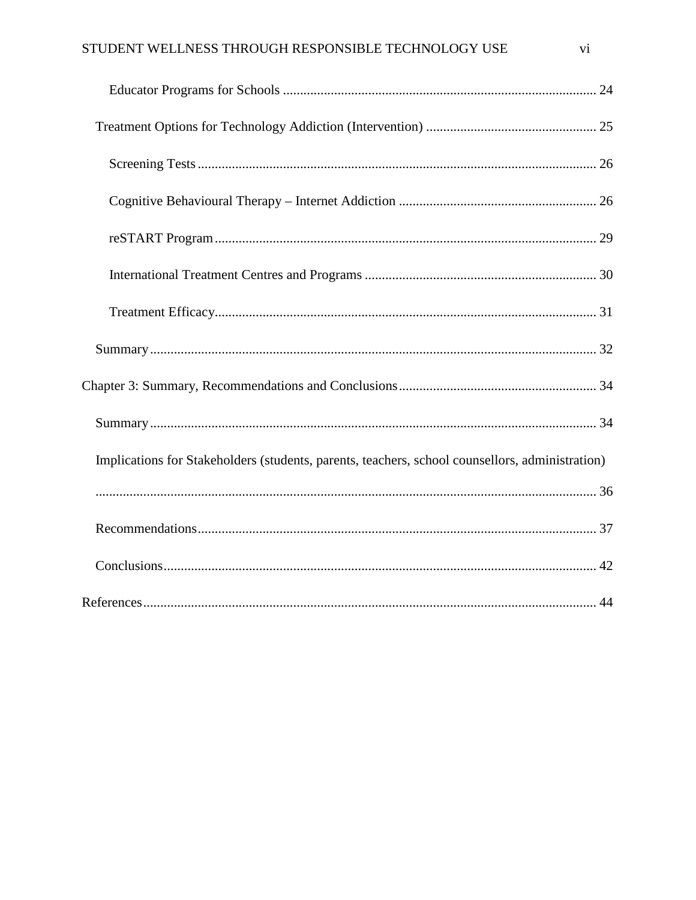Educator Programs for Schools ........................................................................................... 24

Treatment Options for Technology Addiction (Intervention) ................................................. 25

Screening Tests ................................................................................................................... 26

Cognitive Behavioural Therapy – Internet Addiction ......................................................... 26

reSTART Program .............................................................................................................. 29

International Treatment Centres and Programs ................................................................... 30

Treatment Efficacy.............................................................................................................. 31

Summary ................................................................................................................................. 32

Chapter 3: Summary, Recommendations and Conclusions ......................................................... 34

Summary ................................................................................................................................. 34

Implications for Stakeholders (students, parents, teachers, school counsellors, administration) ................................................................................................................................................ 36

Recommendations .................................................................................................................... 37

Conclusions .............................................................................................................................. 42

References ..................................................................................................................................... 44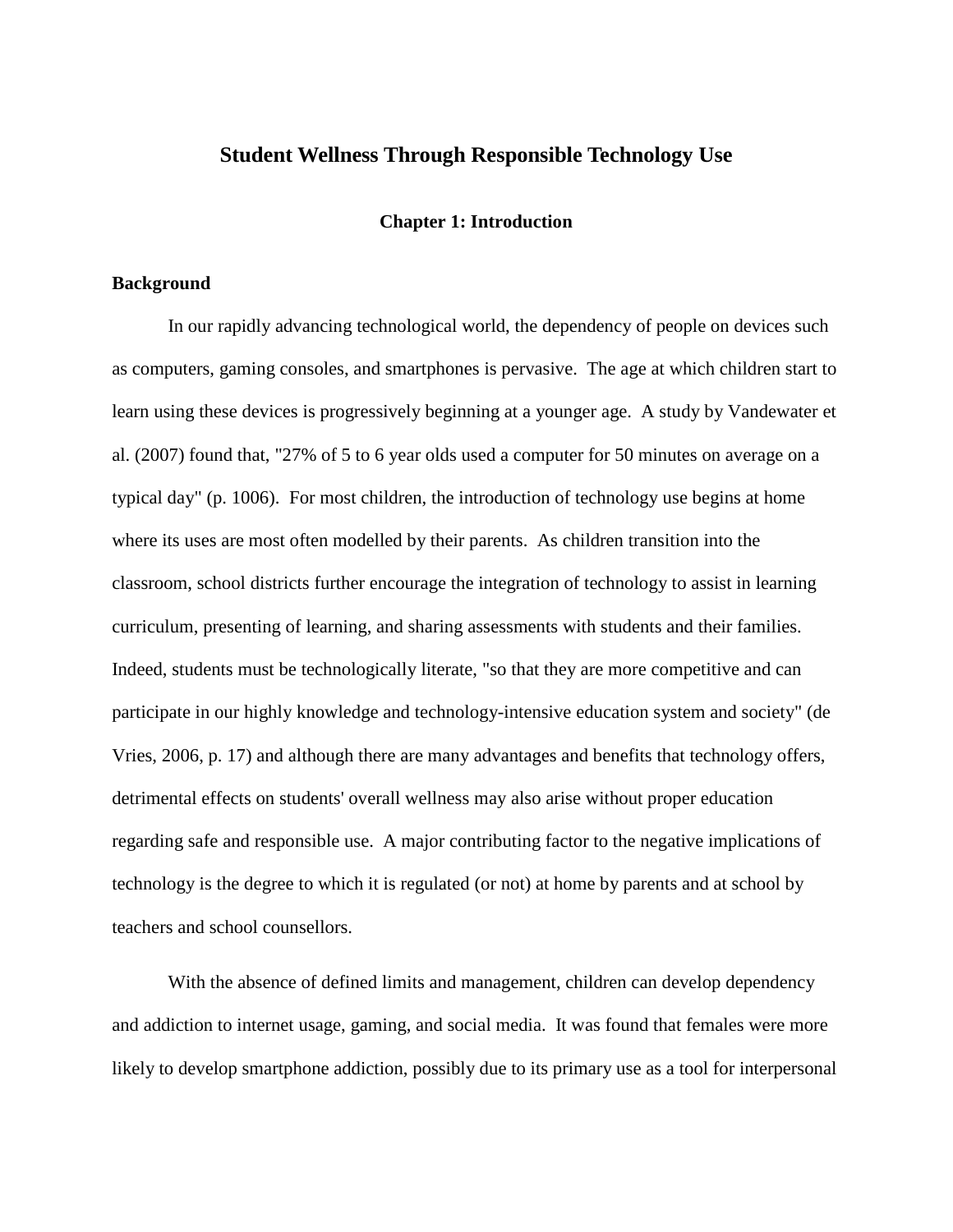# Student Wellness Through Responsible Technology Use

## Chapter 1: Introduction

### Background

In our rapidly advancing technological world, the dependency of people on devices such as computers, gaming consoles, and smartphones is pervasive. The age at which children start to learn using these devices is progressively beginning at a younger age. A study by Vandewater et al. (2007) found that, "27% of 5 to 6 year olds used a computer for 50 minutes on average on a typical day" (p. 1006). For most children, the introduction of technology use begins at home where its uses are most often modelled by their parents. As children transition into the classroom, school districts further encourage the integration of technology to assist in learning curriculum, presenting of learning, and sharing assessments with students and their families. Indeed, students must be technologically literate, "so that they are more competitive and can participate in our highly knowledge and technology-intensive education system and society" (de Vries, 2006, p. 17) and although there are many advantages and benefits that technology offers, detrimental effects on students' overall wellness may also arise without proper education regarding safe and responsible use. A major contributing factor to the negative implications of technology is the degree to which it is regulated (or not) at home by parents and at school by teachers and school counsellors.

With the absence of defined limits and management, children can develop dependency and addiction to internet usage, gaming, and social media. It was found that females were more likely to develop smartphone addiction, possibly due to its primary use as a tool for interpersonal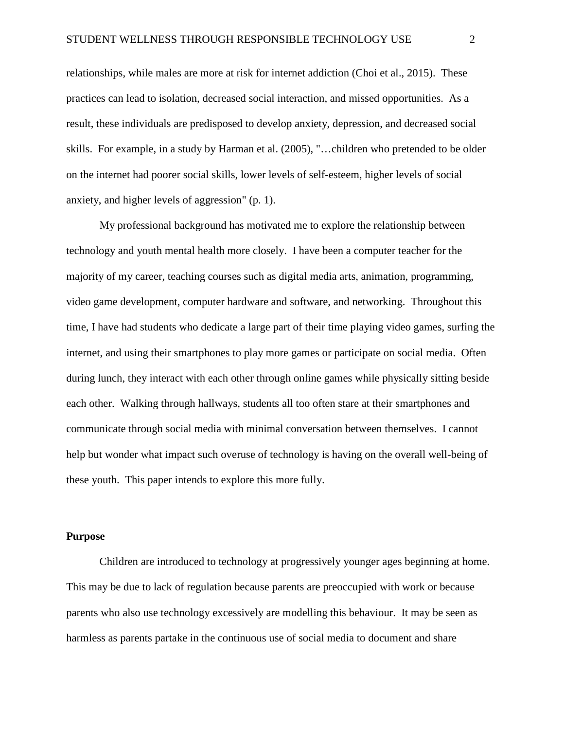relationships, while males are more at risk for internet addiction (Choi et al., 2015). These practices can lead to isolation, decreased social interaction, and missed opportunities. As a result, these individuals are predisposed to develop anxiety, depression, and decreased social skills. For example, in a study by Harman et al. (2005), "…children who pretended to be older on the internet had poorer social skills, lower levels of self-esteem, higher levels of social anxiety, and higher levels of aggression" (p. 1).

My professional background has motivated me to explore the relationship between technology and youth mental health more closely. I have been a computer teacher for the majority of my career, teaching courses such as digital media arts, animation, programming, video game development, computer hardware and software, and networking. Throughout this time, I have had students who dedicate a large part of their time playing video games, surfing the internet, and using their smartphones to play more games or participate on social media. Often during lunch, they interact with each other through online games while physically sitting beside each other. Walking through hallways, students all too often stare at their smartphones and communicate through social media with minimal conversation between themselves. I cannot help but wonder what impact such overuse of technology is having on the overall well-being of these youth. This paper intends to explore this more fully.

**Purpose**

Children are introduced to technology at progressively younger ages beginning at home. This may be due to lack of regulation because parents are preoccupied with work or because parents who also use technology excessively are modelling this behaviour. It may be seen as harmless as parents partake in the continuous use of social media to document and share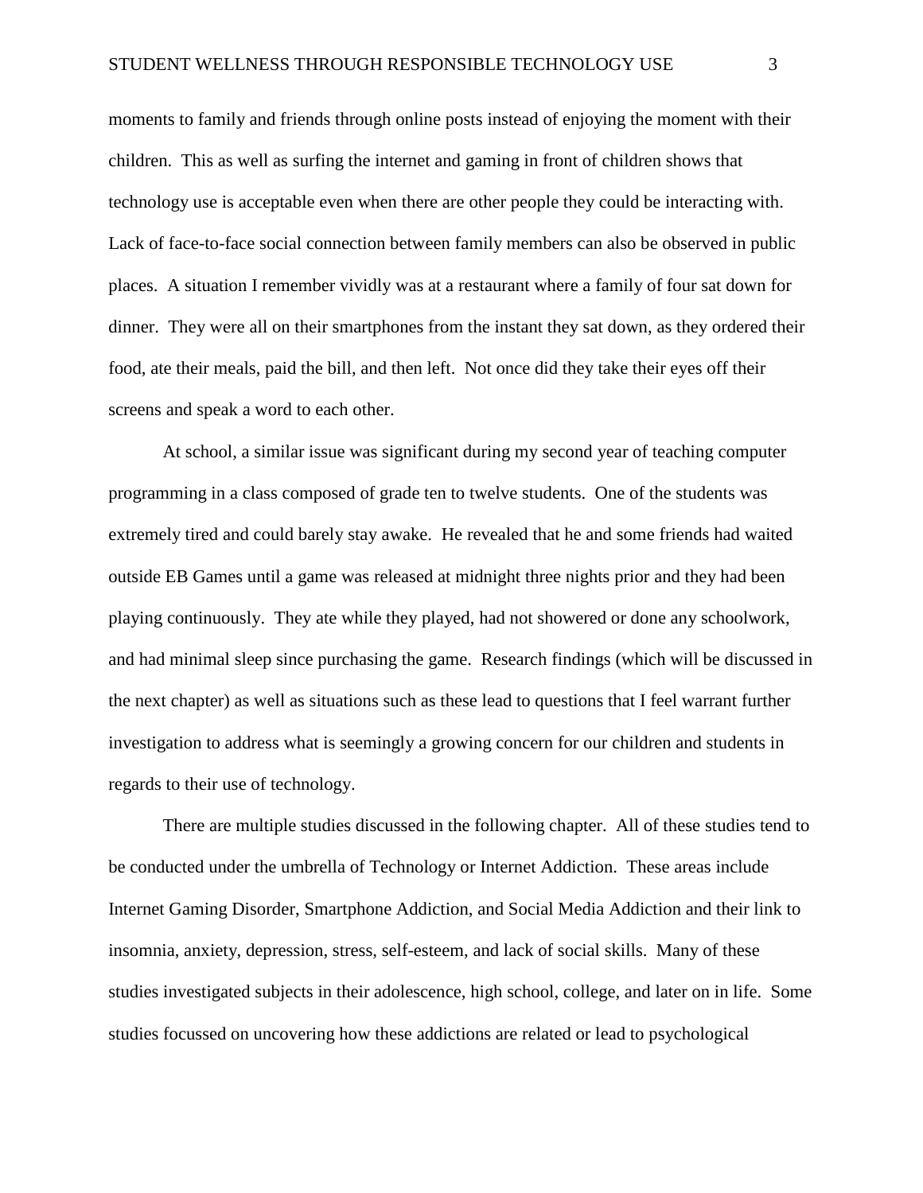moments to family and friends through online posts instead of enjoying the moment with their children. This as well as surfing the internet and gaming in front of children shows that technology use is acceptable even when there are other people they could be interacting with. Lack of face-to-face social connection between family members can also be observed in public places. A situation I remember vividly was at a restaurant where a family of four sat down for dinner. They were all on their smartphones from the instant they sat down, as they ordered their food, ate their meals, paid the bill, and then left. Not once did they take their eyes off their screens and speak a word to each other.

At school, a similar issue was significant during my second year of teaching computer programming in a class composed of grade ten to twelve students. One of the students was extremely tired and could barely stay awake. He revealed that he and some friends had waited outside EB Games until a game was released at midnight three nights prior and they had been playing continuously. They ate while they played, had not showered or done any schoolwork, and had minimal sleep since purchasing the game. Research findings (which will be discussed in the next chapter) as well as situations such as these lead to questions that I feel warrant further investigation to address what is seemingly a growing concern for our children and students in regards to their use of technology.

There are multiple studies discussed in the following chapter. All of these studies tend to be conducted under the umbrella of Technology or Internet Addiction. These areas include Internet Gaming Disorder, Smartphone Addiction, and Social Media Addiction and their link to insomnia, anxiety, depression, stress, self-esteem, and lack of social skills. Many of these studies investigated subjects in their adolescence, high school, college, and later on in life. Some studies focussed on uncovering how these addictions are related or lead to psychological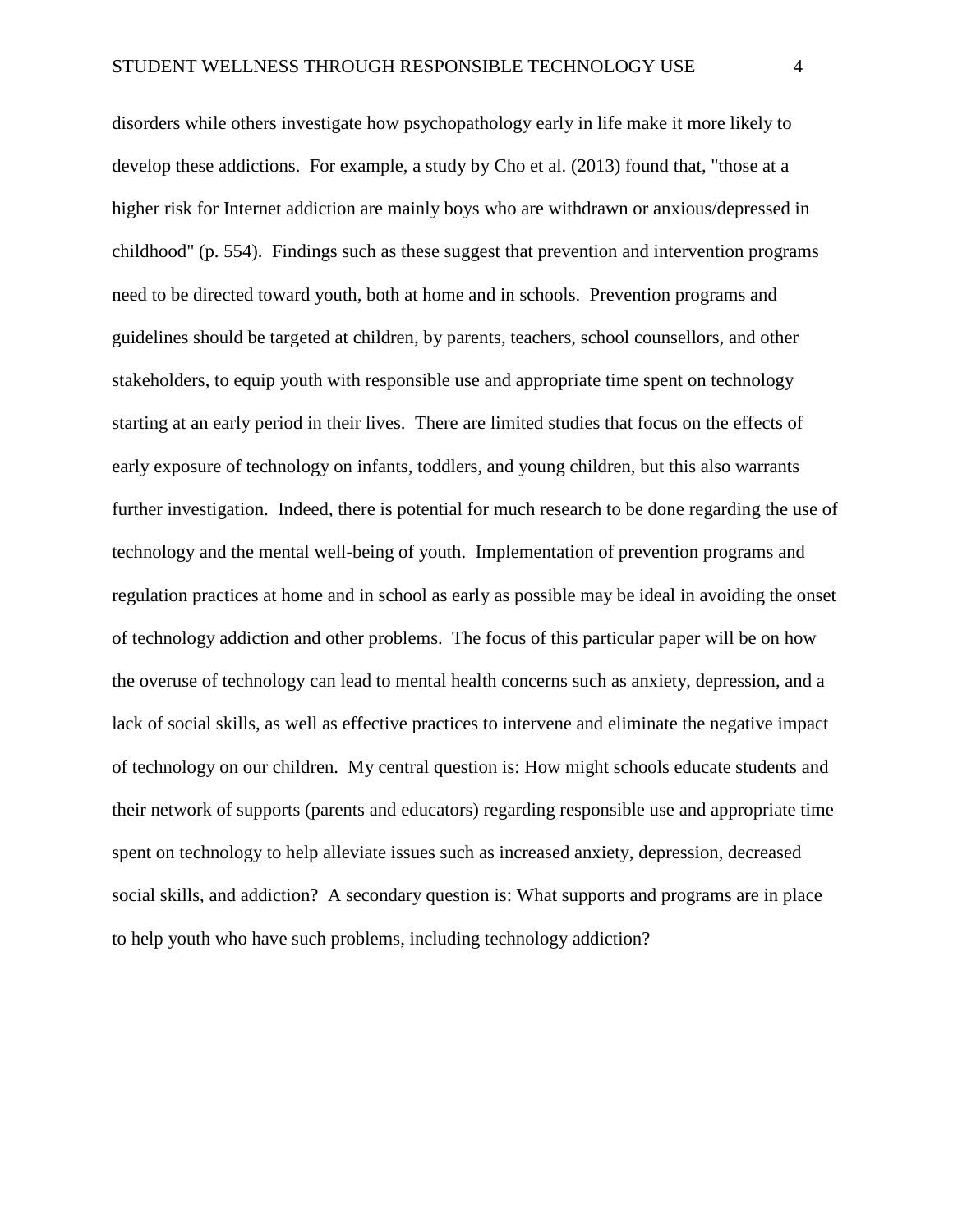disorders while others investigate how psychopathology early in life make it more likely to develop these addictions. For example, a study by Cho et al. (2013) found that, "those at a higher risk for Internet addiction are mainly boys who are withdrawn or anxious/depressed in childhood" (p. 554). Findings such as these suggest that prevention and intervention programs need to be directed toward youth, both at home and in schools. Prevention programs and guidelines should be targeted at children, by parents, teachers, school counsellors, and other stakeholders, to equip youth with responsible use and appropriate time spent on technology starting at an early period in their lives. There are limited studies that focus on the effects of early exposure of technology on infants, toddlers, and young children, but this also warrants further investigation. Indeed, there is potential for much research to be done regarding the use of technology and the mental well-being of youth. Implementation of prevention programs and regulation practices at home and in school as early as possible may be ideal in avoiding the onset of technology addiction and other problems. The focus of this particular paper will be on how the overuse of technology can lead to mental health concerns such as anxiety, depression, and a lack of social skills, as well as effective practices to intervene and eliminate the negative impact of technology on our children. My central question is: How might schools educate students and their network of supports (parents and educators) regarding responsible use and appropriate time spent on technology to help alleviate issues such as increased anxiety, depression, decreased social skills, and addiction? A secondary question is: What supports and programs are in place to help youth who have such problems, including technology addiction?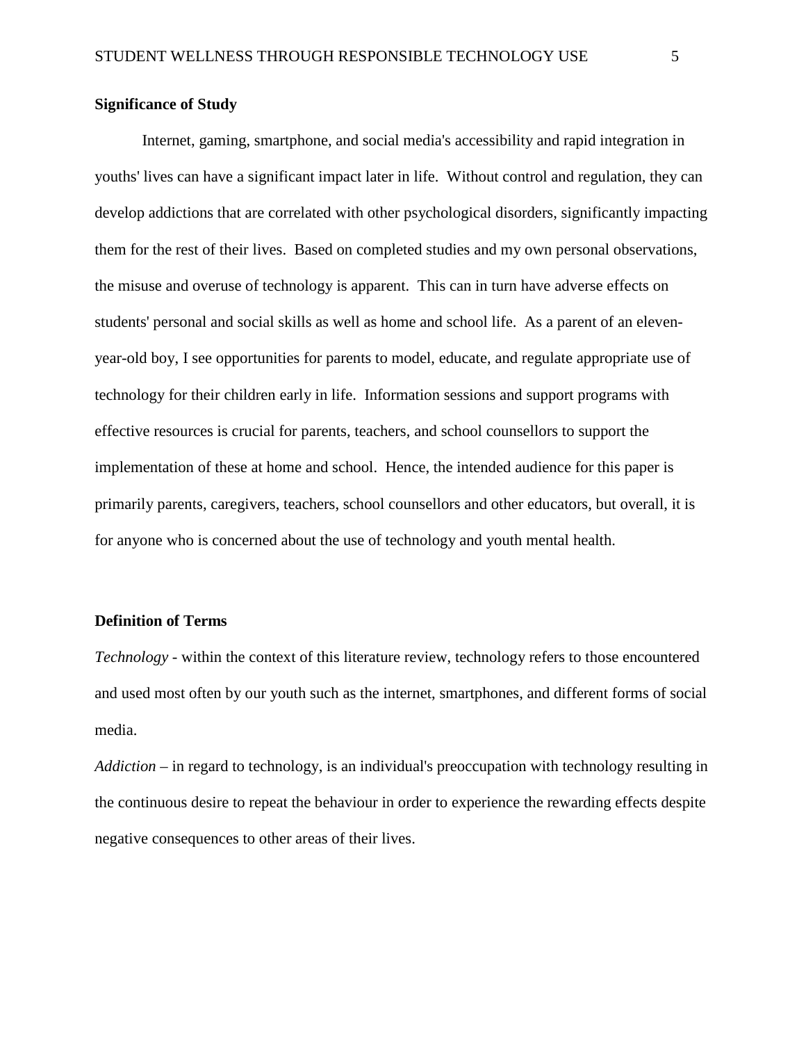## Significance of Study

Internet, gaming, smartphone, and social media's accessibility and rapid integration in youths' lives can have a significant impact later in life. Without control and regulation, they can develop addictions that are correlated with other psychological disorders, significantly impacting them for the rest of their lives. Based on completed studies and my own personal observations, the misuse and overuse of technology is apparent. This can in turn have adverse effects on students' personal and social skills as well as home and school life. As a parent of an eleven-year-old boy, I see opportunities for parents to model, educate, and regulate appropriate use of technology for their children early in life. Information sessions and support programs with effective resources is crucial for parents, teachers, and school counsellors to support the implementation of these at home and school. Hence, the intended audience for this paper is primarily parents, caregivers, teachers, school counsellors and other educators, but overall, it is for anyone who is concerned about the use of technology and youth mental health.

## Definition of Terms

*Technology* - within the context of this literature review, technology refers to those encountered and used most often by our youth such as the internet, smartphones, and different forms of social media.

*Addiction* – in regard to technology, is an individual's preoccupation with technology resulting in the continuous desire to repeat the behaviour in order to experience the rewarding effects despite negative consequences to other areas of their lives.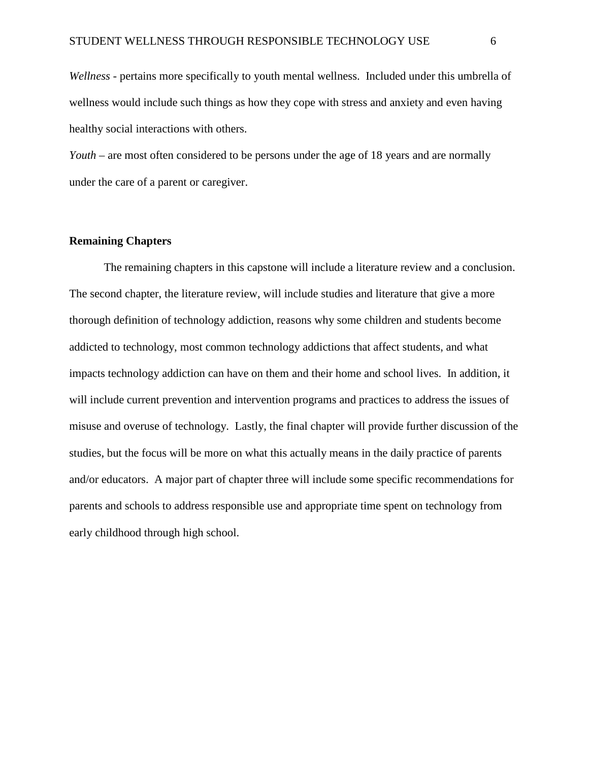*Wellness* - pertains more specifically to youth mental wellness. Included under this umbrella of wellness would include such things as how they cope with stress and anxiety and even having healthy social interactions with others.

*Youth* – are most often considered to be persons under the age of 18 years and are normally under the care of a parent or caregiver.

**Remaining Chapters**

The remaining chapters in this capstone will include a literature review and a conclusion. The second chapter, the literature review, will include studies and literature that give a more thorough definition of technology addiction, reasons why some children and students become addicted to technology, most common technology addictions that affect students, and what impacts technology addiction can have on them and their home and school lives. In addition, it will include current prevention and intervention programs and practices to address the issues of misuse and overuse of technology. Lastly, the final chapter will provide further discussion of the studies, but the focus will be more on what this actually means in the daily practice of parents and/or educators. A major part of chapter three will include some specific recommendations for parents and schools to address responsible use and appropriate time spent on technology from early childhood through high school.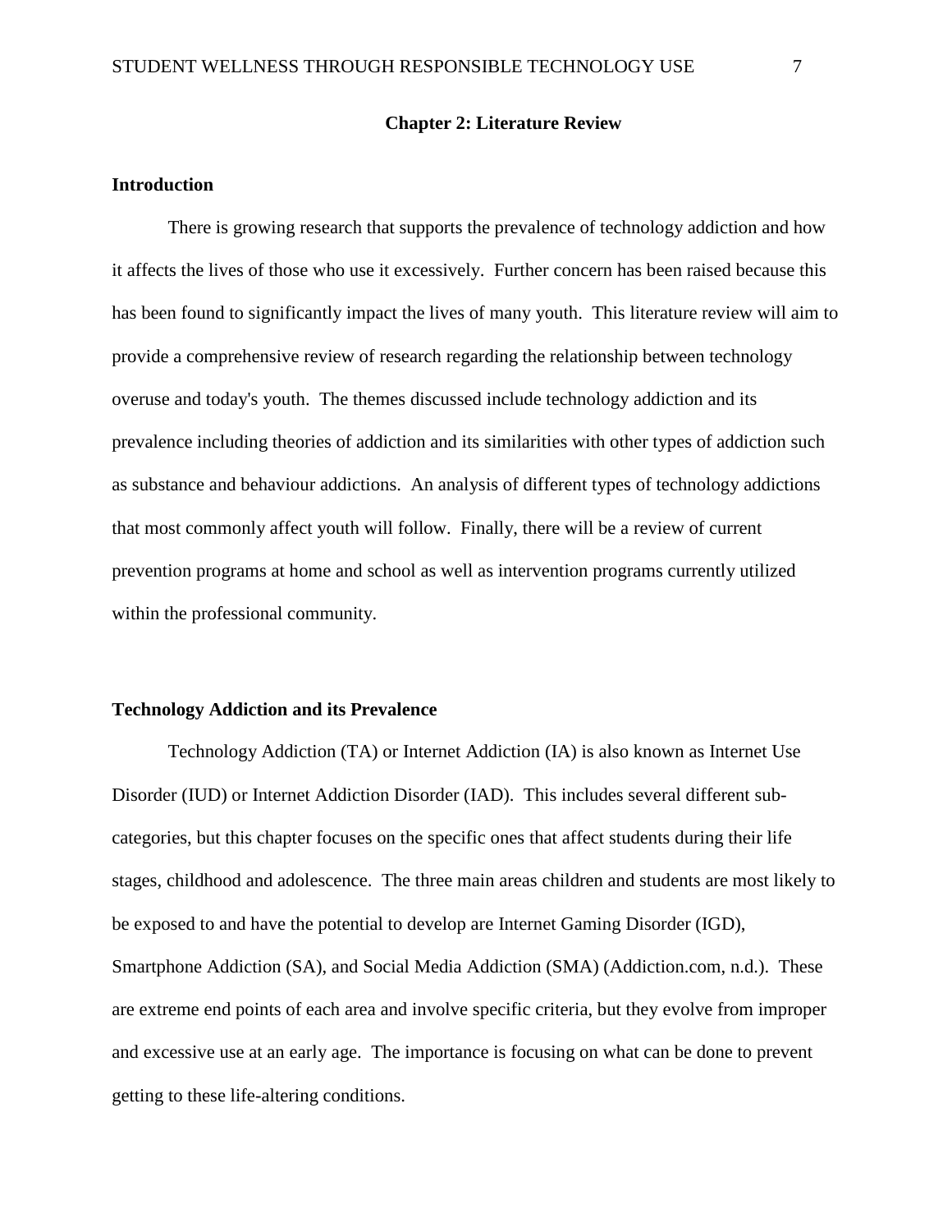# Chapter 2: Literature Review

## Introduction

There is growing research that supports the prevalence of technology addiction and how it affects the lives of those who use it excessively. Further concern has been raised because this has been found to significantly impact the lives of many youth. This literature review will aim to provide a comprehensive review of research regarding the relationship between technology overuse and today's youth. The themes discussed include technology addiction and its prevalence including theories of addiction and its similarities with other types of addiction such as substance and behaviour addictions. An analysis of different types of technology addictions that most commonly affect youth will follow. Finally, there will be a review of current prevention programs at home and school as well as intervention programs currently utilized within the professional community.

## Technology Addiction and its Prevalence

Technology Addiction (TA) or Internet Addiction (IA) is also known as Internet Use Disorder (IUD) or Internet Addiction Disorder (IAD). This includes several different sub-categories, but this chapter focuses on the specific ones that affect students during their life stages, childhood and adolescence. The three main areas children and students are most likely to be exposed to and have the potential to develop are Internet Gaming Disorder (IGD), Smartphone Addiction (SA), and Social Media Addiction (SMA) (Addiction.com, n.d.). These are extreme end points of each area and involve specific criteria, but they evolve from improper and excessive use at an early age. The importance is focusing on what can be done to prevent getting to these life-altering conditions.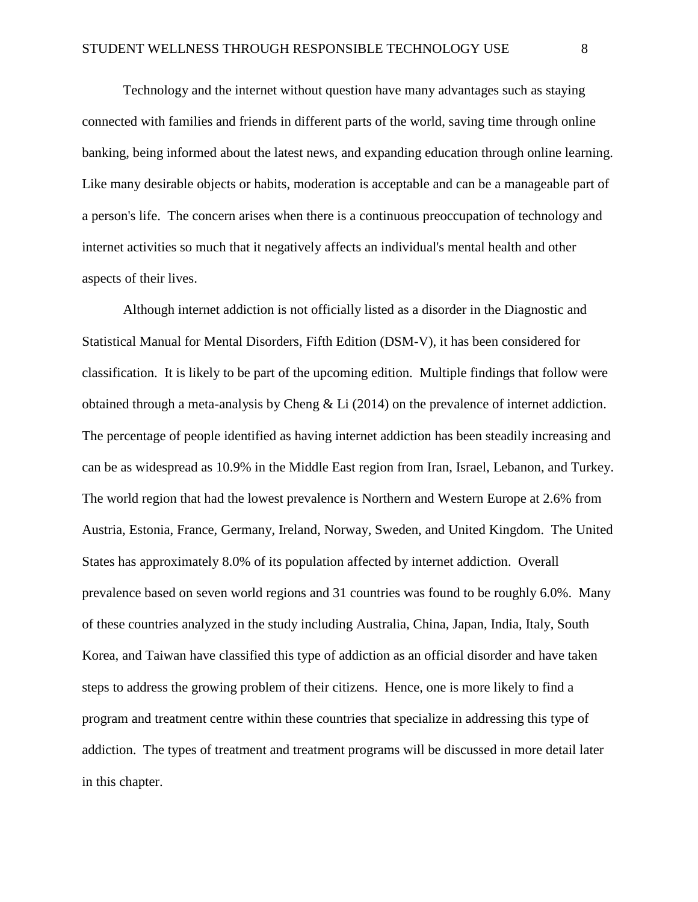Technology and the internet without question have many advantages such as staying connected with families and friends in different parts of the world, saving time through online banking, being informed about the latest news, and expanding education through online learning. Like many desirable objects or habits, moderation is acceptable and can be a manageable part of a person's life. The concern arises when there is a continuous preoccupation of technology and internet activities so much that it negatively affects an individual's mental health and other aspects of their lives.

Although internet addiction is not officially listed as a disorder in the Diagnostic and Statistical Manual for Mental Disorders, Fifth Edition (DSM-V), it has been considered for classification. It is likely to be part of the upcoming edition. Multiple findings that follow were obtained through a meta-analysis by Cheng & Li (2014) on the prevalence of internet addiction. The percentage of people identified as having internet addiction has been steadily increasing and can be as widespread as 10.9% in the Middle East region from Iran, Israel, Lebanon, and Turkey. The world region that had the lowest prevalence is Northern and Western Europe at 2.6% from Austria, Estonia, France, Germany, Ireland, Norway, Sweden, and United Kingdom. The United States has approximately 8.0% of its population affected by internet addiction. Overall prevalence based on seven world regions and 31 countries was found to be roughly 6.0%. Many of these countries analyzed in the study including Australia, China, Japan, India, Italy, South Korea, and Taiwan have classified this type of addiction as an official disorder and have taken steps to address the growing problem of their citizens. Hence, one is more likely to find a program and treatment centre within these countries that specialize in addressing this type of addiction. The types of treatment and treatment programs will be discussed in more detail later in this chapter.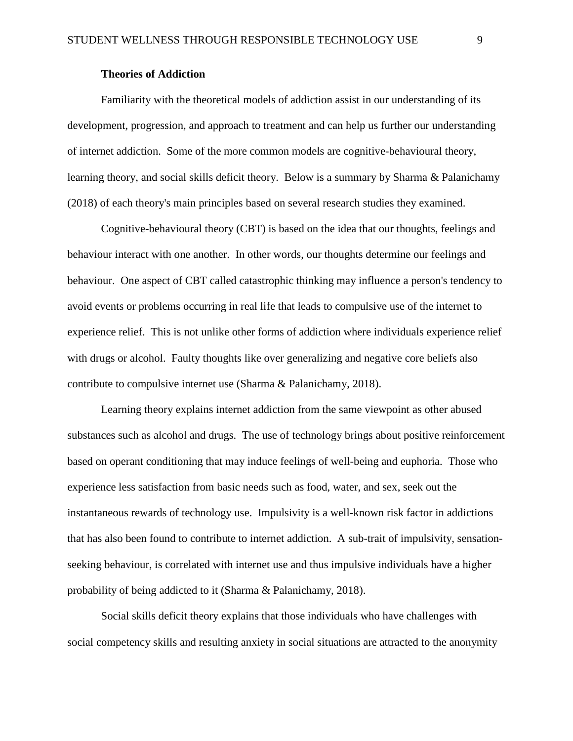### Theories of Addiction

Familiarity with the theoretical models of addiction assist in our understanding of its development, progression, and approach to treatment and can help us further our understanding of internet addiction. Some of the more common models are cognitive-behavioural theory, learning theory, and social skills deficit theory. Below is a summary by Sharma & Palanichamy (2018) of each theory's main principles based on several research studies they examined.

Cognitive-behavioural theory (CBT) is based on the idea that our thoughts, feelings and behaviour interact with one another. In other words, our thoughts determine our feelings and behaviour. One aspect of CBT called catastrophic thinking may influence a person's tendency to avoid events or problems occurring in real life that leads to compulsive use of the internet to experience relief. This is not unlike other forms of addiction where individuals experience relief with drugs or alcohol. Faulty thoughts like over generalizing and negative core beliefs also contribute to compulsive internet use (Sharma & Palanichamy, 2018).

Learning theory explains internet addiction from the same viewpoint as other abused substances such as alcohol and drugs. The use of technology brings about positive reinforcement based on operant conditioning that may induce feelings of well-being and euphoria. Those who experience less satisfaction from basic needs such as food, water, and sex, seek out the instantaneous rewards of technology use. Impulsivity is a well-known risk factor in addictions that has also been found to contribute to internet addiction. A sub-trait of impulsivity, sensation-seeking behaviour, is correlated with internet use and thus impulsive individuals have a higher probability of being addicted to it (Sharma & Palanichamy, 2018).

Social skills deficit theory explains that those individuals who have challenges with social competency skills and resulting anxiety in social situations are attracted to the anonymity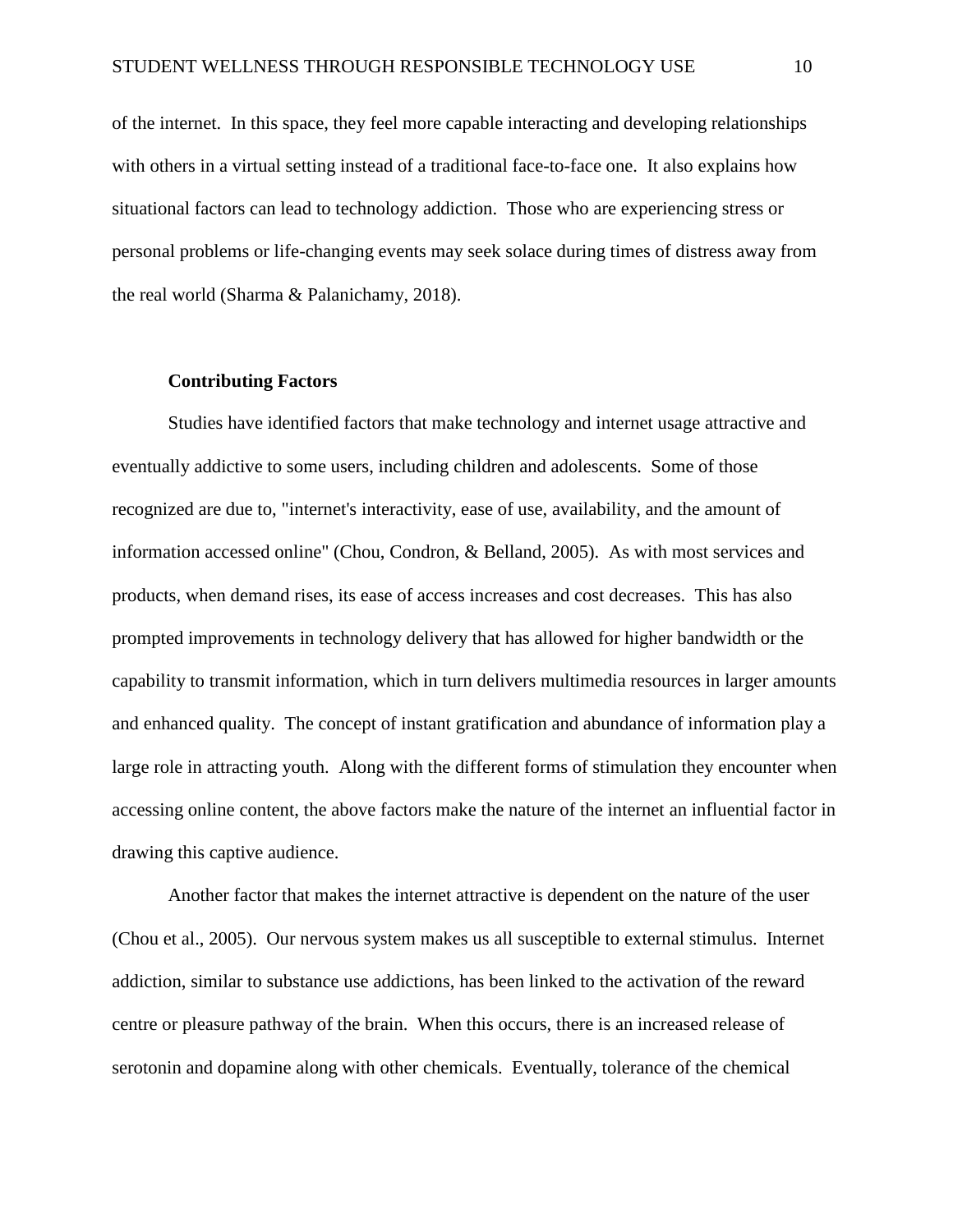of the internet. In this space, they feel more capable interacting and developing relationships with others in a virtual setting instead of a traditional face-to-face one. It also explains how situational factors can lead to technology addiction. Those who are experiencing stress or personal problems or life-changing events may seek solace during times of distress away from the real world (Sharma & Palanichamy, 2018).

### Contributing Factors

Studies have identified factors that make technology and internet usage attractive and eventually addictive to some users, including children and adolescents. Some of those recognized are due to, "internet's interactivity, ease of use, availability, and the amount of information accessed online" (Chou, Condron, & Belland, 2005). As with most services and products, when demand rises, its ease of access increases and cost decreases. This has also prompted improvements in technology delivery that has allowed for higher bandwidth or the capability to transmit information, which in turn delivers multimedia resources in larger amounts and enhanced quality. The concept of instant gratification and abundance of information play a large role in attracting youth. Along with the different forms of stimulation they encounter when accessing online content, the above factors make the nature of the internet an influential factor in drawing this captive audience.

Another factor that makes the internet attractive is dependent on the nature of the user (Chou et al., 2005). Our nervous system makes us all susceptible to external stimulus. Internet addiction, similar to substance use addictions, has been linked to the activation of the reward centre or pleasure pathway of the brain. When this occurs, there is an increased release of serotonin and dopamine along with other chemicals. Eventually, tolerance of the chemical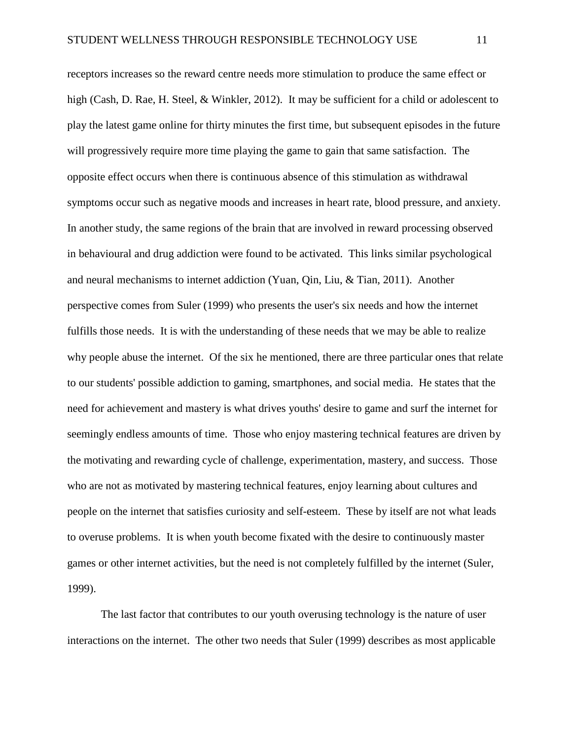receptors increases so the reward centre needs more stimulation to produce the same effect or high (Cash, D. Rae, H. Steel, & Winkler, 2012). It may be sufficient for a child or adolescent to play the latest game online for thirty minutes the first time, but subsequent episodes in the future will progressively require more time playing the game to gain that same satisfaction. The opposite effect occurs when there is continuous absence of this stimulation as withdrawal symptoms occur such as negative moods and increases in heart rate, blood pressure, and anxiety. In another study, the same regions of the brain that are involved in reward processing observed in behavioural and drug addiction were found to be activated. This links similar psychological and neural mechanisms to internet addiction (Yuan, Qin, Liu, & Tian, 2011). Another perspective comes from Suler (1999) who presents the user's six needs and how the internet fulfills those needs. It is with the understanding of these needs that we may be able to realize why people abuse the internet. Of the six he mentioned, there are three particular ones that relate to our students' possible addiction to gaming, smartphones, and social media. He states that the need for achievement and mastery is what drives youths' desire to game and surf the internet for seemingly endless amounts of time. Those who enjoy mastering technical features are driven by the motivating and rewarding cycle of challenge, experimentation, mastery, and success. Those who are not as motivated by mastering technical features, enjoy learning about cultures and people on the internet that satisfies curiosity and self-esteem. These by itself are not what leads to overuse problems. It is when youth become fixated with the desire to continuously master games or other internet activities, but the need is not completely fulfilled by the internet (Suler, 1999).

The last factor that contributes to our youth overusing technology is the nature of user interactions on the internet. The other two needs that Suler (1999) describes as most applicable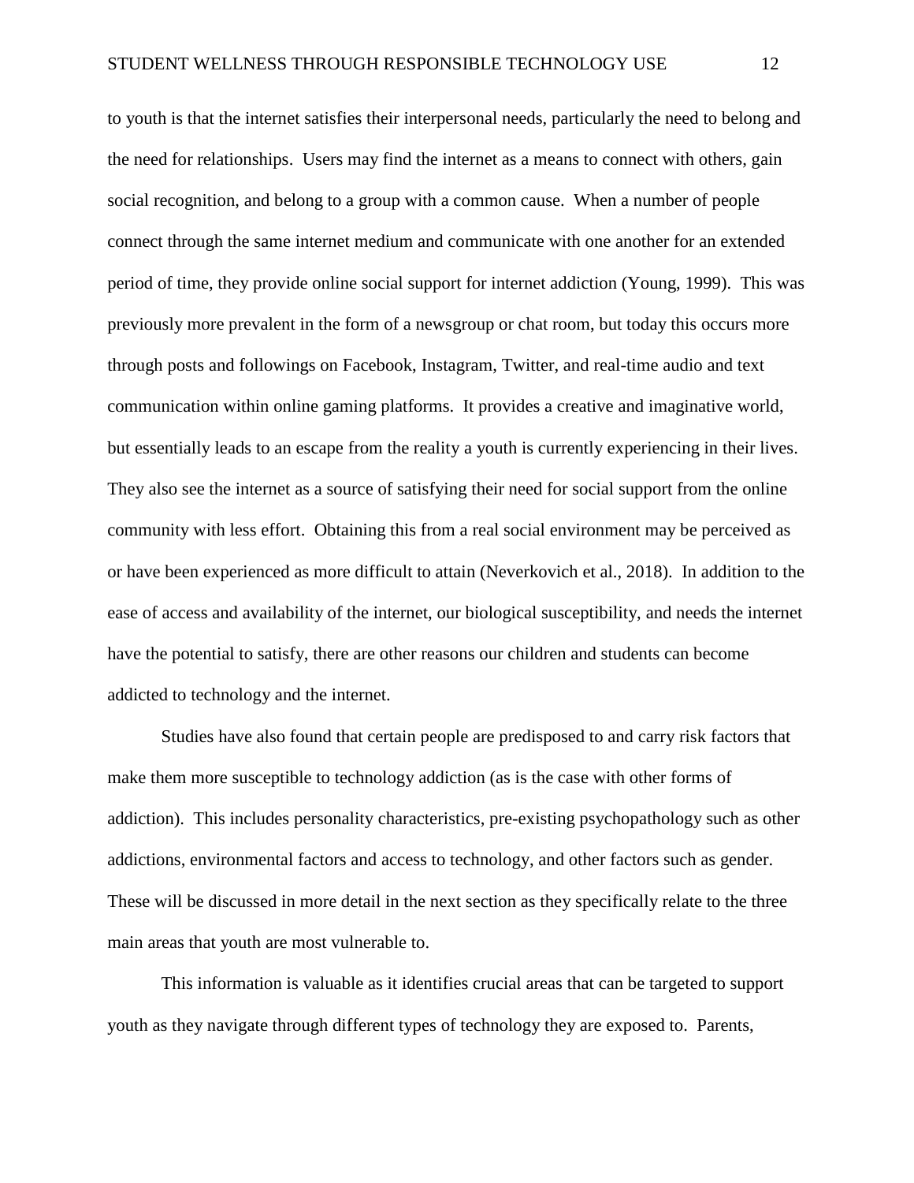to youth is that the internet satisfies their interpersonal needs, particularly the need to belong and the need for relationships. Users may find the internet as a means to connect with others, gain social recognition, and belong to a group with a common cause. When a number of people connect through the same internet medium and communicate with one another for an extended period of time, they provide online social support for internet addiction (Young, 1999). This was previously more prevalent in the form of a newsgroup or chat room, but today this occurs more through posts and followings on Facebook, Instagram, Twitter, and real-time audio and text communication within online gaming platforms. It provides a creative and imaginative world, but essentially leads to an escape from the reality a youth is currently experiencing in their lives. They also see the internet as a source of satisfying their need for social support from the online community with less effort. Obtaining this from a real social environment may be perceived as or have been experienced as more difficult to attain (Neverkovich et al., 2018). In addition to the ease of access and availability of the internet, our biological susceptibility, and needs the internet have the potential to satisfy, there are other reasons our children and students can become addicted to technology and the internet.

Studies have also found that certain people are predisposed to and carry risk factors that make them more susceptible to technology addiction (as is the case with other forms of addiction). This includes personality characteristics, pre-existing psychopathology such as other addictions, environmental factors and access to technology, and other factors such as gender. These will be discussed in more detail in the next section as they specifically relate to the three main areas that youth are most vulnerable to.

This information is valuable as it identifies crucial areas that can be targeted to support youth as they navigate through different types of technology they are exposed to. Parents,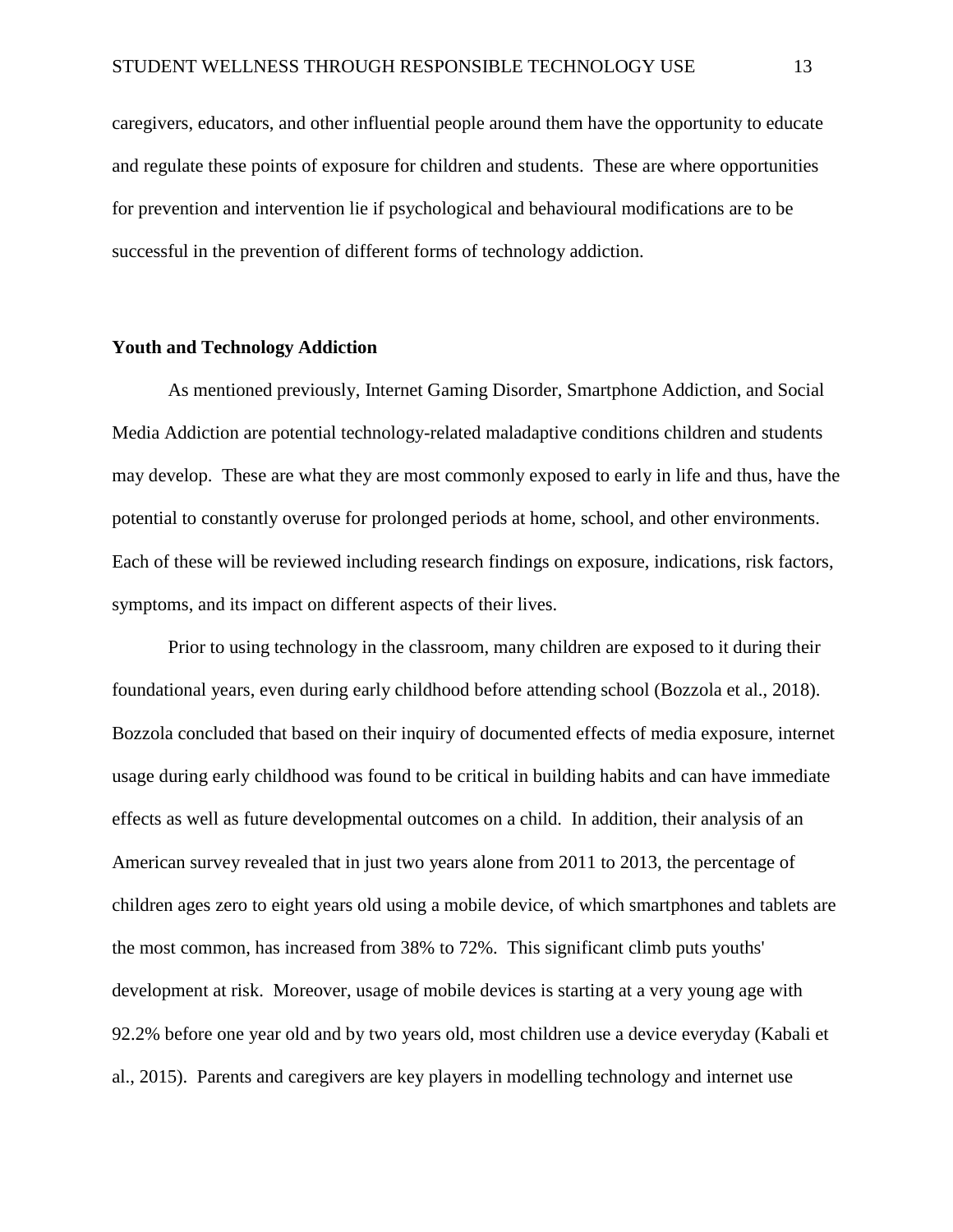caregivers, educators, and other influential people around them have the opportunity to educate and regulate these points of exposure for children and students. These are where opportunities for prevention and intervention lie if psychological and behavioural modifications are to be successful in the prevention of different forms of technology addiction.

**Youth and Technology Addiction**

As mentioned previously, Internet Gaming Disorder, Smartphone Addiction, and Social Media Addiction are potential technology-related maladaptive conditions children and students may develop. These are what they are most commonly exposed to early in life and thus, have the potential to constantly overuse for prolonged periods at home, school, and other environments. Each of these will be reviewed including research findings on exposure, indications, risk factors, symptoms, and its impact on different aspects of their lives.

Prior to using technology in the classroom, many children are exposed to it during their foundational years, even during early childhood before attending school (Bozzola et al., 2018). Bozzola concluded that based on their inquiry of documented effects of media exposure, internet usage during early childhood was found to be critical in building habits and can have immediate effects as well as future developmental outcomes on a child. In addition, their analysis of an American survey revealed that in just two years alone from 2011 to 2013, the percentage of children ages zero to eight years old using a mobile device, of which smartphones and tablets are the most common, has increased from 38% to 72%. This significant climb puts youths' development at risk. Moreover, usage of mobile devices is starting at a very young age with 92.2% before one year old and by two years old, most children use a device everyday (Kabali et al., 2015). Parents and caregivers are key players in modelling technology and internet use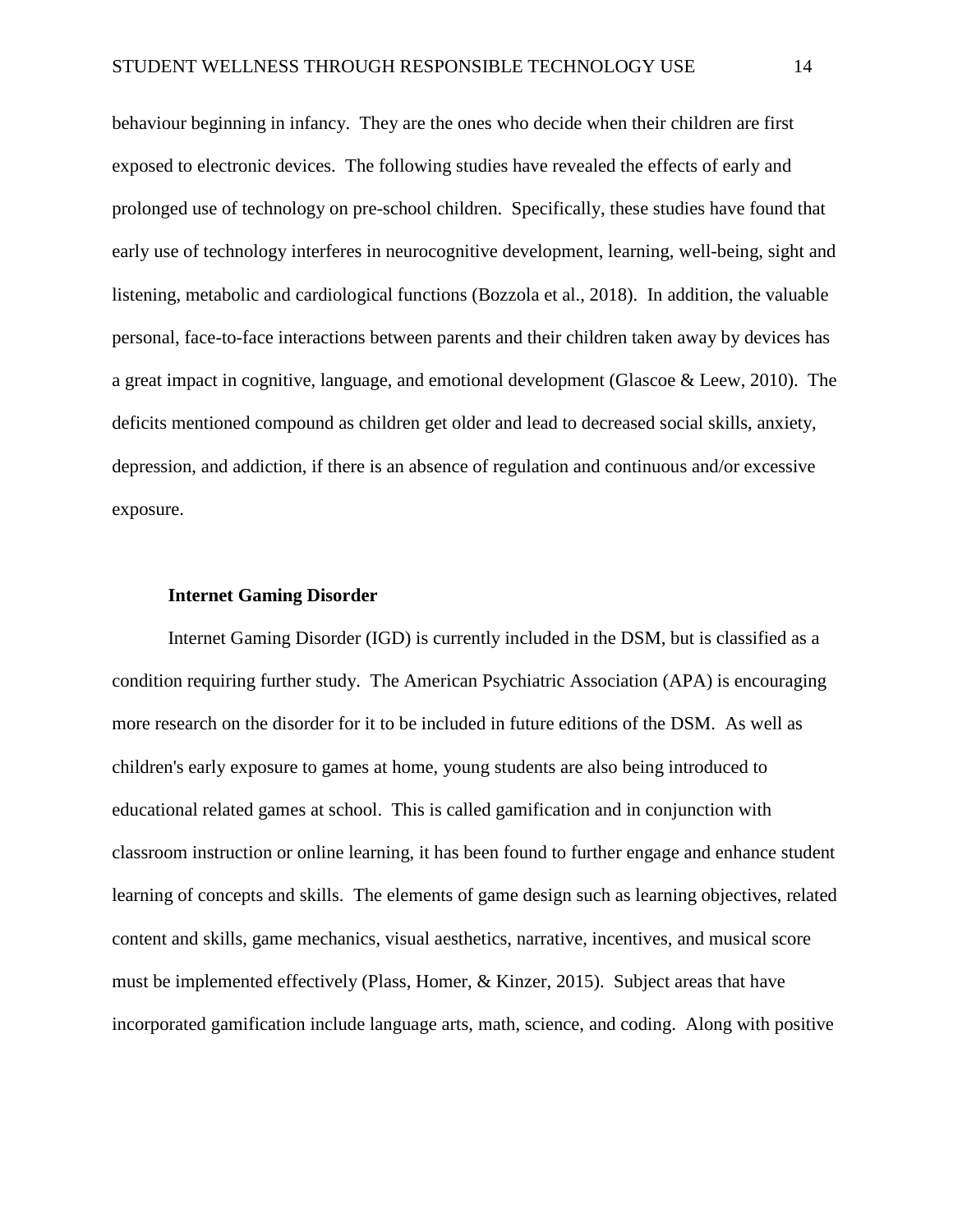behaviour beginning in infancy. They are the ones who decide when their children are first exposed to electronic devices. The following studies have revealed the effects of early and prolonged use of technology on pre-school children. Specifically, these studies have found that early use of technology interferes in neurocognitive development, learning, well-being, sight and listening, metabolic and cardiological functions (Bozzola et al., 2018). In addition, the valuable personal, face-to-face interactions between parents and their children taken away by devices has a great impact in cognitive, language, and emotional development (Glascoe & Leew, 2010). The deficits mentioned compound as children get older and lead to decreased social skills, anxiety, depression, and addiction, if there is an absence of regulation and continuous and/or excessive exposure.

### Internet Gaming Disorder

Internet Gaming Disorder (IGD) is currently included in the DSM, but is classified as a condition requiring further study. The American Psychiatric Association (APA) is encouraging more research on the disorder for it to be included in future editions of the DSM. As well as children's early exposure to games at home, young students are also being introduced to educational related games at school. This is called gamification and in conjunction with classroom instruction or online learning, it has been found to further engage and enhance student learning of concepts and skills. The elements of game design such as learning objectives, related content and skills, game mechanics, visual aesthetics, narrative, incentives, and musical score must be implemented effectively (Plass, Homer, & Kinzer, 2015). Subject areas that have incorporated gamification include language arts, math, science, and coding. Along with positive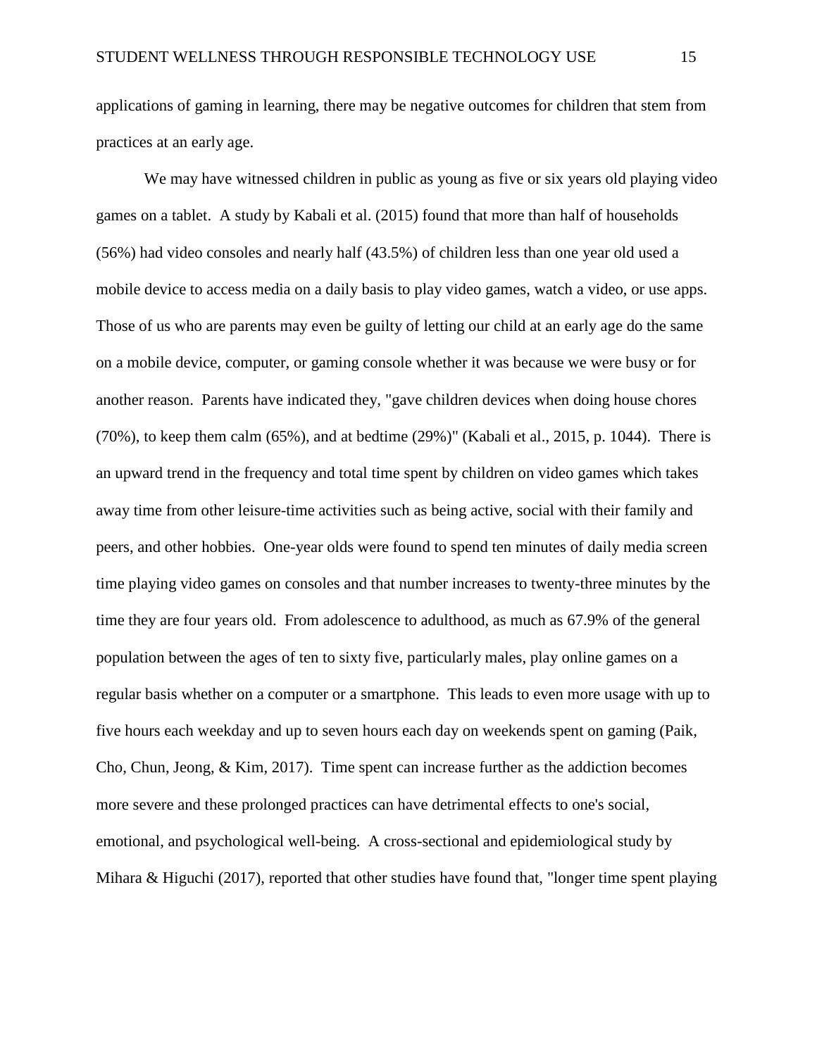applications of gaming in learning, there may be negative outcomes for children that stem from practices at an early age.

We may have witnessed children in public as young as five or six years old playing video games on a tablet. A study by Kabali et al. (2015) found that more than half of households (56%) had video consoles and nearly half (43.5%) of children less than one year old used a mobile device to access media on a daily basis to play video games, watch a video, or use apps. Those of us who are parents may even be guilty of letting our child at an early age do the same on a mobile device, computer, or gaming console whether it was because we were busy or for another reason. Parents have indicated they, "gave children devices when doing house chores (70%), to keep them calm (65%), and at bedtime (29%)" (Kabali et al., 2015, p. 1044). There is an upward trend in the frequency and total time spent by children on video games which takes away time from other leisure-time activities such as being active, social with their family and peers, and other hobbies. One-year olds were found to spend ten minutes of daily media screen time playing video games on consoles and that number increases to twenty-three minutes by the time they are four years old. From adolescence to adulthood, as much as 67.9% of the general population between the ages of ten to sixty five, particularly males, play online games on a regular basis whether on a computer or a smartphone. This leads to even more usage with up to five hours each weekday and up to seven hours each day on weekends spent on gaming (Paik, Cho, Chun, Jeong, & Kim, 2017). Time spent can increase further as the addiction becomes more severe and these prolonged practices can have detrimental effects to one's social, emotional, and psychological well-being. A cross-sectional and epidemiological study by Mihara & Higuchi (2017), reported that other studies have found that, "longer time spent playing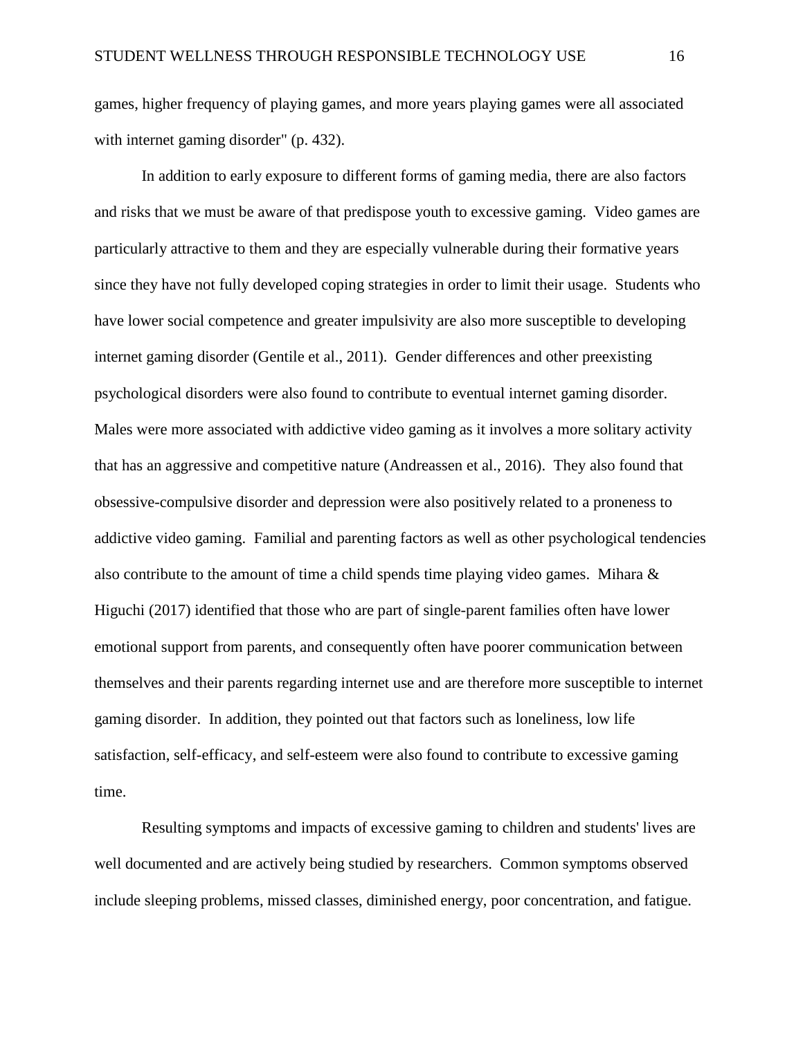games, higher frequency of playing games, and more years playing games were all associated with internet gaming disorder" (p. 432).

In addition to early exposure to different forms of gaming media, there are also factors and risks that we must be aware of that predispose youth to excessive gaming. Video games are particularly attractive to them and they are especially vulnerable during their formative years since they have not fully developed coping strategies in order to limit their usage. Students who have lower social competence and greater impulsivity are also more susceptible to developing internet gaming disorder (Gentile et al., 2011). Gender differences and other preexisting psychological disorders were also found to contribute to eventual internet gaming disorder. Males were more associated with addictive video gaming as it involves a more solitary activity that has an aggressive and competitive nature (Andreassen et al., 2016). They also found that obsessive-compulsive disorder and depression were also positively related to a proneness to addictive video gaming. Familial and parenting factors as well as other psychological tendencies also contribute to the amount of time a child spends time playing video games. Mihara & Higuchi (2017) identified that those who are part of single-parent families often have lower emotional support from parents, and consequently often have poorer communication between themselves and their parents regarding internet use and are therefore more susceptible to internet gaming disorder. In addition, they pointed out that factors such as loneliness, low life satisfaction, self-efficacy, and self-esteem were also found to contribute to excessive gaming time.

Resulting symptoms and impacts of excessive gaming to children and students' lives are well documented and are actively being studied by researchers. Common symptoms observed include sleeping problems, missed classes, diminished energy, poor concentration, and fatigue.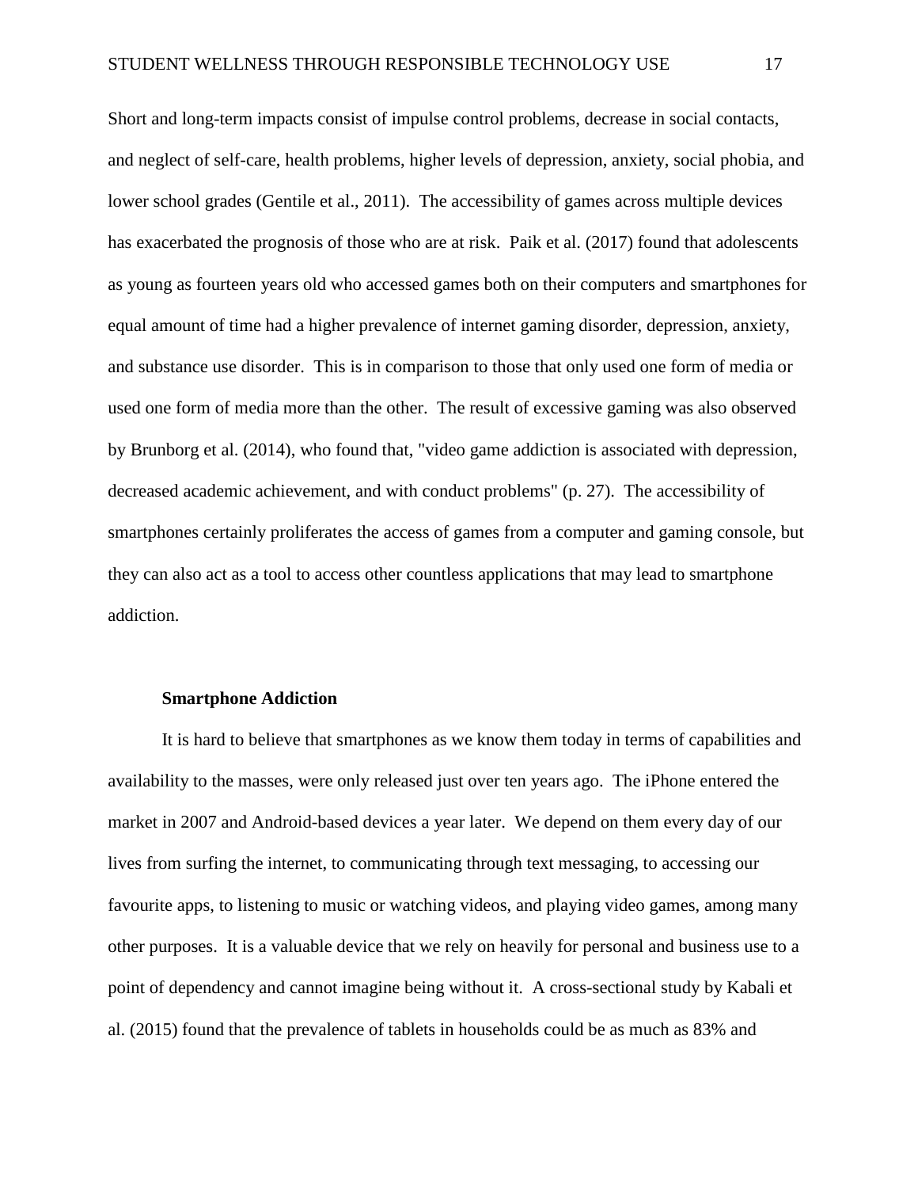Short and long-term impacts consist of impulse control problems, decrease in social contacts, and neglect of self-care, health problems, higher levels of depression, anxiety, social phobia, and lower school grades (Gentile et al., 2011). The accessibility of games across multiple devices has exacerbated the prognosis of those who are at risk. Paik et al. (2017) found that adolescents as young as fourteen years old who accessed games both on their computers and smartphones for equal amount of time had a higher prevalence of internet gaming disorder, depression, anxiety, and substance use disorder. This is in comparison to those that only used one form of media or used one form of media more than the other. The result of excessive gaming was also observed by Brunborg et al. (2014), who found that, "video game addiction is associated with depression, decreased academic achievement, and with conduct problems" (p. 27). The accessibility of smartphones certainly proliferates the access of games from a computer and gaming console, but they can also act as a tool to access other countless applications that may lead to smartphone addiction.

### Smartphone Addiction

It is hard to believe that smartphones as we know them today in terms of capabilities and availability to the masses, were only released just over ten years ago. The iPhone entered the market in 2007 and Android-based devices a year later. We depend on them every day of our lives from surfing the internet, to communicating through text messaging, to accessing our favourite apps, to listening to music or watching videos, and playing video games, among many other purposes. It is a valuable device that we rely on heavily for personal and business use to a point of dependency and cannot imagine being without it. A cross-sectional study by Kabali et al. (2015) found that the prevalence of tablets in households could be as much as 83% and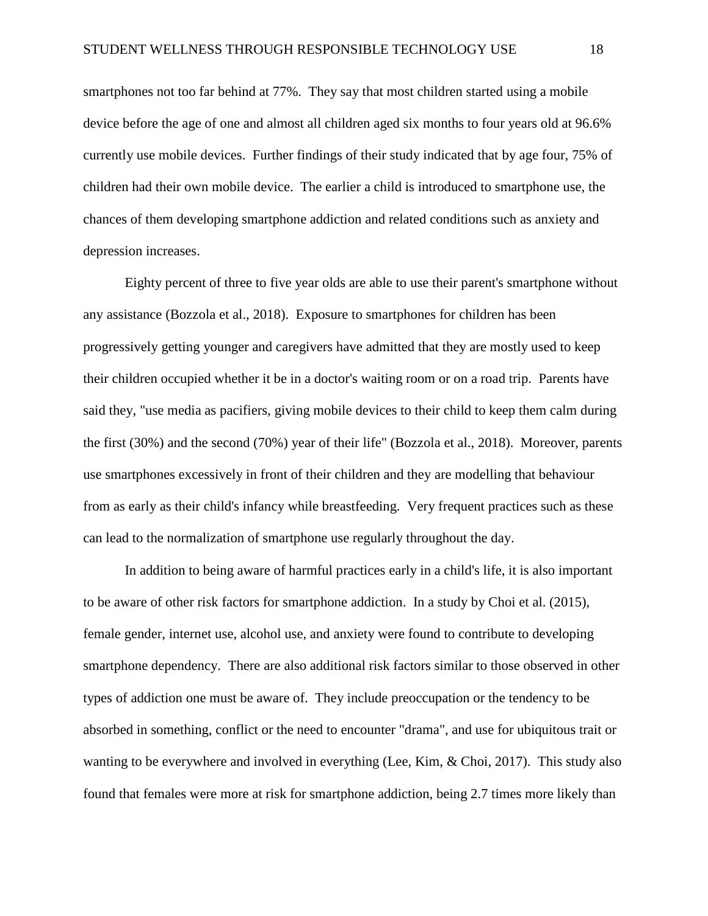smartphones not too far behind at 77%. They say that most children started using a mobile device before the age of one and almost all children aged six months to four years old at 96.6% currently use mobile devices. Further findings of their study indicated that by age four, 75% of children had their own mobile device. The earlier a child is introduced to smartphone use, the chances of them developing smartphone addiction and related conditions such as anxiety and depression increases.

Eighty percent of three to five year olds are able to use their parent's smartphone without any assistance (Bozzola et al., 2018). Exposure to smartphones for children has been progressively getting younger and caregivers have admitted that they are mostly used to keep their children occupied whether it be in a doctor's waiting room or on a road trip. Parents have said they, "use media as pacifiers, giving mobile devices to their child to keep them calm during the first (30%) and the second (70%) year of their life" (Bozzola et al., 2018). Moreover, parents use smartphones excessively in front of their children and they are modelling that behaviour from as early as their child's infancy while breastfeeding. Very frequent practices such as these can lead to the normalization of smartphone use regularly throughout the day.

In addition to being aware of harmful practices early in a child's life, it is also important to be aware of other risk factors for smartphone addiction. In a study by Choi et al. (2015), female gender, internet use, alcohol use, and anxiety were found to contribute to developing smartphone dependency. There are also additional risk factors similar to those observed in other types of addiction one must be aware of. They include preoccupation or the tendency to be absorbed in something, conflict or the need to encounter "drama", and use for ubiquitous trait or wanting to be everywhere and involved in everything (Lee, Kim, & Choi, 2017). This study also found that females were more at risk for smartphone addiction, being 2.7 times more likely than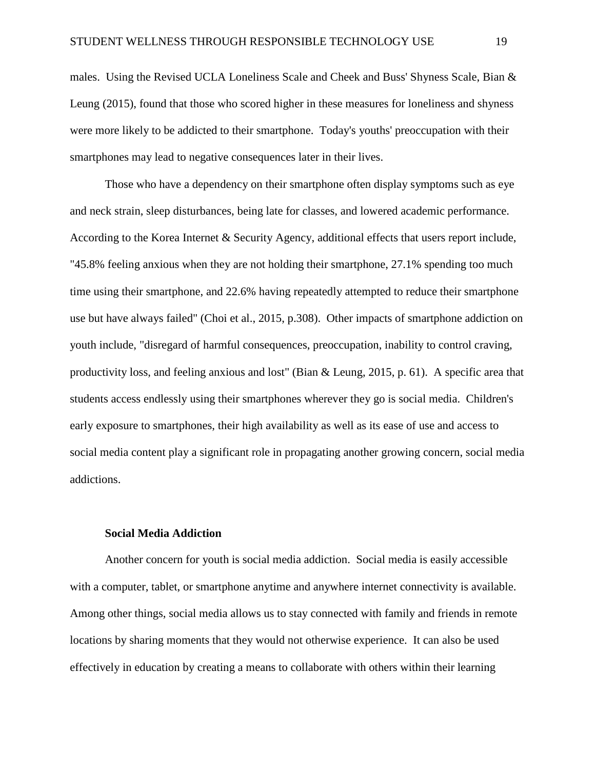males. Using the Revised UCLA Loneliness Scale and Cheek and Buss' Shyness Scale, Bian & Leung (2015), found that those who scored higher in these measures for loneliness and shyness were more likely to be addicted to their smartphone. Today's youths' preoccupation with their smartphones may lead to negative consequences later in their lives.

Those who have a dependency on their smartphone often display symptoms such as eye and neck strain, sleep disturbances, being late for classes, and lowered academic performance. According to the Korea Internet & Security Agency, additional effects that users report include, "45.8% feeling anxious when they are not holding their smartphone, 27.1% spending too much time using their smartphone, and 22.6% having repeatedly attempted to reduce their smartphone use but have always failed" (Choi et al., 2015, p.308). Other impacts of smartphone addiction on youth include, "disregard of harmful consequences, preoccupation, inability to control craving, productivity loss, and feeling anxious and lost" (Bian & Leung, 2015, p. 61). A specific area that students access endlessly using their smartphones wherever they go is social media. Children's early exposure to smartphones, their high availability as well as its ease of use and access to social media content play a significant role in propagating another growing concern, social media addictions.

### Social Media Addiction

Another concern for youth is social media addiction. Social media is easily accessible with a computer, tablet, or smartphone anytime and anywhere internet connectivity is available. Among other things, social media allows us to stay connected with family and friends in remote locations by sharing moments that they would not otherwise experience. It can also be used effectively in education by creating a means to collaborate with others within their learning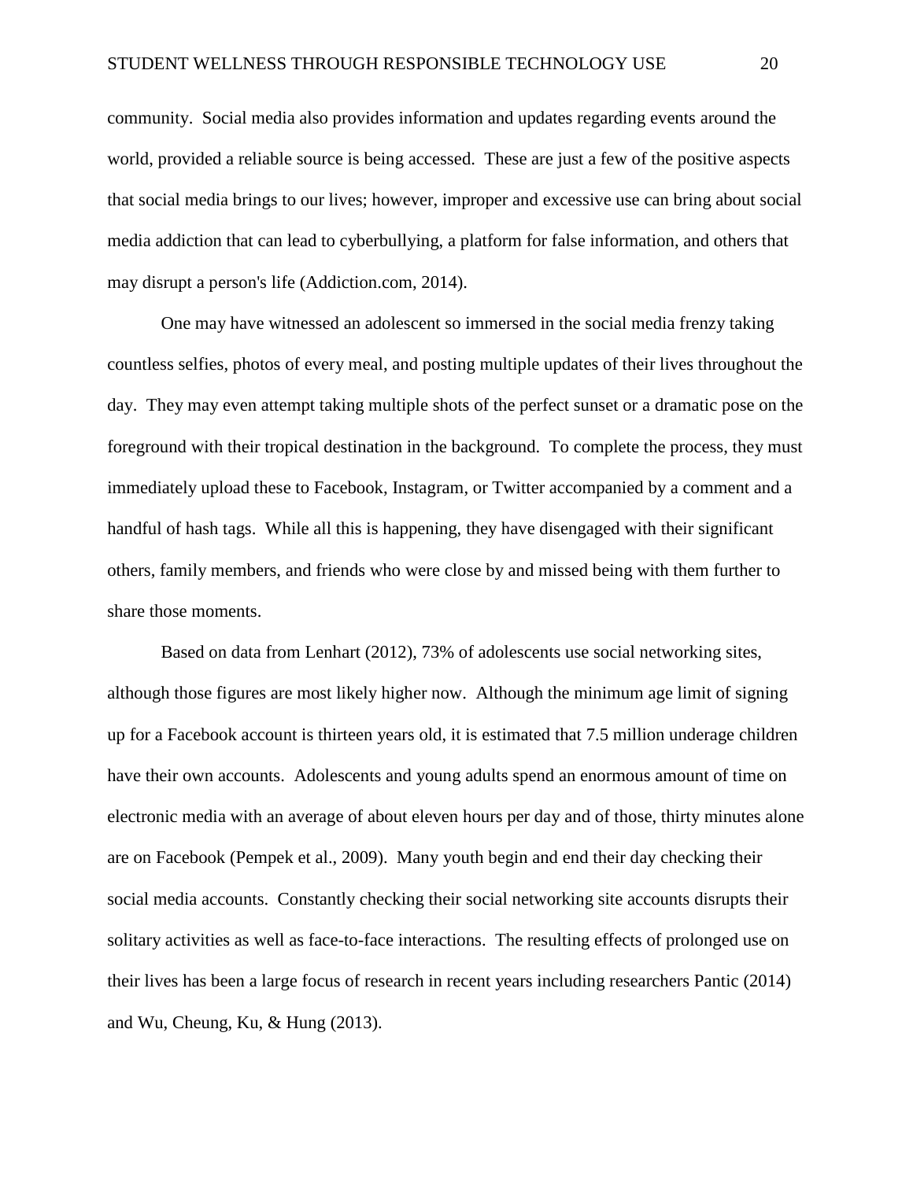community. Social media also provides information and updates regarding events around the world, provided a reliable source is being accessed. These are just a few of the positive aspects that social media brings to our lives; however, improper and excessive use can bring about social media addiction that can lead to cyberbullying, a platform for false information, and others that may disrupt a person's life (Addiction.com, 2014).

One may have witnessed an adolescent so immersed in the social media frenzy taking countless selfies, photos of every meal, and posting multiple updates of their lives throughout the day. They may even attempt taking multiple shots of the perfect sunset or a dramatic pose on the foreground with their tropical destination in the background. To complete the process, they must immediately upload these to Facebook, Instagram, or Twitter accompanied by a comment and a handful of hash tags. While all this is happening, they have disengaged with their significant others, family members, and friends who were close by and missed being with them further to share those moments.

Based on data from Lenhart (2012), 73% of adolescents use social networking sites, although those figures are most likely higher now. Although the minimum age limit of signing up for a Facebook account is thirteen years old, it is estimated that 7.5 million underage children have their own accounts. Adolescents and young adults spend an enormous amount of time on electronic media with an average of about eleven hours per day and of those, thirty minutes alone are on Facebook (Pempek et al., 2009). Many youth begin and end their day checking their social media accounts. Constantly checking their social networking site accounts disrupts their solitary activities as well as face-to-face interactions. The resulting effects of prolonged use on their lives has been a large focus of research in recent years including researchers Pantic (2014) and Wu, Cheung, Ku, & Hung (2013).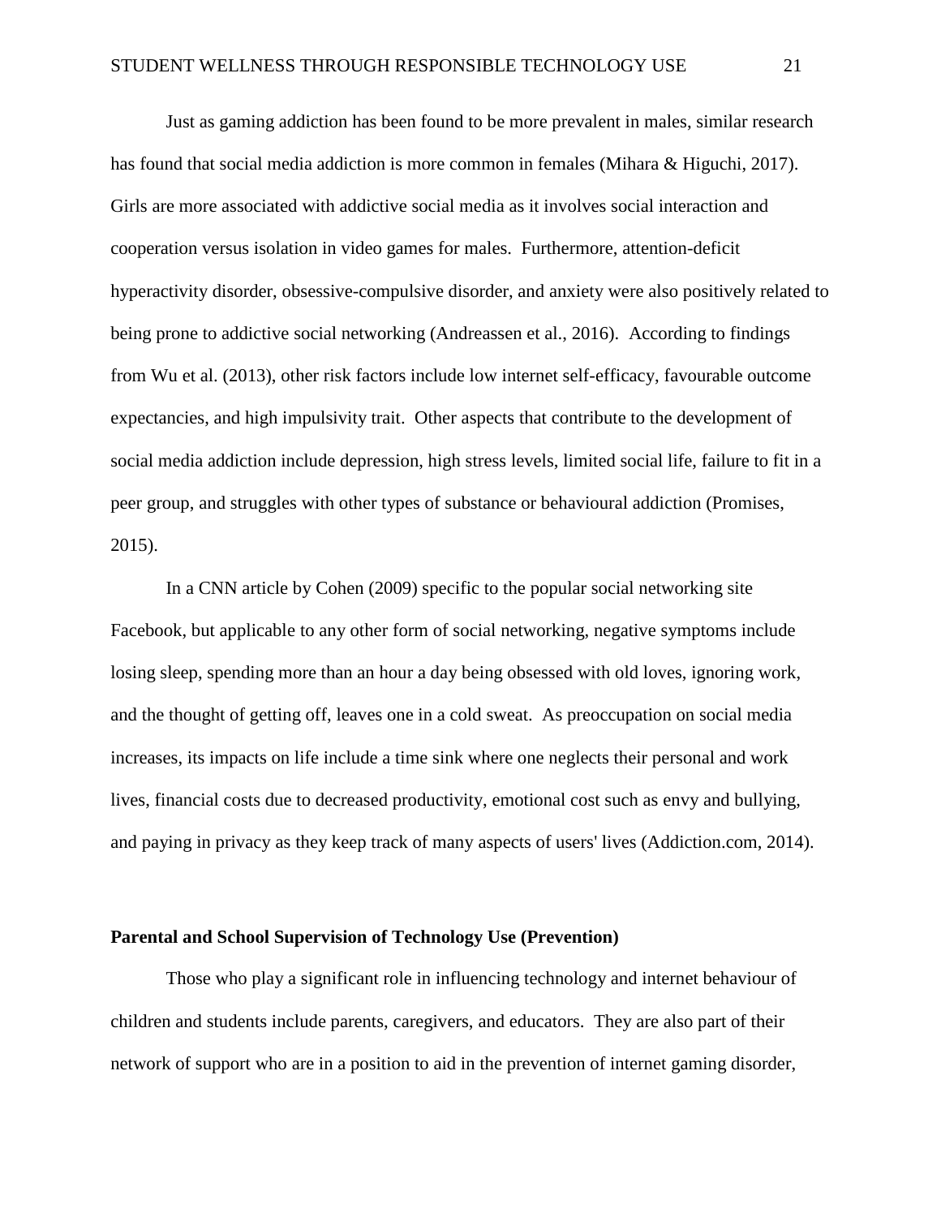Just as gaming addiction has been found to be more prevalent in males, similar research has found that social media addiction is more common in females (Mihara & Higuchi, 2017). Girls are more associated with addictive social media as it involves social interaction and cooperation versus isolation in video games for males. Furthermore, attention-deficit hyperactivity disorder, obsessive-compulsive disorder, and anxiety were also positively related to being prone to addictive social networking (Andreassen et al., 2016). According to findings from Wu et al. (2013), other risk factors include low internet self-efficacy, favourable outcome expectancies, and high impulsivity trait. Other aspects that contribute to the development of social media addiction include depression, high stress levels, limited social life, failure to fit in a peer group, and struggles with other types of substance or behavioural addiction (Promises, 2015).

In a CNN article by Cohen (2009) specific to the popular social networking site Facebook, but applicable to any other form of social networking, negative symptoms include losing sleep, spending more than an hour a day being obsessed with old loves, ignoring work, and the thought of getting off, leaves one in a cold sweat. As preoccupation on social media increases, its impacts on life include a time sink where one neglects their personal and work lives, financial costs due to decreased productivity, emotional cost such as envy and bullying, and paying in privacy as they keep track of many aspects of users' lives (Addiction.com, 2014).

### Parental and School Supervision of Technology Use (Prevention)

Those who play a significant role in influencing technology and internet behaviour of children and students include parents, caregivers, and educators. They are also part of their network of support who are in a position to aid in the prevention of internet gaming disorder,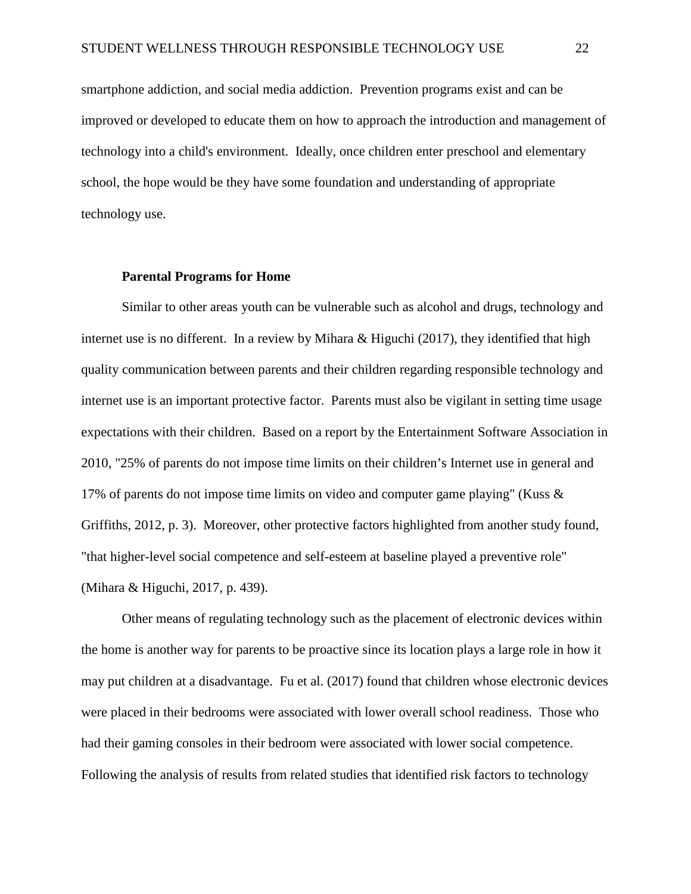smartphone addiction, and social media addiction. Prevention programs exist and can be improved or developed to educate them on how to approach the introduction and management of technology into a child's environment. Ideally, once children enter preschool and elementary school, the hope would be they have some foundation and understanding of appropriate technology use.

### Parental Programs for Home

Similar to other areas youth can be vulnerable such as alcohol and drugs, technology and internet use is no different. In a review by Mihara & Higuchi (2017), they identified that high quality communication between parents and their children regarding responsible technology and internet use is an important protective factor. Parents must also be vigilant in setting time usage expectations with their children. Based on a report by the Entertainment Software Association in 2010, "25% of parents do not impose time limits on their children's Internet use in general and 17% of parents do not impose time limits on video and computer game playing" (Kuss & Griffiths, 2012, p. 3). Moreover, other protective factors highlighted from another study found, "that higher-level social competence and self-esteem at baseline played a preventive role" (Mihara & Higuchi, 2017, p. 439).

Other means of regulating technology such as the placement of electronic devices within the home is another way for parents to be proactive since its location plays a large role in how it may put children at a disadvantage. Fu et al. (2017) found that children whose electronic devices were placed in their bedrooms were associated with lower overall school readiness. Those who had their gaming consoles in their bedroom were associated with lower social competence. Following the analysis of results from related studies that identified risk factors to technology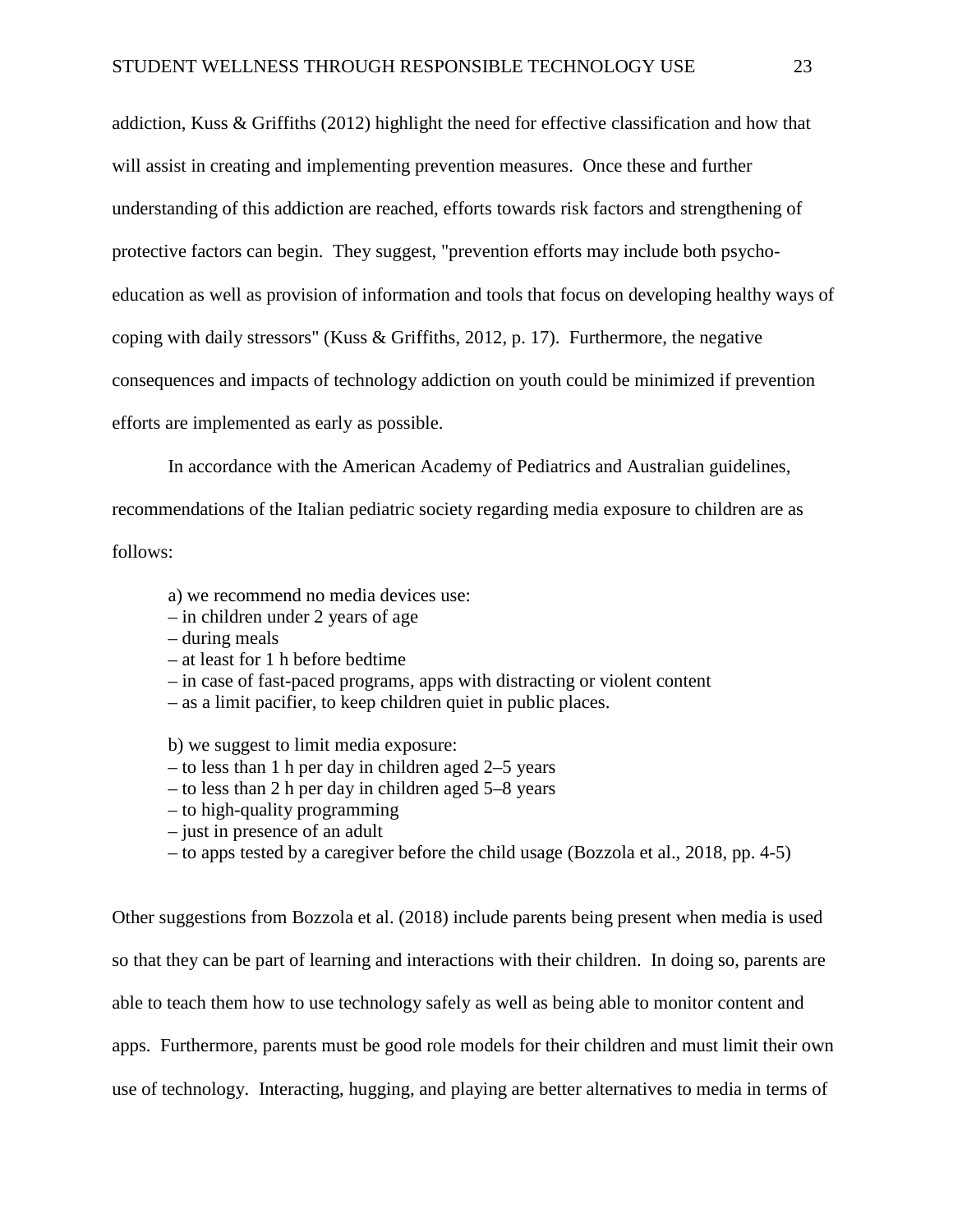addiction, Kuss & Griffiths (2012) highlight the need for effective classification and how that will assist in creating and implementing prevention measures. Once these and further understanding of this addiction are reached, efforts towards risk factors and strengthening of protective factors can begin. They suggest, "prevention efforts may include both psycho-education as well as provision of information and tools that focus on developing healthy ways of coping with daily stressors" (Kuss & Griffiths, 2012, p. 17). Furthermore, the negative consequences and impacts of technology addiction on youth could be minimized if prevention efforts are implemented as early as possible.

In accordance with the American Academy of Pediatrics and Australian guidelines, recommendations of the Italian pediatric society regarding media exposure to children are as follows:

> a) we recommend no media devices use:
> – in children under 2 years of age
> – during meals
> – at least for 1 h before bedtime
> – in case of fast-paced programs, apps with distracting or violent content
> – as a limit pacifier, to keep children quiet in public places.
>
> b) we suggest to limit media exposure:
> – to less than 1 h per day in children aged 2–5 years
> – to less than 2 h per day in children aged 5–8 years
> – to high-quality programming
> – just in presence of an adult
> – to apps tested by a caregiver before the child usage (Bozzola et al., 2018, pp. 4-5)

Other suggestions from Bozzola et al. (2018) include parents being present when media is used so that they can be part of learning and interactions with their children. In doing so, parents are able to teach them how to use technology safely as well as being able to monitor content and apps. Furthermore, parents must be good role models for their children and must limit their own use of technology. Interacting, hugging, and playing are better alternatives to media in terms of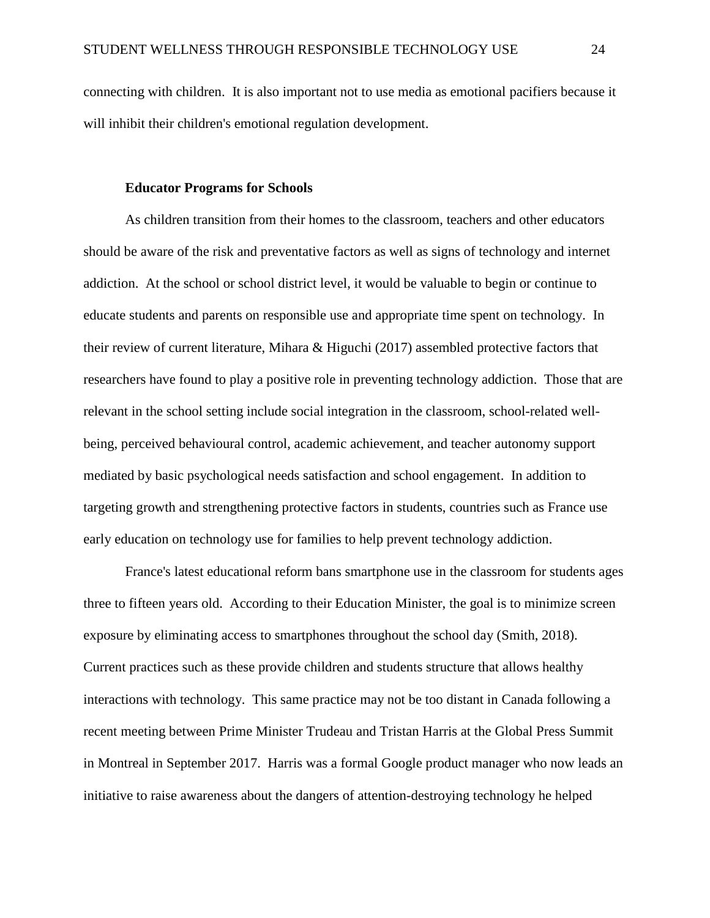connecting with children. It is also important not to use media as emotional pacifiers because it will inhibit their children's emotional regulation development.

**Educator Programs for Schools**

As children transition from their homes to the classroom, teachers and other educators should be aware of the risk and preventative factors as well as signs of technology and internet addiction. At the school or school district level, it would be valuable to begin or continue to educate students and parents on responsible use and appropriate time spent on technology. In their review of current literature, Mihara & Higuchi (2017) assembled protective factors that researchers have found to play a positive role in preventing technology addiction. Those that are relevant in the school setting include social integration in the classroom, school-related well-being, perceived behavioural control, academic achievement, and teacher autonomy support mediated by basic psychological needs satisfaction and school engagement. In addition to targeting growth and strengthening protective factors in students, countries such as France use early education on technology use for families to help prevent technology addiction.

France's latest educational reform bans smartphone use in the classroom for students ages three to fifteen years old. According to their Education Minister, the goal is to minimize screen exposure by eliminating access to smartphones throughout the school day (Smith, 2018). Current practices such as these provide children and students structure that allows healthy interactions with technology. This same practice may not be too distant in Canada following a recent meeting between Prime Minister Trudeau and Tristan Harris at the Global Press Summit in Montreal in September 2017. Harris was a formal Google product manager who now leads an initiative to raise awareness about the dangers of attention-destroying technology he helped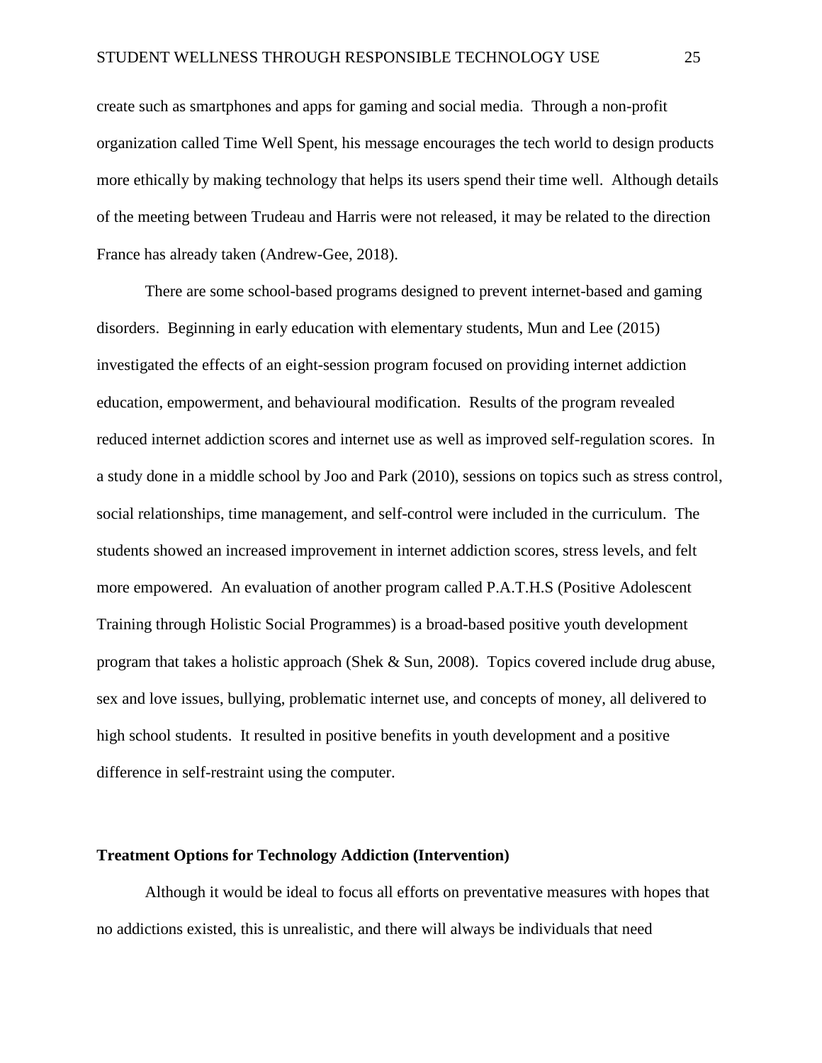create such as smartphones and apps for gaming and social media. Through a non-profit organization called Time Well Spent, his message encourages the tech world to design products more ethically by making technology that helps its users spend their time well. Although details of the meeting between Trudeau and Harris were not released, it may be related to the direction France has already taken (Andrew-Gee, 2018).

There are some school-based programs designed to prevent internet-based and gaming disorders. Beginning in early education with elementary students, Mun and Lee (2015) investigated the effects of an eight-session program focused on providing internet addiction education, empowerment, and behavioural modification. Results of the program revealed reduced internet addiction scores and internet use as well as improved self-regulation scores. In a study done in a middle school by Joo and Park (2010), sessions on topics such as stress control, social relationships, time management, and self-control were included in the curriculum. The students showed an increased improvement in internet addiction scores, stress levels, and felt more empowered. An evaluation of another program called P.A.T.H.S (Positive Adolescent Training through Holistic Social Programmes) is a broad-based positive youth development program that takes a holistic approach (Shek & Sun, 2008). Topics covered include drug abuse, sex and love issues, bullying, problematic internet use, and concepts of money, all delivered to high school students. It resulted in positive benefits in youth development and a positive difference in self-restraint using the computer.

**Treatment Options for Technology Addiction (Intervention)**

Although it would be ideal to focus all efforts on preventative measures with hopes that no addictions existed, this is unrealistic, and there will always be individuals that need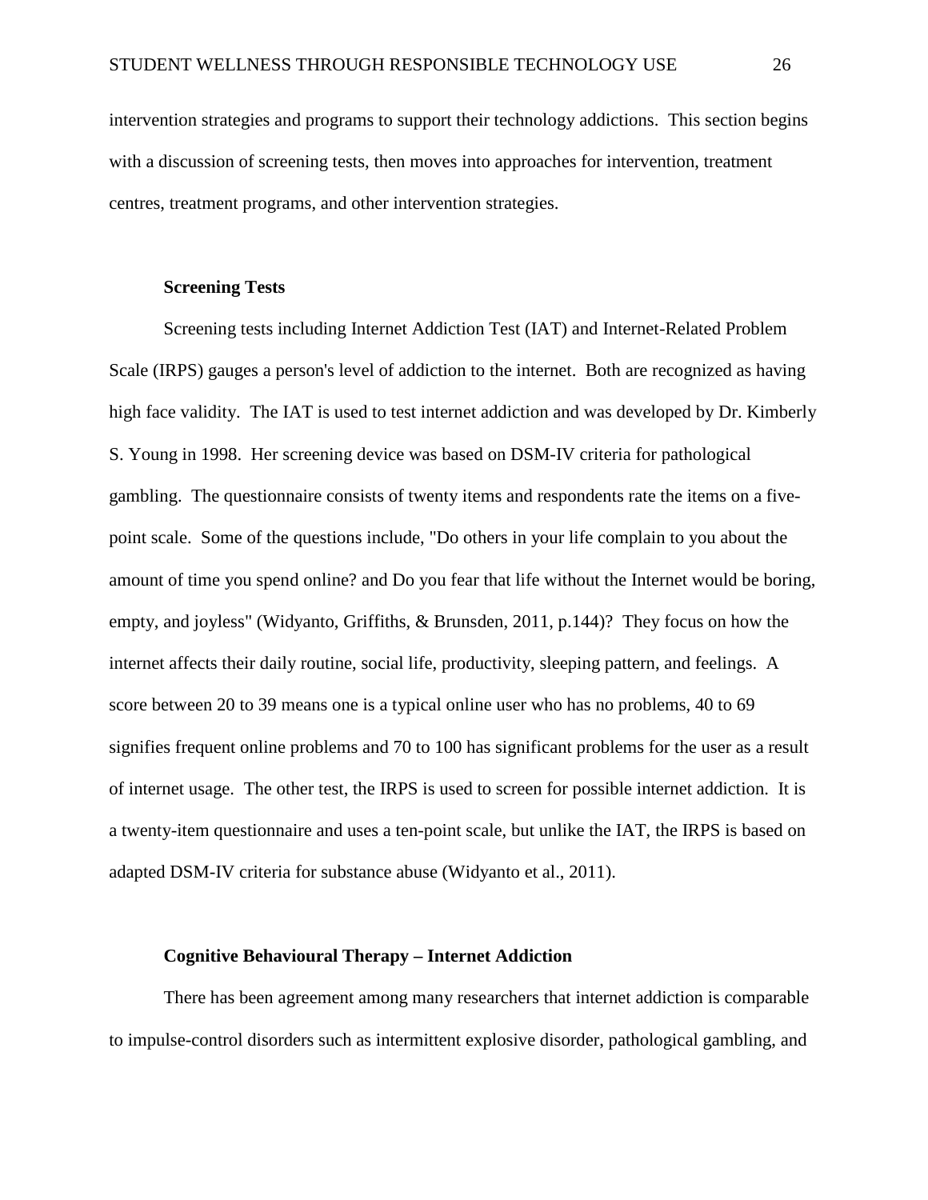intervention strategies and programs to support their technology addictions. This section begins with a discussion of screening tests, then moves into approaches for intervention, treatment centres, treatment programs, and other intervention strategies.

### Screening Tests

Screening tests including Internet Addiction Test (IAT) and Internet-Related Problem Scale (IRPS) gauges a person's level of addiction to the internet. Both are recognized as having high face validity. The IAT is used to test internet addiction and was developed by Dr. Kimberly S. Young in 1998. Her screening device was based on DSM-IV criteria for pathological gambling. The questionnaire consists of twenty items and respondents rate the items on a five-point scale. Some of the questions include, "Do others in your life complain to you about the amount of time you spend online? and Do you fear that life without the Internet would be boring, empty, and joyless" (Widyanto, Griffiths, & Brunsden, 2011, p.144)? They focus on how the internet affects their daily routine, social life, productivity, sleeping pattern, and feelings. A score between 20 to 39 means one is a typical online user who has no problems, 40 to 69 signifies frequent online problems and 70 to 100 has significant problems for the user as a result of internet usage. The other test, the IRPS is used to screen for possible internet addiction. It is a twenty-item questionnaire and uses a ten-point scale, but unlike the IAT, the IRPS is based on adapted DSM-IV criteria for substance abuse (Widyanto et al., 2011).

### Cognitive Behavioural Therapy – Internet Addiction

There has been agreement among many researchers that internet addiction is comparable to impulse-control disorders such as intermittent explosive disorder, pathological gambling, and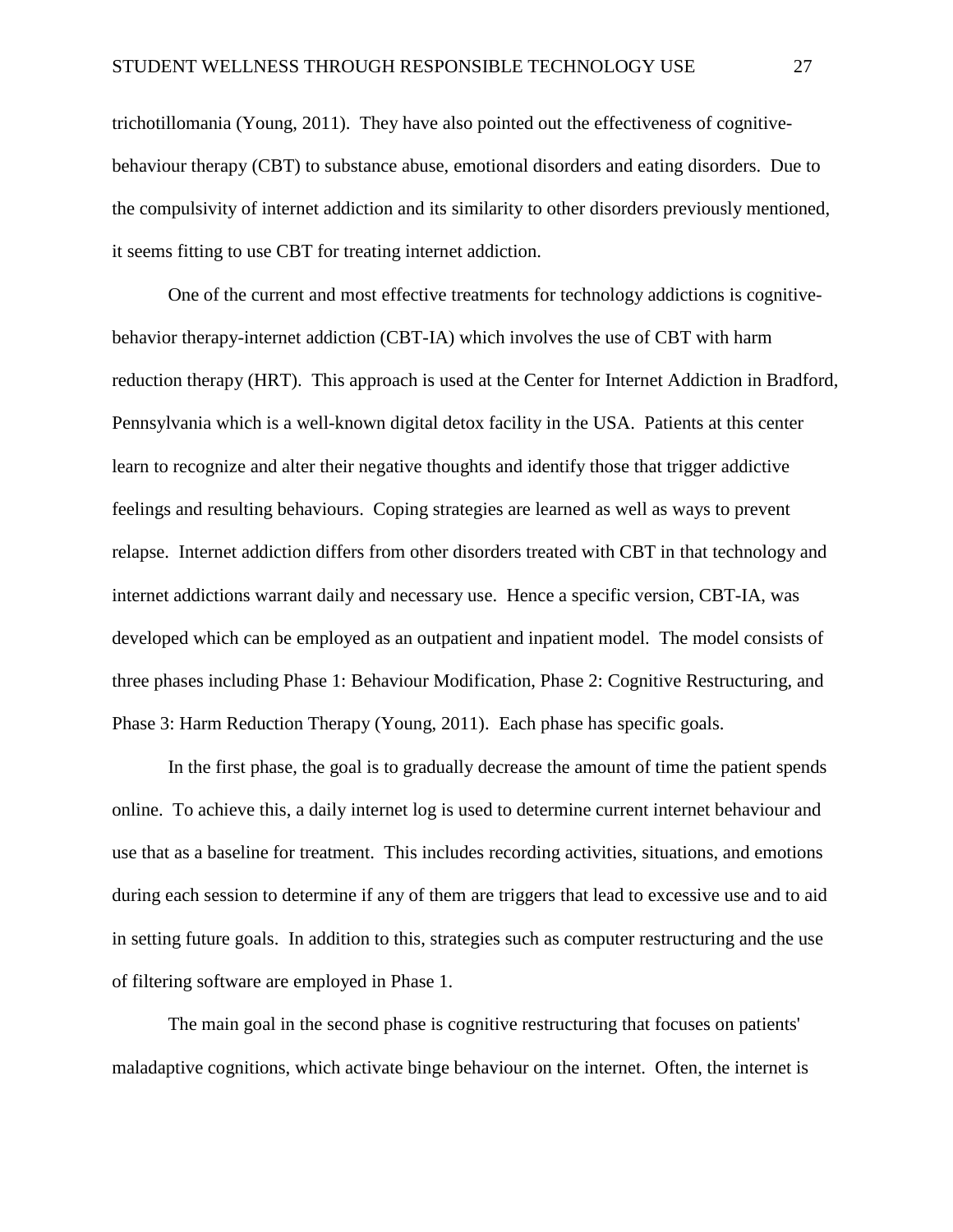trichotillomania (Young, 2011). They have also pointed out the effectiveness of cognitive-behaviour therapy (CBT) to substance abuse, emotional disorders and eating disorders. Due to the compulsivity of internet addiction and its similarity to other disorders previously mentioned, it seems fitting to use CBT for treating internet addiction.

One of the current and most effective treatments for technology addictions is cognitive-behavior therapy-internet addiction (CBT-IA) which involves the use of CBT with harm reduction therapy (HRT). This approach is used at the Center for Internet Addiction in Bradford, Pennsylvania which is a well-known digital detox facility in the USA. Patients at this center learn to recognize and alter their negative thoughts and identify those that trigger addictive feelings and resulting behaviours. Coping strategies are learned as well as ways to prevent relapse. Internet addiction differs from other disorders treated with CBT in that technology and internet addictions warrant daily and necessary use. Hence a specific version, CBT-IA, was developed which can be employed as an outpatient and inpatient model. The model consists of three phases including Phase 1: Behaviour Modification, Phase 2: Cognitive Restructuring, and Phase 3: Harm Reduction Therapy (Young, 2011). Each phase has specific goals.

In the first phase, the goal is to gradually decrease the amount of time the patient spends online. To achieve this, a daily internet log is used to determine current internet behaviour and use that as a baseline for treatment. This includes recording activities, situations, and emotions during each session to determine if any of them are triggers that lead to excessive use and to aid in setting future goals. In addition to this, strategies such as computer restructuring and the use of filtering software are employed in Phase 1.

The main goal in the second phase is cognitive restructuring that focuses on patients' maladaptive cognitions, which activate binge behaviour on the internet. Often, the internet is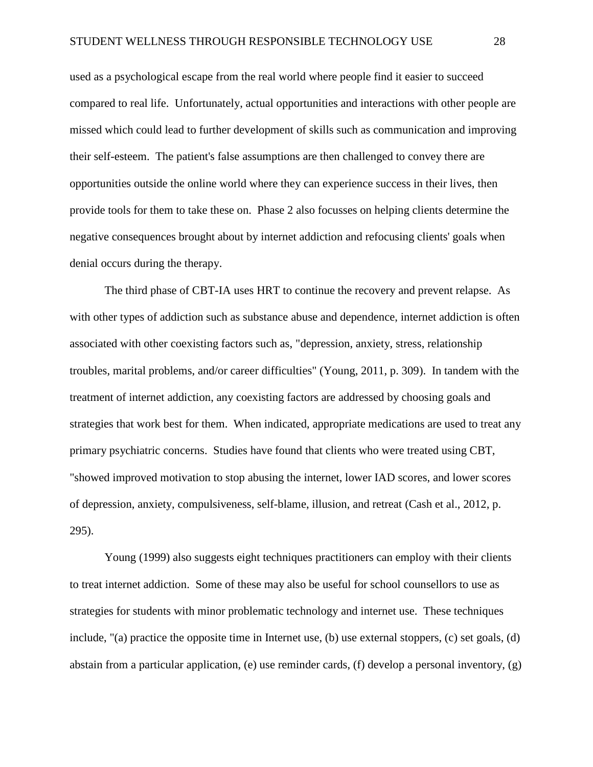used as a psychological escape from the real world where people find it easier to succeed compared to real life. Unfortunately, actual opportunities and interactions with other people are missed which could lead to further development of skills such as communication and improving their self-esteem. The patient's false assumptions are then challenged to convey there are opportunities outside the online world where they can experience success in their lives, then provide tools for them to take these on. Phase 2 also focusses on helping clients determine the negative consequences brought about by internet addiction and refocusing clients' goals when denial occurs during the therapy.

The third phase of CBT-IA uses HRT to continue the recovery and prevent relapse. As with other types of addiction such as substance abuse and dependence, internet addiction is often associated with other coexisting factors such as, "depression, anxiety, stress, relationship troubles, marital problems, and/or career difficulties" (Young, 2011, p. 309). In tandem with the treatment of internet addiction, any coexisting factors are addressed by choosing goals and strategies that work best for them. When indicated, appropriate medications are used to treat any primary psychiatric concerns. Studies have found that clients who were treated using CBT, "showed improved motivation to stop abusing the internet, lower IAD scores, and lower scores of depression, anxiety, compulsiveness, self-blame, illusion, and retreat (Cash et al., 2012, p. 295).

Young (1999) also suggests eight techniques practitioners can employ with their clients to treat internet addiction. Some of these may also be useful for school counsellors to use as strategies for students with minor problematic technology and internet use. These techniques include, "(a) practice the opposite time in Internet use, (b) use external stoppers, (c) set goals, (d) abstain from a particular application, (e) use reminder cards, (f) develop a personal inventory, (g)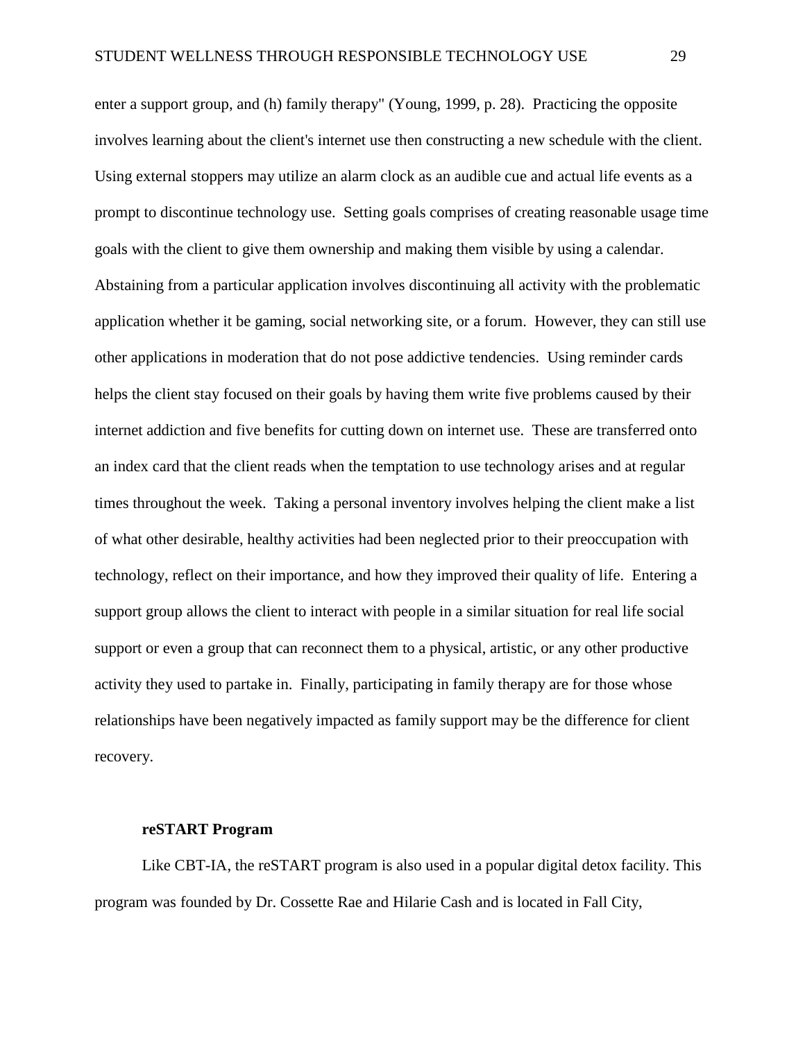enter a support group, and (h) family therapy" (Young, 1999, p. 28). Practicing the opposite involves learning about the client's internet use then constructing a new schedule with the client. Using external stoppers may utilize an alarm clock as an audible cue and actual life events as a prompt to discontinue technology use. Setting goals comprises of creating reasonable usage time goals with the client to give them ownership and making them visible by using a calendar. Abstaining from a particular application involves discontinuing all activity with the problematic application whether it be gaming, social networking site, or a forum. However, they can still use other applications in moderation that do not pose addictive tendencies. Using reminder cards helps the client stay focused on their goals by having them write five problems caused by their internet addiction and five benefits for cutting down on internet use. These are transferred onto an index card that the client reads when the temptation to use technology arises and at regular times throughout the week. Taking a personal inventory involves helping the client make a list of what other desirable, healthy activities had been neglected prior to their preoccupation with technology, reflect on their importance, and how they improved their quality of life. Entering a support group allows the client to interact with people in a similar situation for real life social support or even a group that can reconnect them to a physical, artistic, or any other productive activity they used to partake in. Finally, participating in family therapy are for those whose relationships have been negatively impacted as family support may be the difference for client recovery.

### reSTART Program

Like CBT-IA, the reSTART program is also used in a popular digital detox facility. This program was founded by Dr. Cossette Rae and Hilarie Cash and is located in Fall City,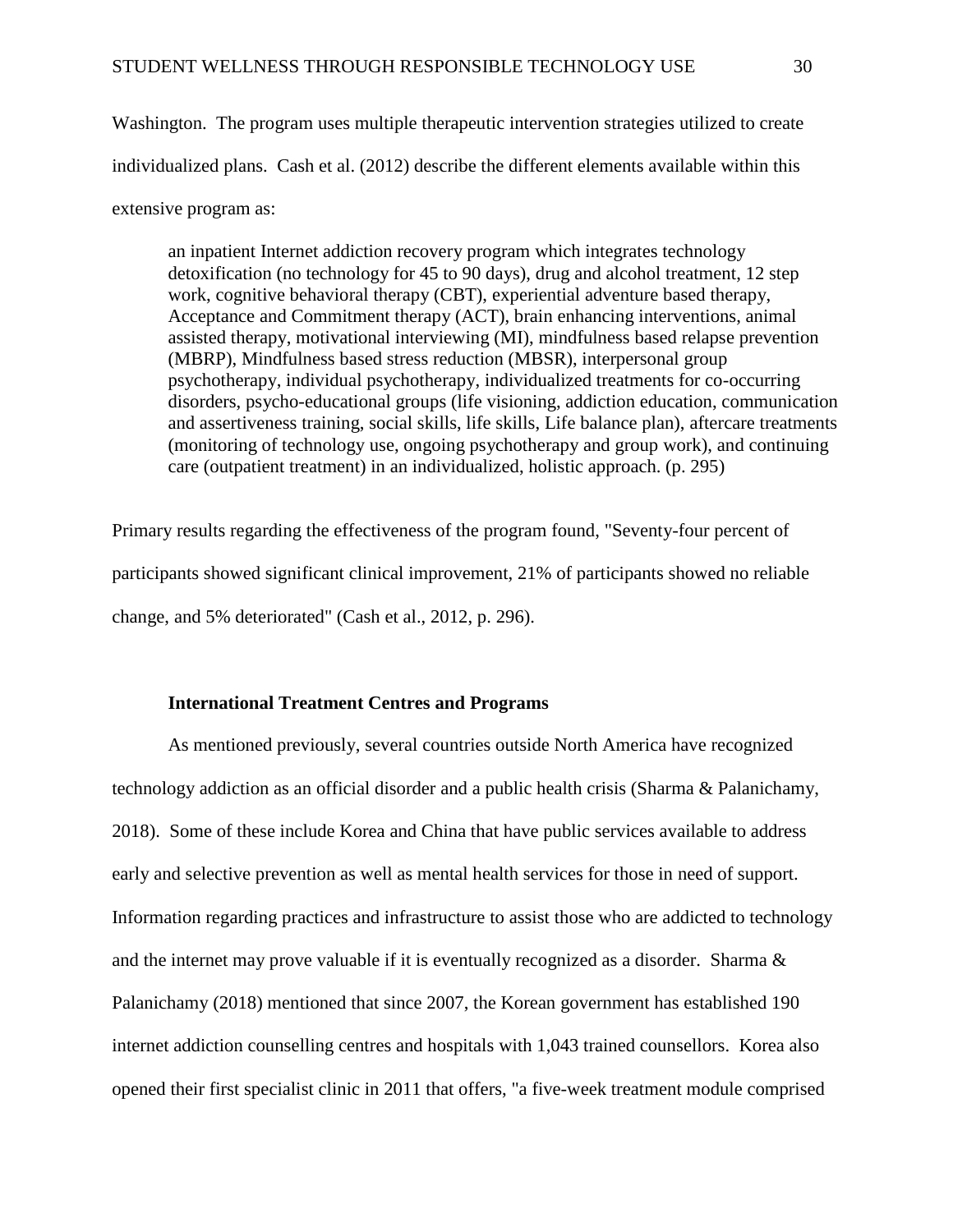Washington. The program uses multiple therapeutic intervention strategies utilized to create individualized plans. Cash et al. (2012) describe the different elements available within this extensive program as:

> an inpatient Internet addiction recovery program which integrates technology detoxification (no technology for 45 to 90 days), drug and alcohol treatment, 12 step work, cognitive behavioral therapy (CBT), experiential adventure based therapy, Acceptance and Commitment therapy (ACT), brain enhancing interventions, animal assisted therapy, motivational interviewing (MI), mindfulness based relapse prevention (MBRP), Mindfulness based stress reduction (MBSR), interpersonal group psychotherapy, individual psychotherapy, individualized treatments for co-occurring disorders, psycho-educational groups (life visioning, addiction education, communication and assertiveness training, social skills, life skills, Life balance plan), aftercare treatments (monitoring of technology use, ongoing psychotherapy and group work), and continuing care (outpatient treatment) in an individualized, holistic approach. (p. 295)

Primary results regarding the effectiveness of the program found, "Seventy-four percent of participants showed significant clinical improvement, 21% of participants showed no reliable change, and 5% deteriorated" (Cash et al., 2012, p. 296).

### International Treatment Centres and Programs

As mentioned previously, several countries outside North America have recognized technology addiction as an official disorder and a public health crisis (Sharma & Palanichamy, 2018). Some of these include Korea and China that have public services available to address early and selective prevention as well as mental health services for those in need of support. Information regarding practices and infrastructure to assist those who are addicted to technology and the internet may prove valuable if it is eventually recognized as a disorder. Sharma & Palanichamy (2018) mentioned that since 2007, the Korean government has established 190 internet addiction counselling centres and hospitals with 1,043 trained counsellors. Korea also opened their first specialist clinic in 2011 that offers, "a five-week treatment module comprised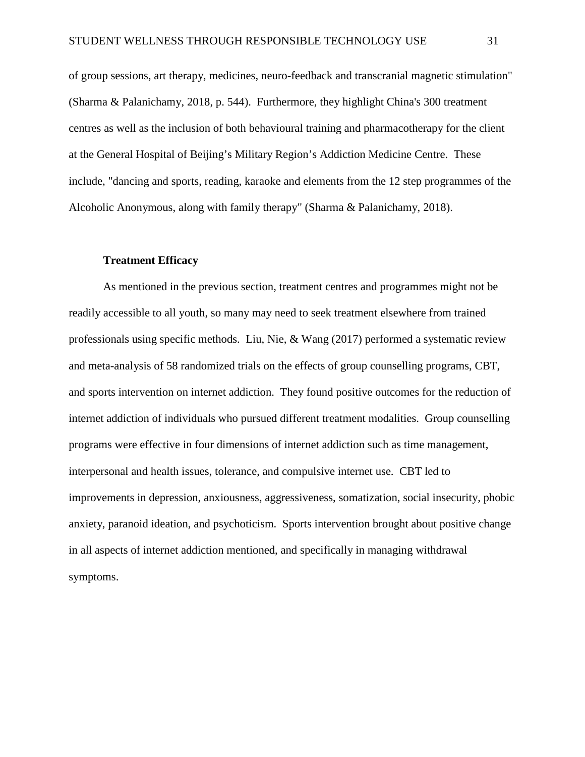of group sessions, art therapy, medicines, neuro-feedback and transcranial magnetic stimulation" (Sharma & Palanichamy, 2018, p. 544). Furthermore, they highlight China's 300 treatment centres as well as the inclusion of both behavioural training and pharmacotherapy for the client at the General Hospital of Beijing's Military Region's Addiction Medicine Centre. These include, "dancing and sports, reading, karaoke and elements from the 12 step programmes of the Alcoholic Anonymous, along with family therapy" (Sharma & Palanichamy, 2018).

### Treatment Efficacy

As mentioned in the previous section, treatment centres and programmes might not be readily accessible to all youth, so many may need to seek treatment elsewhere from trained professionals using specific methods. Liu, Nie, & Wang (2017) performed a systematic review and meta-analysis of 58 randomized trials on the effects of group counselling programs, CBT, and sports intervention on internet addiction. They found positive outcomes for the reduction of internet addiction of individuals who pursued different treatment modalities. Group counselling programs were effective in four dimensions of internet addiction such as time management, interpersonal and health issues, tolerance, and compulsive internet use. CBT led to improvements in depression, anxiousness, aggressiveness, somatization, social insecurity, phobic anxiety, paranoid ideation, and psychoticism. Sports intervention brought about positive change in all aspects of internet addiction mentioned, and specifically in managing withdrawal symptoms.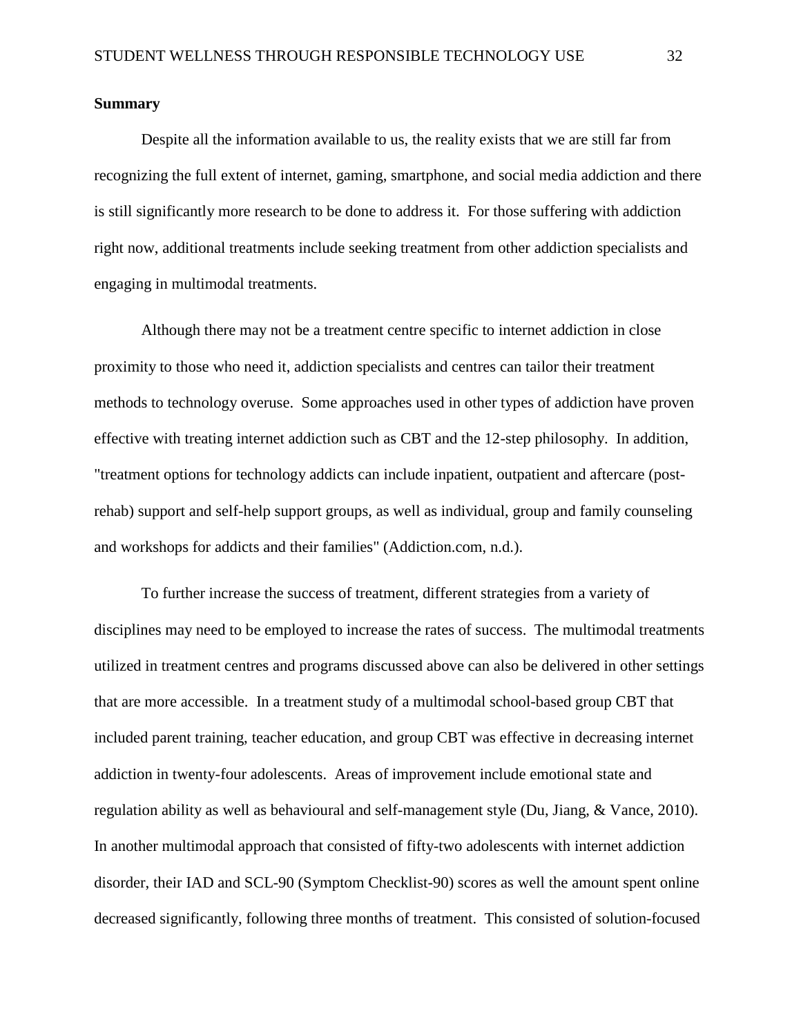**Summary**

Despite all the information available to us, the reality exists that we are still far from recognizing the full extent of internet, gaming, smartphone, and social media addiction and there is still significantly more research to be done to address it. For those suffering with addiction right now, additional treatments include seeking treatment from other addiction specialists and engaging in multimodal treatments.

Although there may not be a treatment centre specific to internet addiction in close proximity to those who need it, addiction specialists and centres can tailor their treatment methods to technology overuse. Some approaches used in other types of addiction have proven effective with treating internet addiction such as CBT and the 12-step philosophy. In addition, "treatment options for technology addicts can include inpatient, outpatient and aftercare (post-rehab) support and self-help support groups, as well as individual, group and family counseling and workshops for addicts and their families" (Addiction.com, n.d.).

To further increase the success of treatment, different strategies from a variety of disciplines may need to be employed to increase the rates of success. The multimodal treatments utilized in treatment centres and programs discussed above can also be delivered in other settings that are more accessible. In a treatment study of a multimodal school-based group CBT that included parent training, teacher education, and group CBT was effective in decreasing internet addiction in twenty-four adolescents. Areas of improvement include emotional state and regulation ability as well as behavioural and self-management style (Du, Jiang, & Vance, 2010). In another multimodal approach that consisted of fifty-two adolescents with internet addiction disorder, their IAD and SCL-90 (Symptom Checklist-90) scores as well the amount spent online decreased significantly, following three months of treatment. This consisted of solution-focused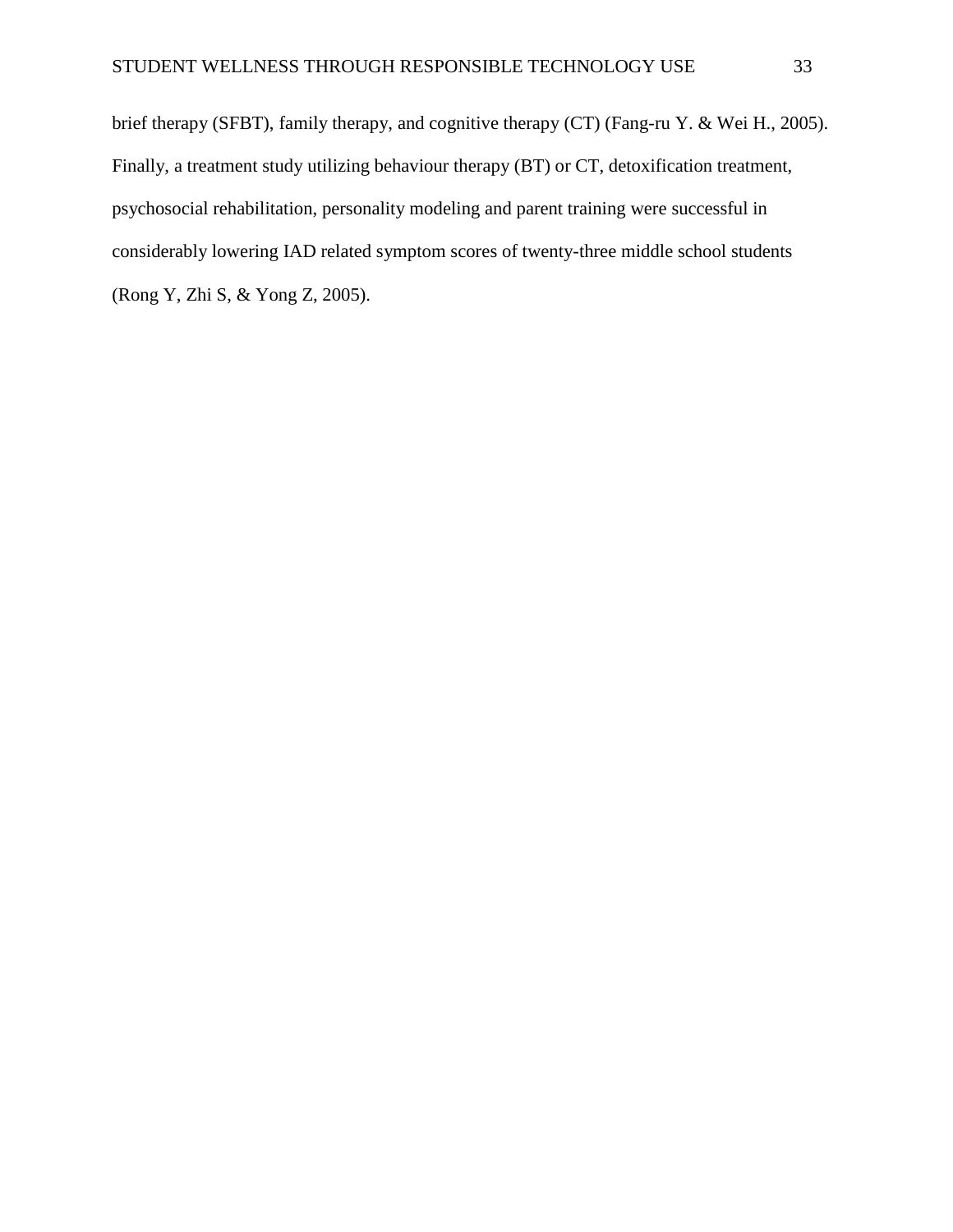brief therapy (SFBT), family therapy, and cognitive therapy (CT) (Fang-ru Y. & Wei H., 2005). Finally, a treatment study utilizing behaviour therapy (BT) or CT, detoxification treatment, psychosocial rehabilitation, personality modeling and parent training were successful in considerably lowering IAD related symptom scores of twenty-three middle school students (Rong Y, Zhi S, & Yong Z, 2005).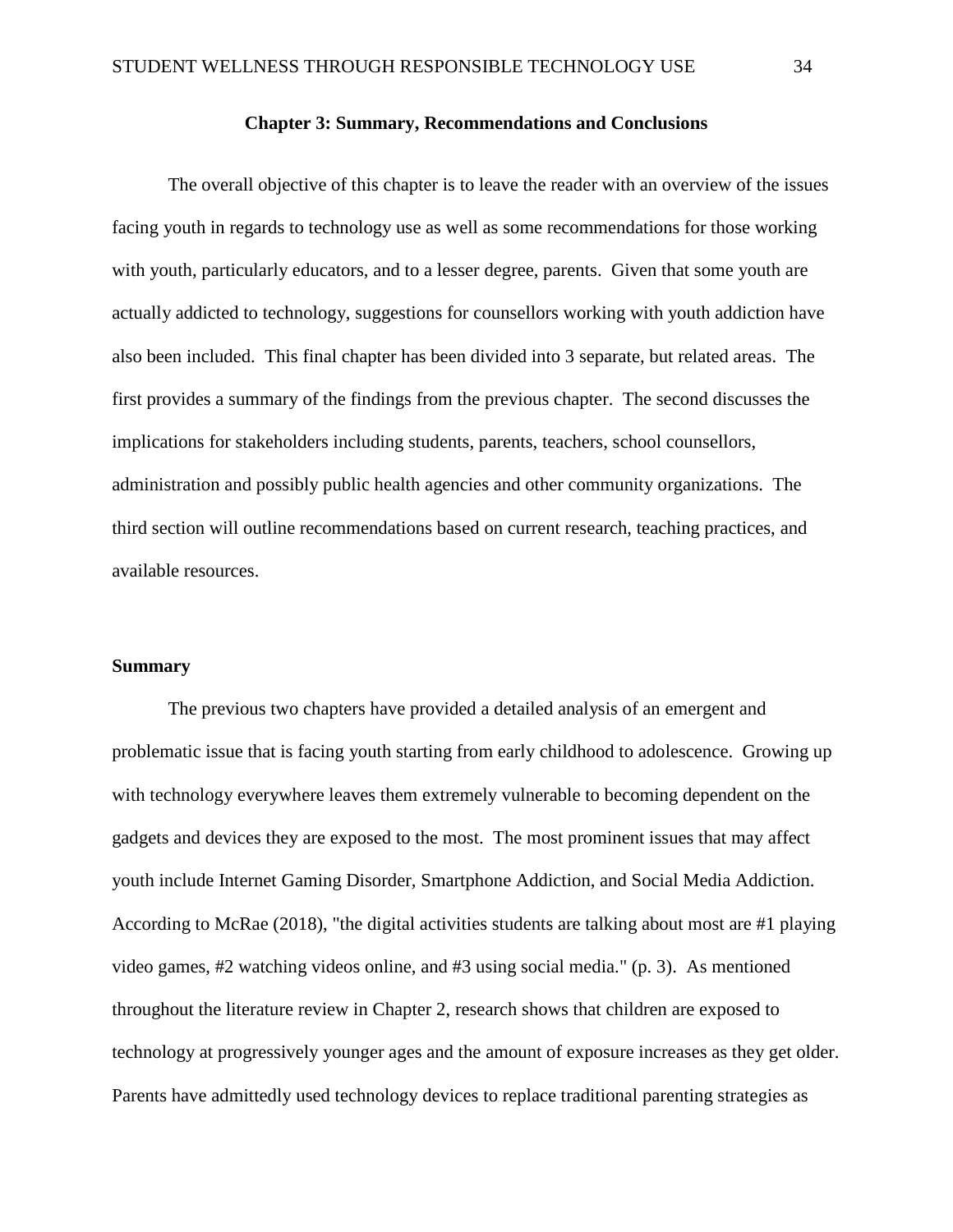## Chapter 3: Summary, Recommendations and Conclusions

The overall objective of this chapter is to leave the reader with an overview of the issues facing youth in regards to technology use as well as some recommendations for those working with youth, particularly educators, and to a lesser degree, parents. Given that some youth are actually addicted to technology, suggestions for counsellors working with youth addiction have also been included. This final chapter has been divided into 3 separate, but related areas. The first provides a summary of the findings from the previous chapter. The second discusses the implications for stakeholders including students, parents, teachers, school counsellors, administration and possibly public health agencies and other community organizations. The third section will outline recommendations based on current research, teaching practices, and available resources.

### Summary

The previous two chapters have provided a detailed analysis of an emergent and problematic issue that is facing youth starting from early childhood to adolescence. Growing up with technology everywhere leaves them extremely vulnerable to becoming dependent on the gadgets and devices they are exposed to the most. The most prominent issues that may affect youth include Internet Gaming Disorder, Smartphone Addiction, and Social Media Addiction. According to McRae (2018), "the digital activities students are talking about most are #1 playing video games, #2 watching videos online, and #3 using social media." (p. 3). As mentioned throughout the literature review in Chapter 2, research shows that children are exposed to technology at progressively younger ages and the amount of exposure increases as they get older. Parents have admittedly used technology devices to replace traditional parenting strategies as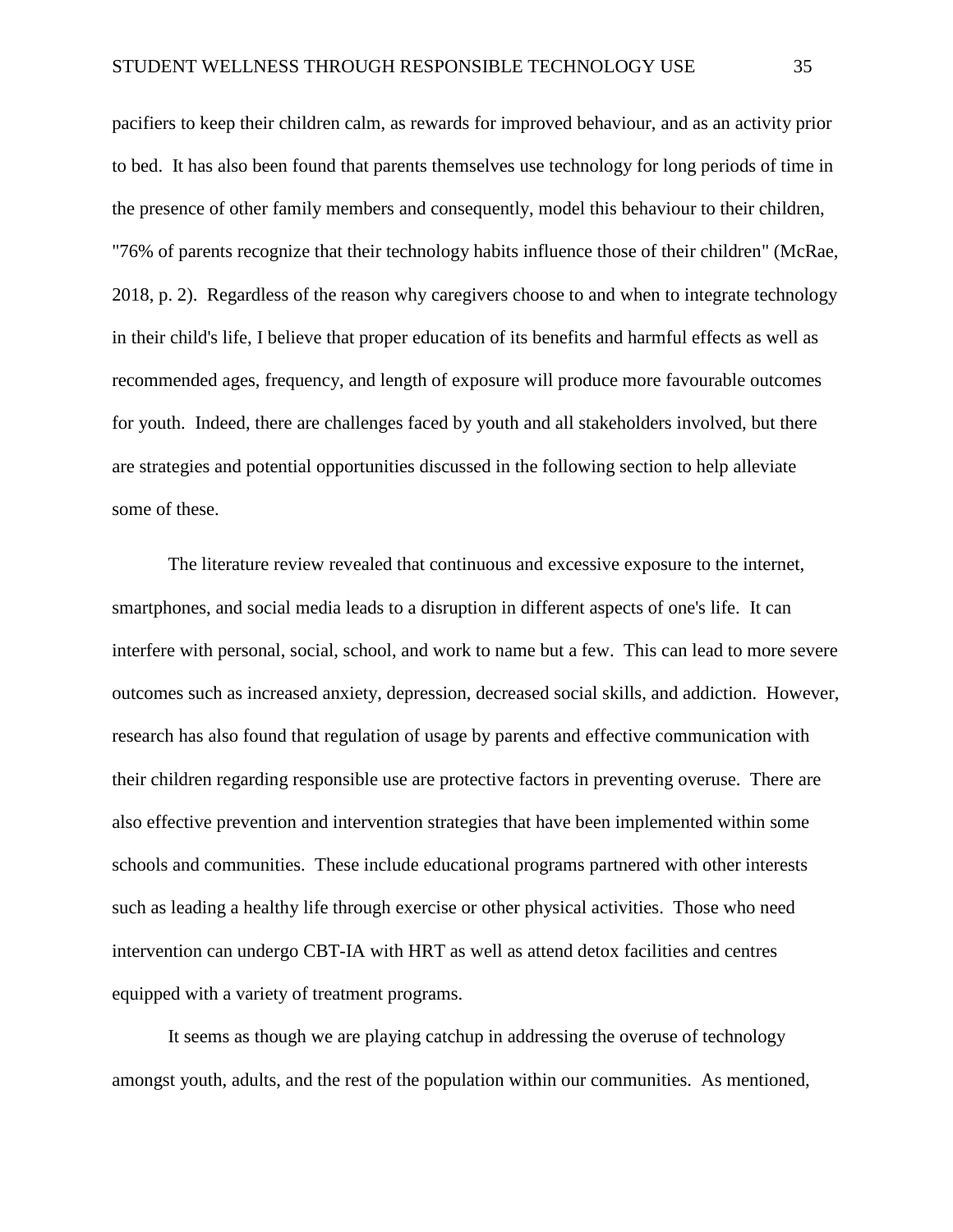pacifiers to keep their children calm, as rewards for improved behaviour, and as an activity prior to bed. It has also been found that parents themselves use technology for long periods of time in the presence of other family members and consequently, model this behaviour to their children, "76% of parents recognize that their technology habits influence those of their children" (McRae, 2018, p. 2). Regardless of the reason why caregivers choose to and when to integrate technology in their child's life, I believe that proper education of its benefits and harmful effects as well as recommended ages, frequency, and length of exposure will produce more favourable outcomes for youth. Indeed, there are challenges faced by youth and all stakeholders involved, but there are strategies and potential opportunities discussed in the following section to help alleviate some of these.

The literature review revealed that continuous and excessive exposure to the internet, smartphones, and social media leads to a disruption in different aspects of one's life. It can interfere with personal, social, school, and work to name but a few. This can lead to more severe outcomes such as increased anxiety, depression, decreased social skills, and addiction. However, research has also found that regulation of usage by parents and effective communication with their children regarding responsible use are protective factors in preventing overuse. There are also effective prevention and intervention strategies that have been implemented within some schools and communities. These include educational programs partnered with other interests such as leading a healthy life through exercise or other physical activities. Those who need intervention can undergo CBT-IA with HRT as well as attend detox facilities and centres equipped with a variety of treatment programs.

It seems as though we are playing catchup in addressing the overuse of technology amongst youth, adults, and the rest of the population within our communities. As mentioned,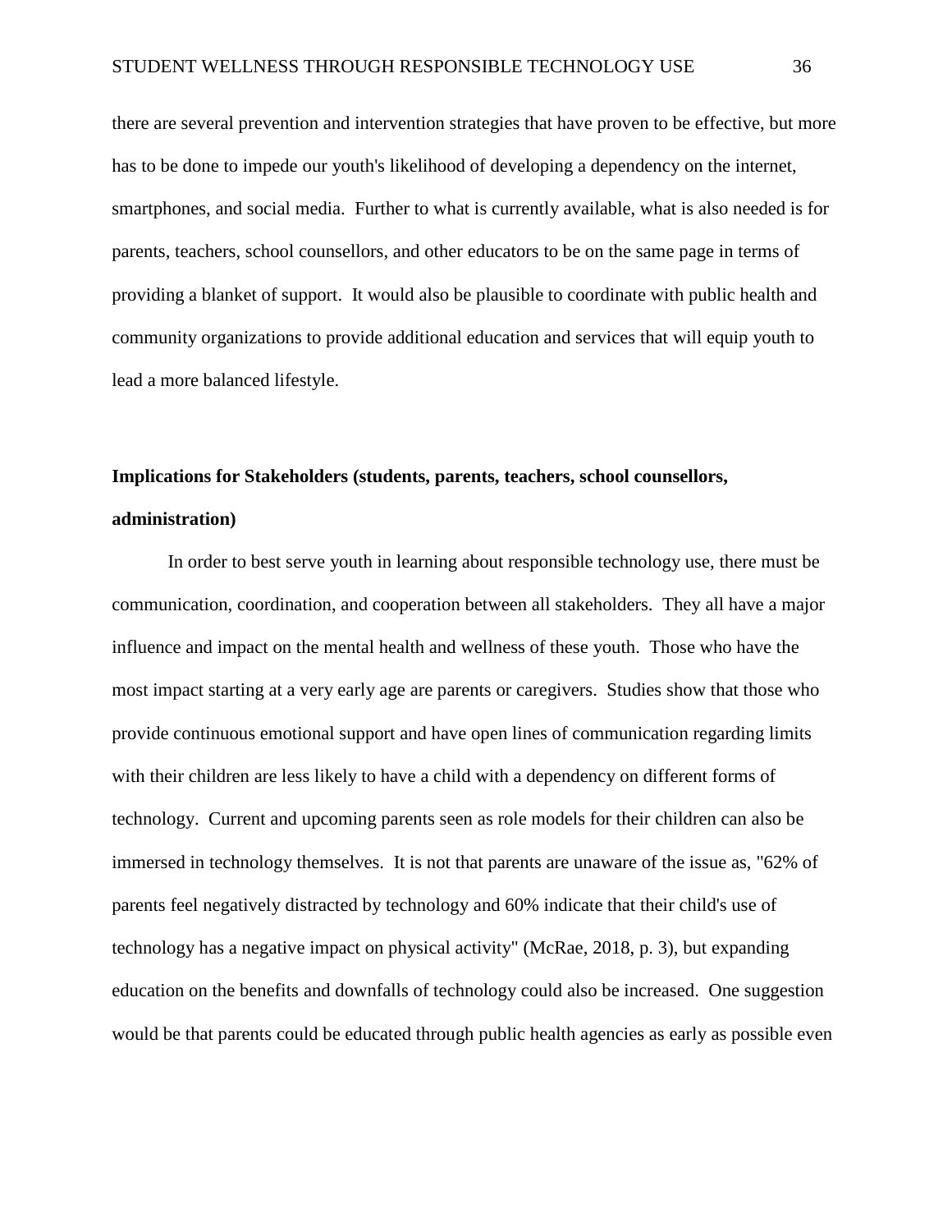there are several prevention and intervention strategies that have proven to be effective, but more has to be done to impede our youth's likelihood of developing a dependency on the internet, smartphones, and social media. Further to what is currently available, what is also needed is for parents, teachers, school counsellors, and other educators to be on the same page in terms of providing a blanket of support. It would also be plausible to coordinate with public health and community organizations to provide additional education and services that will equip youth to lead a more balanced lifestyle.

**Implications for Stakeholders (students, parents, teachers, school counsellors, administration)**

In order to best serve youth in learning about responsible technology use, there must be communication, coordination, and cooperation between all stakeholders. They all have a major influence and impact on the mental health and wellness of these youth. Those who have the most impact starting at a very early age are parents or caregivers. Studies show that those who provide continuous emotional support and have open lines of communication regarding limits with their children are less likely to have a child with a dependency on different forms of technology. Current and upcoming parents seen as role models for their children can also be immersed in technology themselves. It is not that parents are unaware of the issue as, "62% of parents feel negatively distracted by technology and 60% indicate that their child's use of technology has a negative impact on physical activity" (McRae, 2018, p. 3), but expanding education on the benefits and downfalls of technology could also be increased. One suggestion would be that parents could be educated through public health agencies as early as possible even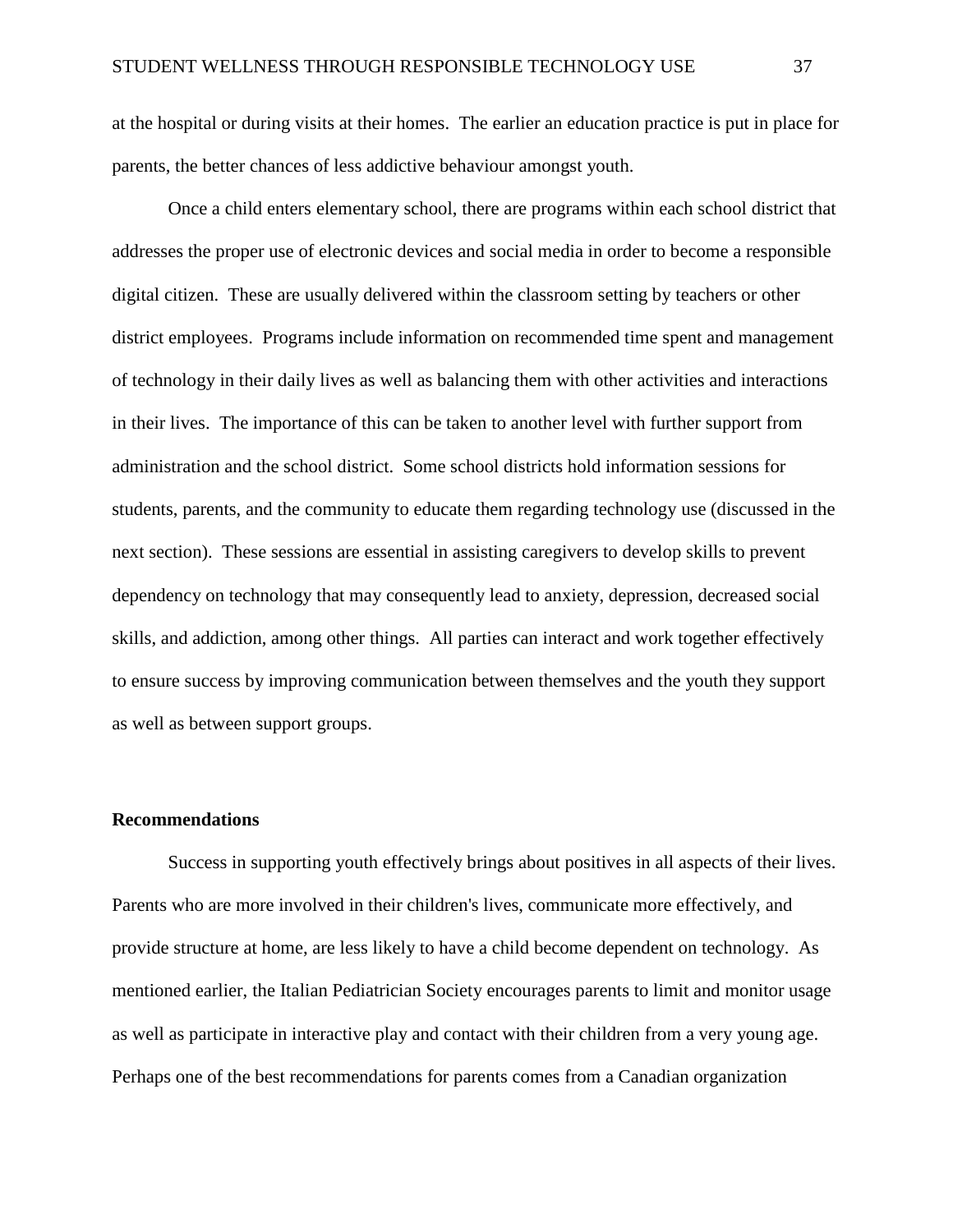at the hospital or during visits at their homes. The earlier an education practice is put in place for parents, the better chances of less addictive behaviour amongst youth.

Once a child enters elementary school, there are programs within each school district that addresses the proper use of electronic devices and social media in order to become a responsible digital citizen. These are usually delivered within the classroom setting by teachers or other district employees. Programs include information on recommended time spent and management of technology in their daily lives as well as balancing them with other activities and interactions in their lives. The importance of this can be taken to another level with further support from administration and the school district. Some school districts hold information sessions for students, parents, and the community to educate them regarding technology use (discussed in the next section). These sessions are essential in assisting caregivers to develop skills to prevent dependency on technology that may consequently lead to anxiety, depression, decreased social skills, and addiction, among other things. All parties can interact and work together effectively to ensure success by improving communication between themselves and the youth they support as well as between support groups.

## Recommendations

Success in supporting youth effectively brings about positives in all aspects of their lives. Parents who are more involved in their children's lives, communicate more effectively, and provide structure at home, are less likely to have a child become dependent on technology. As mentioned earlier, the Italian Pediatrician Society encourages parents to limit and monitor usage as well as participate in interactive play and contact with their children from a very young age. Perhaps one of the best recommendations for parents comes from a Canadian organization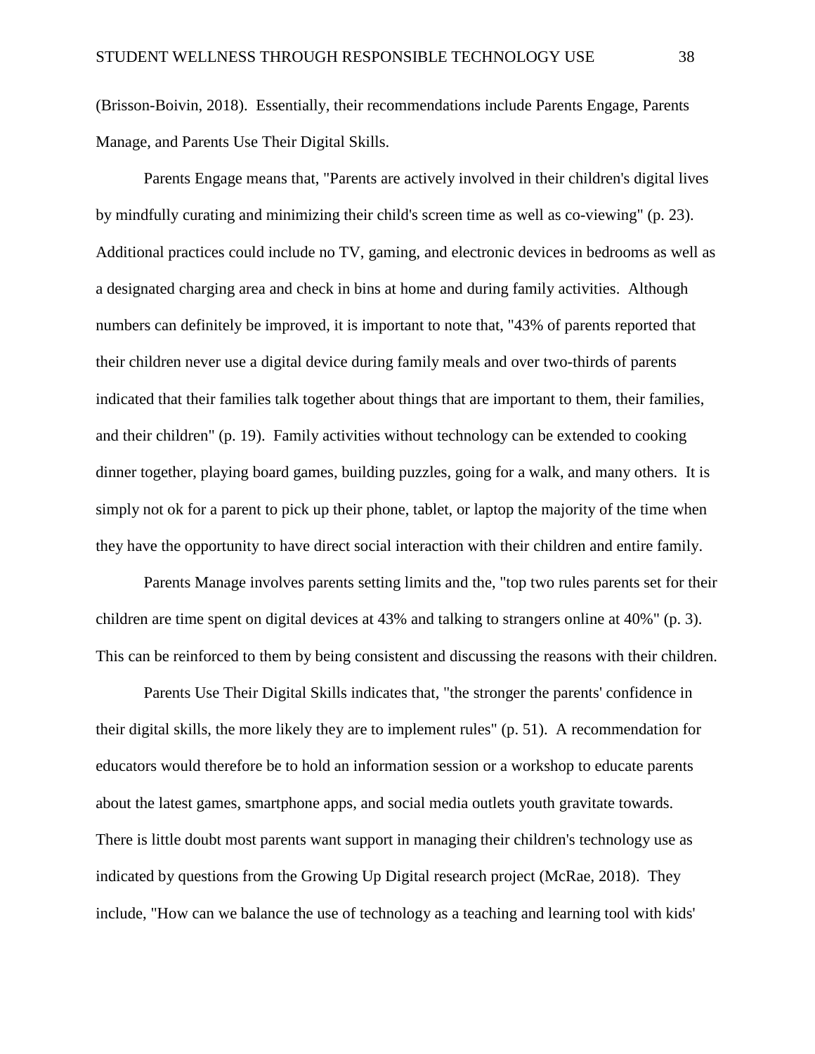(Brisson-Boivin, 2018). Essentially, their recommendations include Parents Engage, Parents Manage, and Parents Use Their Digital Skills.

Parents Engage means that, "Parents are actively involved in their children's digital lives by mindfully curating and minimizing their child's screen time as well as co-viewing" (p. 23). Additional practices could include no TV, gaming, and electronic devices in bedrooms as well as a designated charging area and check in bins at home and during family activities. Although numbers can definitely be improved, it is important to note that, "43% of parents reported that their children never use a digital device during family meals and over two-thirds of parents indicated that their families talk together about things that are important to them, their families, and their children" (p. 19). Family activities without technology can be extended to cooking dinner together, playing board games, building puzzles, going for a walk, and many others. It is simply not ok for a parent to pick up their phone, tablet, or laptop the majority of the time when they have the opportunity to have direct social interaction with their children and entire family.

Parents Manage involves parents setting limits and the, "top two rules parents set for their children are time spent on digital devices at 43% and talking to strangers online at 40%" (p. 3). This can be reinforced to them by being consistent and discussing the reasons with their children.

Parents Use Their Digital Skills indicates that, "the stronger the parents' confidence in their digital skills, the more likely they are to implement rules" (p. 51). A recommendation for educators would therefore be to hold an information session or a workshop to educate parents about the latest games, smartphone apps, and social media outlets youth gravitate towards. There is little doubt most parents want support in managing their children's technology use as indicated by questions from the Growing Up Digital research project (McRae, 2018). They include, "How can we balance the use of technology as a teaching and learning tool with kids'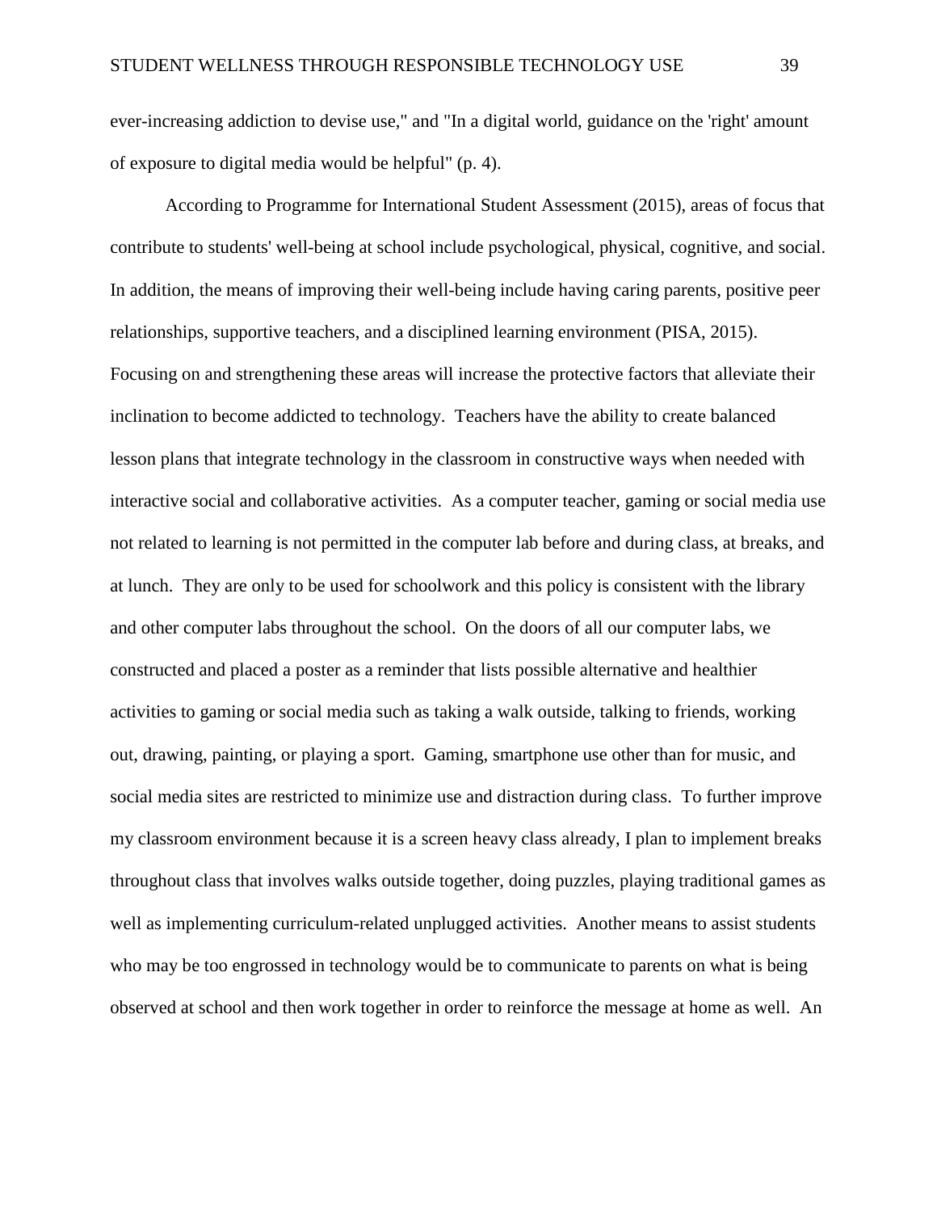ever-increasing addiction to devise use," and "In a digital world, guidance on the 'right' amount of exposure to digital media would be helpful" (p. 4).

According to Programme for International Student Assessment (2015), areas of focus that contribute to students' well-being at school include psychological, physical, cognitive, and social. In addition, the means of improving their well-being include having caring parents, positive peer relationships, supportive teachers, and a disciplined learning environment (PISA, 2015). Focusing on and strengthening these areas will increase the protective factors that alleviate their inclination to become addicted to technology. Teachers have the ability to create balanced lesson plans that integrate technology in the classroom in constructive ways when needed with interactive social and collaborative activities. As a computer teacher, gaming or social media use not related to learning is not permitted in the computer lab before and during class, at breaks, and at lunch. They are only to be used for schoolwork and this policy is consistent with the library and other computer labs throughout the school. On the doors of all our computer labs, we constructed and placed a poster as a reminder that lists possible alternative and healthier activities to gaming or social media such as taking a walk outside, talking to friends, working out, drawing, painting, or playing a sport. Gaming, smartphone use other than for music, and social media sites are restricted to minimize use and distraction during class. To further improve my classroom environment because it is a screen heavy class already, I plan to implement breaks throughout class that involves walks outside together, doing puzzles, playing traditional games as well as implementing curriculum-related unplugged activities. Another means to assist students who may be too engrossed in technology would be to communicate to parents on what is being observed at school and then work together in order to reinforce the message at home as well. An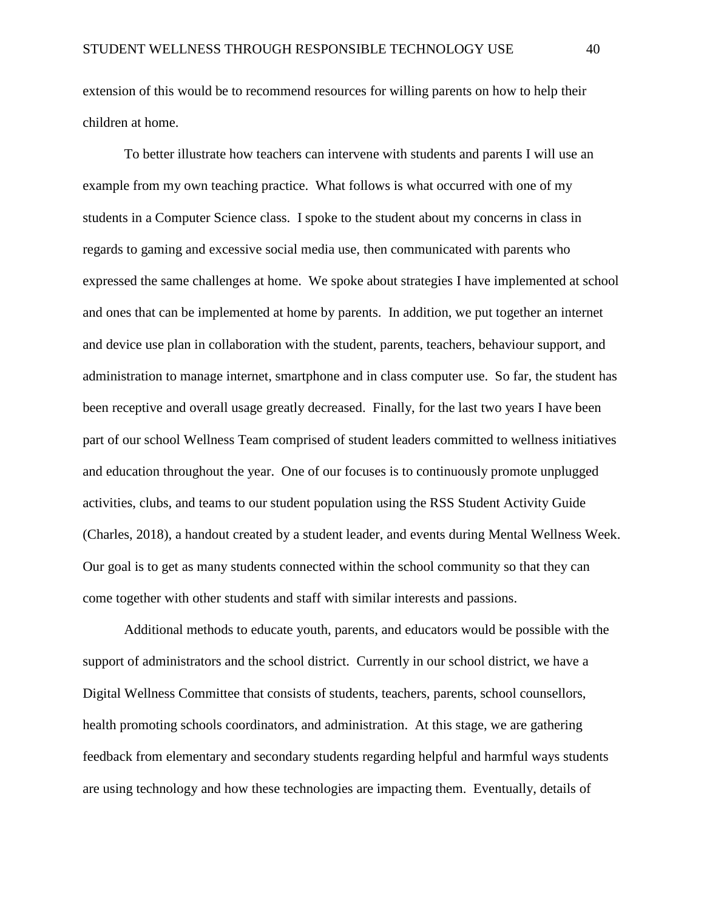extension of this would be to recommend resources for willing parents on how to help their children at home.

To better illustrate how teachers can intervene with students and parents I will use an example from my own teaching practice. What follows is what occurred with one of my students in a Computer Science class. I spoke to the student about my concerns in class in regards to gaming and excessive social media use, then communicated with parents who expressed the same challenges at home. We spoke about strategies I have implemented at school and ones that can be implemented at home by parents. In addition, we put together an internet and device use plan in collaboration with the student, parents, teachers, behaviour support, and administration to manage internet, smartphone and in class computer use. So far, the student has been receptive and overall usage greatly decreased. Finally, for the last two years I have been part of our school Wellness Team comprised of student leaders committed to wellness initiatives and education throughout the year. One of our focuses is to continuously promote unplugged activities, clubs, and teams to our student population using the RSS Student Activity Guide (Charles, 2018), a handout created by a student leader, and events during Mental Wellness Week. Our goal is to get as many students connected within the school community so that they can come together with other students and staff with similar interests and passions.

Additional methods to educate youth, parents, and educators would be possible with the support of administrators and the school district. Currently in our school district, we have a Digital Wellness Committee that consists of students, teachers, parents, school counsellors, health promoting schools coordinators, and administration. At this stage, we are gathering feedback from elementary and secondary students regarding helpful and harmful ways students are using technology and how these technologies are impacting them. Eventually, details of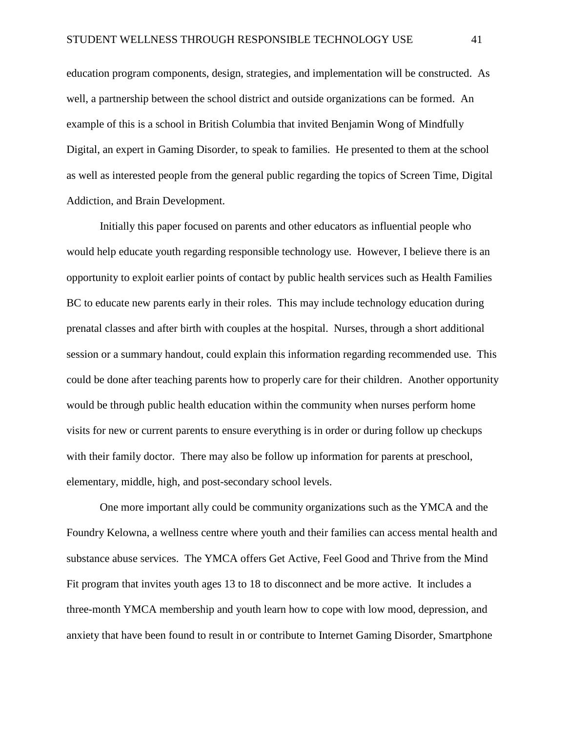education program components, design, strategies, and implementation will be constructed. As well, a partnership between the school district and outside organizations can be formed. An example of this is a school in British Columbia that invited Benjamin Wong of Mindfully Digital, an expert in Gaming Disorder, to speak to families. He presented to them at the school as well as interested people from the general public regarding the topics of Screen Time, Digital Addiction, and Brain Development.

Initially this paper focused on parents and other educators as influential people who would help educate youth regarding responsible technology use. However, I believe there is an opportunity to exploit earlier points of contact by public health services such as Health Families BC to educate new parents early in their roles. This may include technology education during prenatal classes and after birth with couples at the hospital. Nurses, through a short additional session or a summary handout, could explain this information regarding recommended use. This could be done after teaching parents how to properly care for their children. Another opportunity would be through public health education within the community when nurses perform home visits for new or current parents to ensure everything is in order or during follow up checkups with their family doctor. There may also be follow up information for parents at preschool, elementary, middle, high, and post-secondary school levels.

One more important ally could be community organizations such as the YMCA and the Foundry Kelowna, a wellness centre where youth and their families can access mental health and substance abuse services. The YMCA offers Get Active, Feel Good and Thrive from the Mind Fit program that invites youth ages 13 to 18 to disconnect and be more active. It includes a three-month YMCA membership and youth learn how to cope with low mood, depression, and anxiety that have been found to result in or contribute to Internet Gaming Disorder, Smartphone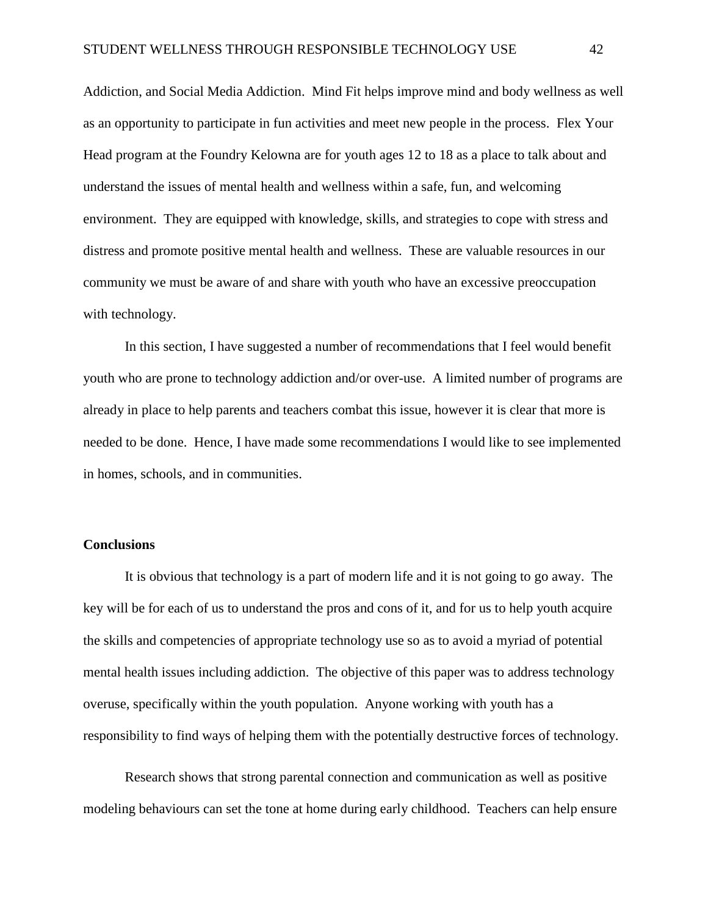Addiction, and Social Media Addiction. Mind Fit helps improve mind and body wellness as well as an opportunity to participate in fun activities and meet new people in the process. Flex Your Head program at the Foundry Kelowna are for youth ages 12 to 18 as a place to talk about and understand the issues of mental health and wellness within a safe, fun, and welcoming environment. They are equipped with knowledge, skills, and strategies to cope with stress and distress and promote positive mental health and wellness. These are valuable resources in our community we must be aware of and share with youth who have an excessive preoccupation with technology.

In this section, I have suggested a number of recommendations that I feel would benefit youth who are prone to technology addiction and/or over-use. A limited number of programs are already in place to help parents and teachers combat this issue, however it is clear that more is needed to be done. Hence, I have made some recommendations I would like to see implemented in homes, schools, and in communities.

**Conclusions**

It is obvious that technology is a part of modern life and it is not going to go away. The key will be for each of us to understand the pros and cons of it, and for us to help youth acquire the skills and competencies of appropriate technology use so as to avoid a myriad of potential mental health issues including addiction. The objective of this paper was to address technology overuse, specifically within the youth population. Anyone working with youth has a responsibility to find ways of helping them with the potentially destructive forces of technology.

Research shows that strong parental connection and communication as well as positive modeling behaviours can set the tone at home during early childhood. Teachers can help ensure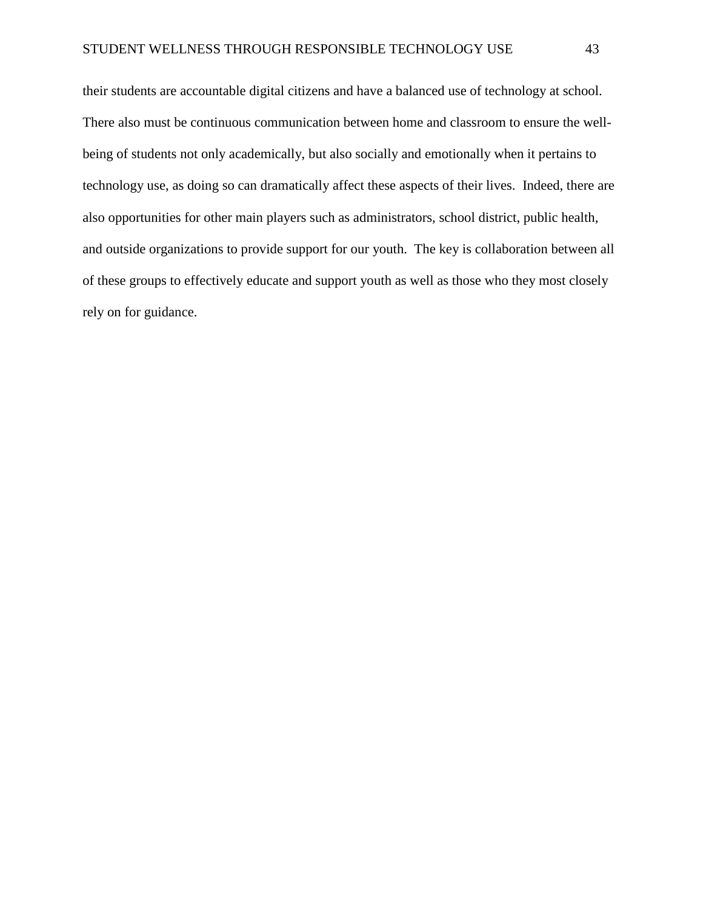their students are accountable digital citizens and have a balanced use of technology at school. There also must be continuous communication between home and classroom to ensure the well-being of students not only academically, but also socially and emotionally when it pertains to technology use, as doing so can dramatically affect these aspects of their lives. Indeed, there are also opportunities for other main players such as administrators, school district, public health, and outside organizations to provide support for our youth. The key is collaboration between all of these groups to effectively educate and support youth as well as those who they most closely rely on for guidance.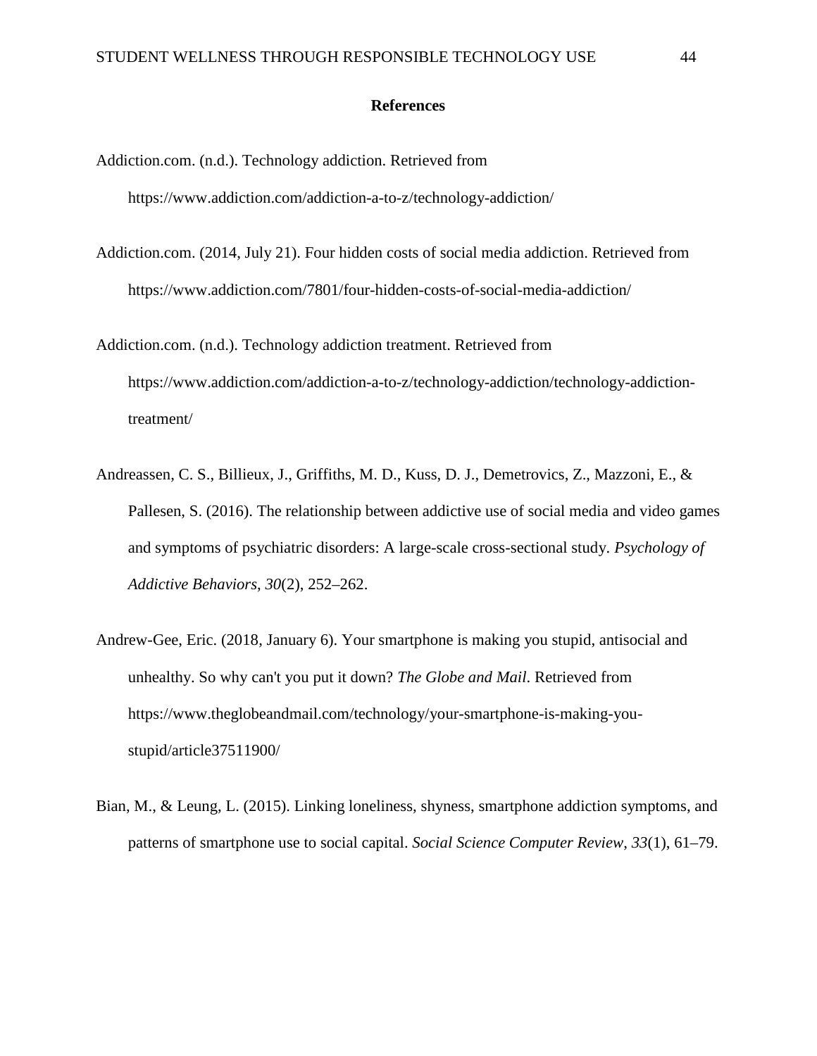## References

Addiction.com. (n.d.). Technology addiction. Retrieved from https://www.addiction.com/addiction-a-to-z/technology-addiction/

Addiction.com. (2014, July 21). Four hidden costs of social media addiction. Retrieved from https://www.addiction.com/7801/four-hidden-costs-of-social-media-addiction/

Addiction.com. (n.d.). Technology addiction treatment. Retrieved from https://www.addiction.com/addiction-a-to-z/technology-addiction/technology-addiction-treatment/

Andreassen, C. S., Billieux, J., Griffiths, M. D., Kuss, D. J., Demetrovics, Z., Mazzoni, E., & Pallesen, S. (2016). The relationship between addictive use of social media and video games and symptoms of psychiatric disorders: A large-scale cross-sectional study. *Psychology of Addictive Behaviors*, *30*(2), 252–262.

Andrew-Gee, Eric. (2018, January 6). Your smartphone is making you stupid, antisocial and unhealthy. So why can't you put it down? *The Globe and Mail*. Retrieved from https://www.theglobeandmail.com/technology/your-smartphone-is-making-you-stupid/article37511900/

Bian, M., & Leung, L. (2015). Linking loneliness, shyness, smartphone addiction symptoms, and patterns of smartphone use to social capital. *Social Science Computer Review*, *33*(1), 61–79.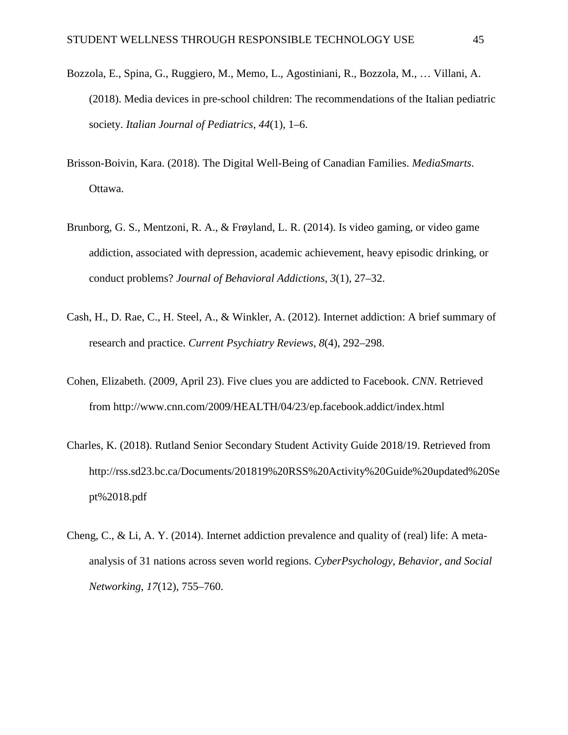Bozzola, E., Spina, G., Ruggiero, M., Memo, L., Agostiniani, R., Bozzola, M., … Villani, A. (2018). Media devices in pre-school children: The recommendations of the Italian pediatric society. *Italian Journal of Pediatrics*, *44*(1), 1–6.

Brisson-Boivin, Kara. (2018). The Digital Well-Being of Canadian Families. *MediaSmarts*. Ottawa.

Brunborg, G. S., Mentzoni, R. A., & Frøyland, L. R. (2014). Is video gaming, or video game addiction, associated with depression, academic achievement, heavy episodic drinking, or conduct problems? *Journal of Behavioral Addictions*, *3*(1), 27–32.

Cash, H., D. Rae, C., H. Steel, A., & Winkler, A. (2012). Internet addiction: A brief summary of research and practice. *Current Psychiatry Reviews*, *8*(4), 292–298.

Cohen, Elizabeth. (2009, April 23). Five clues you are addicted to Facebook. *CNN*. Retrieved from http://www.cnn.com/2009/HEALTH/04/23/ep.facebook.addict/index.html

Charles, K. (2018). Rutland Senior Secondary Student Activity Guide 2018/19. Retrieved from http://rss.sd23.bc.ca/Documents/201819%20RSS%20Activity%20Guide%20updated%20Sept%2018.pdf

Cheng, C., & Li, A. Y. (2014). Internet addiction prevalence and quality of (real) life: A meta-analysis of 31 nations across seven world regions. *CyberPsychology, Behavior, and Social Networking*, *17*(12), 755–760.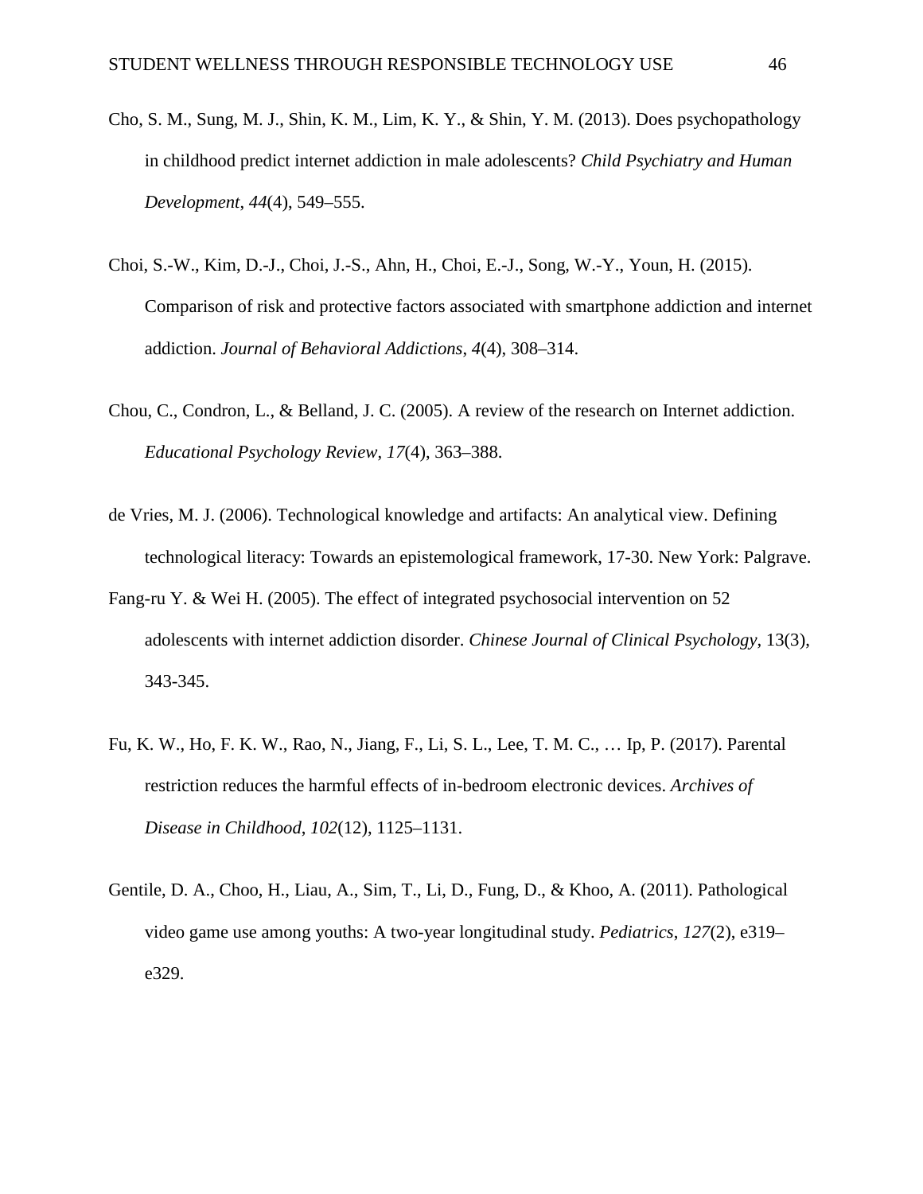Cho, S. M., Sung, M. J., Shin, K. M., Lim, K. Y., & Shin, Y. M. (2013). Does psychopathology in childhood predict internet addiction in male adolescents? *Child Psychiatry and Human Development*, *44*(4), 549–555.

Choi, S.-W., Kim, D.-J., Choi, J.-S., Ahn, H., Choi, E.-J., Song, W.-Y., Youn, H. (2015). Comparison of risk and protective factors associated with smartphone addiction and internet addiction. *Journal of Behavioral Addictions*, *4*(4), 308–314.

Chou, C., Condron, L., & Belland, J. C. (2005). A review of the research on Internet addiction. *Educational Psychology Review*, *17*(4), 363–388.

de Vries, M. J. (2006). Technological knowledge and artifacts: An analytical view. Defining technological literacy: Towards an epistemological framework, 17-30. New York: Palgrave.

Fang-ru Y. & Wei H. (2005). The effect of integrated psychosocial intervention on 52 adolescents with internet addiction disorder. *Chinese Journal of Clinical Psychology*, 13(3), 343-345.

Fu, K. W., Ho, F. K. W., Rao, N., Jiang, F., Li, S. L., Lee, T. M. C., … Ip, P. (2017). Parental restriction reduces the harmful effects of in-bedroom electronic devices. *Archives of Disease in Childhood*, *102*(12), 1125–1131.

Gentile, D. A., Choo, H., Liau, A., Sim, T., Li, D., Fung, D., & Khoo, A. (2011). Pathological video game use among youths: A two-year longitudinal study. *Pediatrics*, *127*(2), e319–e329.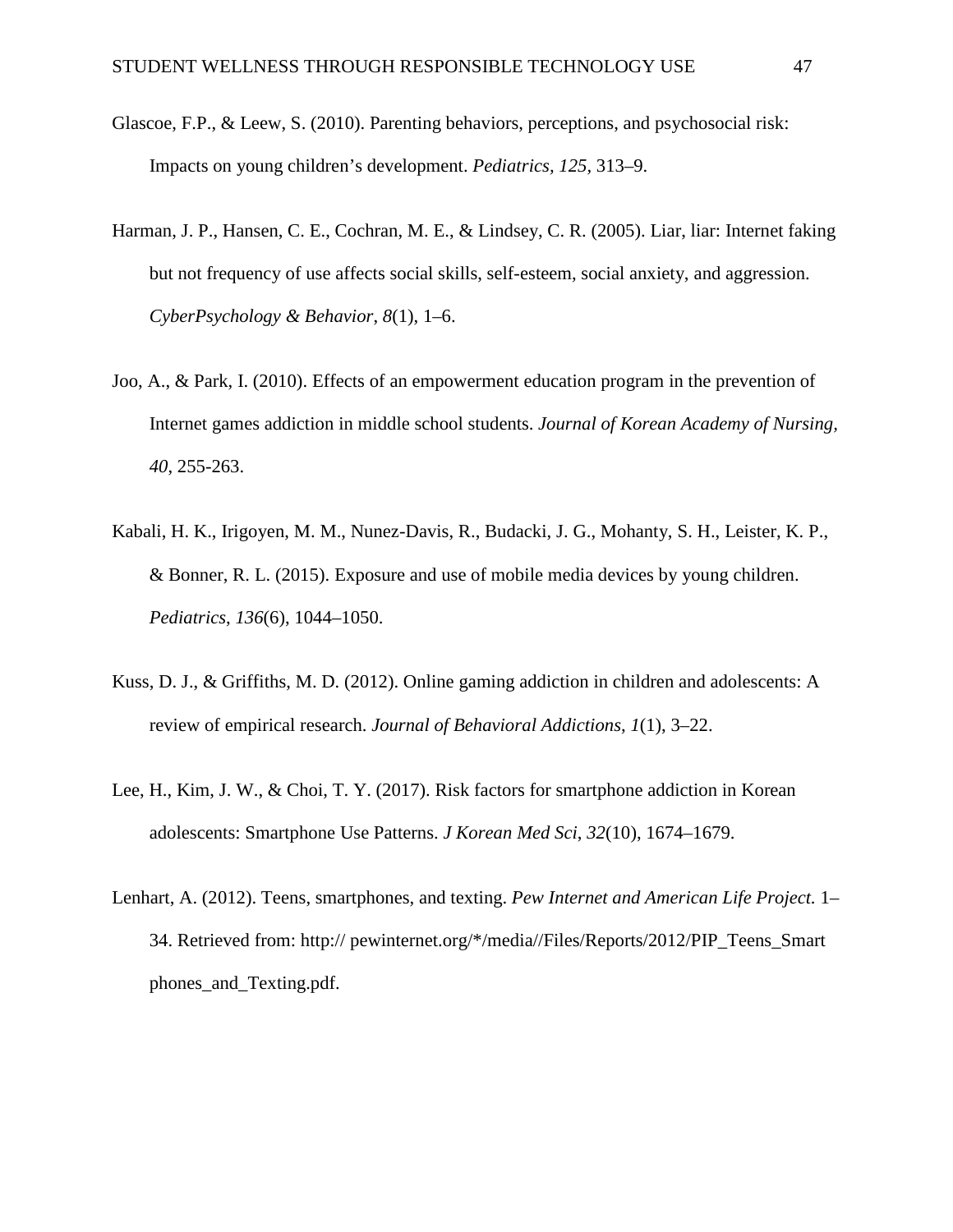Glascoe, F.P., & Leew, S. (2010). Parenting behaviors, perceptions, and psychosocial risk: Impacts on young children’s development. *Pediatrics, 125,* 313–9.

Harman, J. P., Hansen, C. E., Cochran, M. E., & Lindsey, C. R. (2005). Liar, liar: Internet faking but not frequency of use affects social skills, self-esteem, social anxiety, and aggression. *CyberPsychology & Behavior*, *8*(1), 1–6.

Joo, A., & Park, I. (2010). Effects of an empowerment education program in the prevention of Internet games addiction in middle school students. *Journal of Korean Academy of Nursing, 40*, 255-263.

Kabali, H. K., Irigoyen, M. M., Nunez-Davis, R., Budacki, J. G., Mohanty, S. H., Leister, K. P., & Bonner, R. L. (2015). Exposure and use of mobile media devices by young children. *Pediatrics*, *136*(6), 1044–1050.

Kuss, D. J., & Griffiths, M. D. (2012). Online gaming addiction in children and adolescents: A review of empirical research. *Journal of Behavioral Addictions*, *1*(1), 3–22.

Lee, H., Kim, J. W., & Choi, T. Y. (2017). Risk factors for smartphone addiction in Korean adolescents: Smartphone Use Patterns. *J Korean Med Sci*, *32*(10), 1674–1679.

Lenhart, A. (2012). Teens, smartphones, and texting. *Pew Internet and American Life Project.* 1–34. Retrieved from: http:// pewinternet.org/*/media//Files/Reports/2012/PIP_Teens_Smartphones_and_Texting.pdf.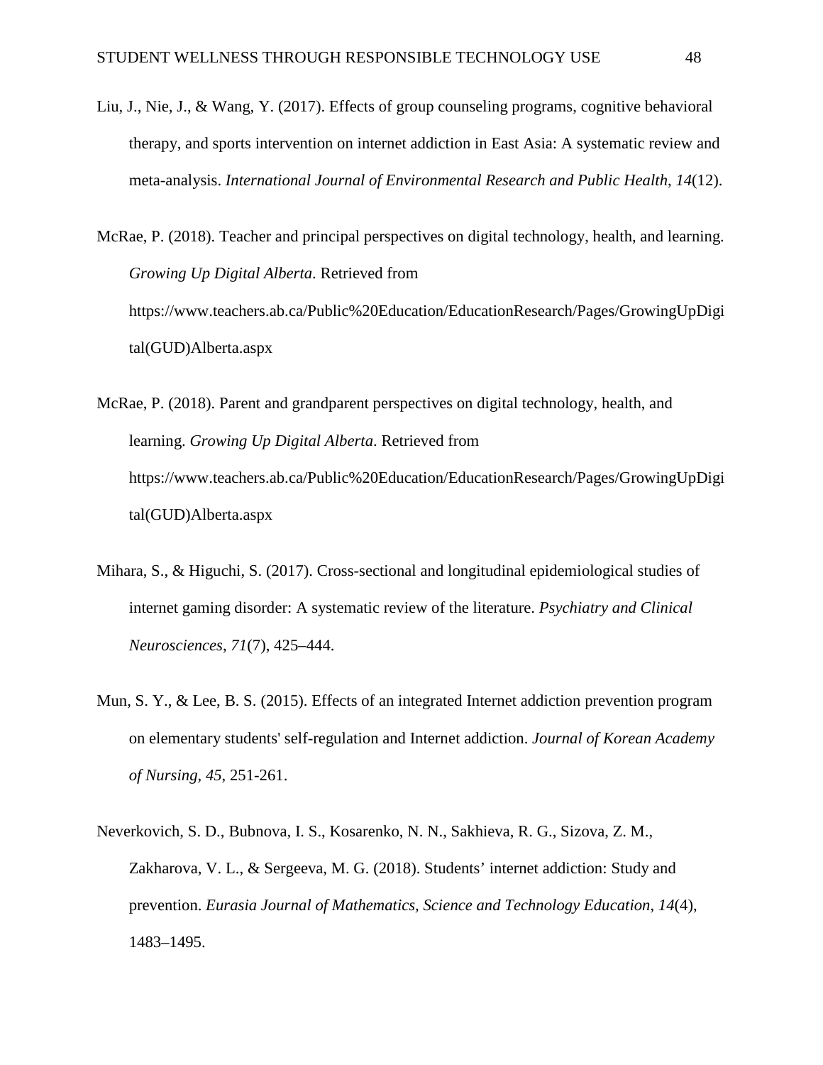Liu, J., Nie, J., & Wang, Y. (2017). Effects of group counseling programs, cognitive behavioral therapy, and sports intervention on internet addiction in East Asia: A systematic review and meta-analysis. *International Journal of Environmental Research and Public Health*, *14*(12).

McRae, P. (2018). Teacher and principal perspectives on digital technology, health, and learning. *Growing Up Digital Alberta*. Retrieved from https://www.teachers.ab.ca/Public%20Education/EducationResearch/Pages/GrowingUpDigital(GUD)Alberta.aspx

McRae, P. (2018). Parent and grandparent perspectives on digital technology, health, and learning. *Growing Up Digital Alberta*. Retrieved from https://www.teachers.ab.ca/Public%20Education/EducationResearch/Pages/GrowingUpDigital(GUD)Alberta.aspx

Mihara, S., & Higuchi, S. (2017). Cross-sectional and longitudinal epidemiological studies of internet gaming disorder: A systematic review of the literature. *Psychiatry and Clinical Neurosciences*, *71*(7), 425–444.

Mun, S. Y., & Lee, B. S. (2015). Effects of an integrated Internet addiction prevention program on elementary students' self-regulation and Internet addiction. *Journal of Korean Academy of Nursing*, *45*, 251-261.

Neverkovich, S. D., Bubnova, I. S., Kosarenko, N. N., Sakhieva, R. G., Sizova, Z. M., Zakharova, V. L., & Sergeeva, M. G. (2018). Students' internet addiction: Study and prevention. *Eurasia Journal of Mathematics, Science and Technology Education*, *14*(4), 1483–1495.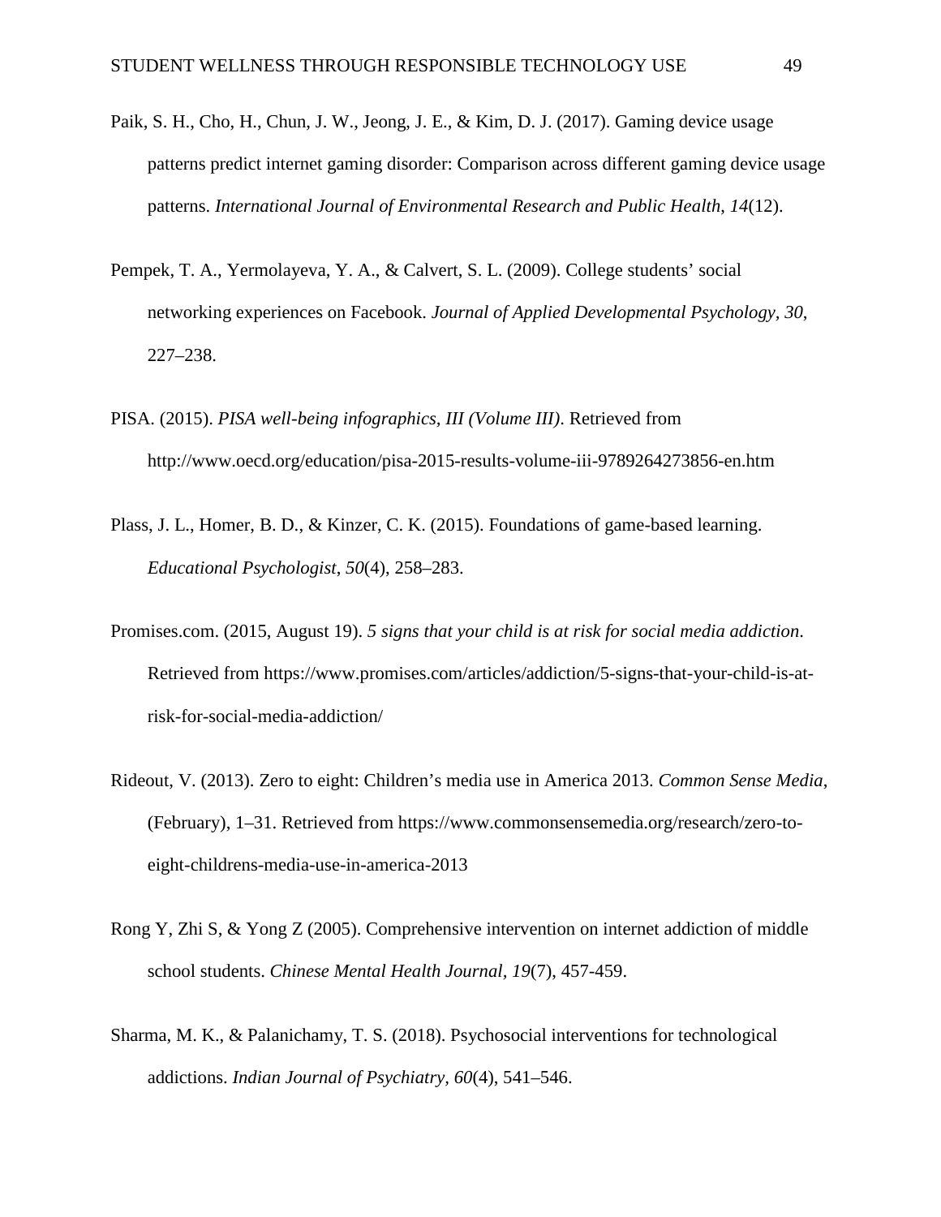Paik, S. H., Cho, H., Chun, J. W., Jeong, J. E., & Kim, D. J. (2017). Gaming device usage patterns predict internet gaming disorder: Comparison across different gaming device usage patterns. *International Journal of Environmental Research and Public Health*, *14*(12).

Pempek, T. A., Yermolayeva, Y. A., & Calvert, S. L. (2009). College students' social networking experiences on Facebook. *Journal of Applied Developmental Psychology, 30*, 227–238.

PISA. (2015). *PISA well-being infographics, III (Volume III)*. Retrieved from http://www.oecd.org/education/pisa-2015-results-volume-iii-9789264273856-en.htm

Plass, J. L., Homer, B. D., & Kinzer, C. K. (2015). Foundations of game-based learning. *Educational Psychologist*, *50*(4), 258–283.

Promises.com. (2015, August 19). *5 signs that your child is at risk for social media addiction*. Retrieved from https://www.promises.com/articles/addiction/5-signs-that-your-child-is-at-risk-for-social-media-addiction/

Rideout, V. (2013). Zero to eight: Children's media use in America 2013. *Common Sense Media*, (February), 1–31. Retrieved from https://www.commonsensemedia.org/research/zero-to-eight-childrens-media-use-in-america-2013

Rong Y, Zhi S, & Yong Z (2005). Comprehensive intervention on internet addiction of middle school students. *Chinese Mental Health Journal, 19*(7), 457-459.

Sharma, M. K., & Palanichamy, T. S. (2018). Psychosocial interventions for technological addictions. *Indian Journal of Psychiatry, 60*(4), 541–546.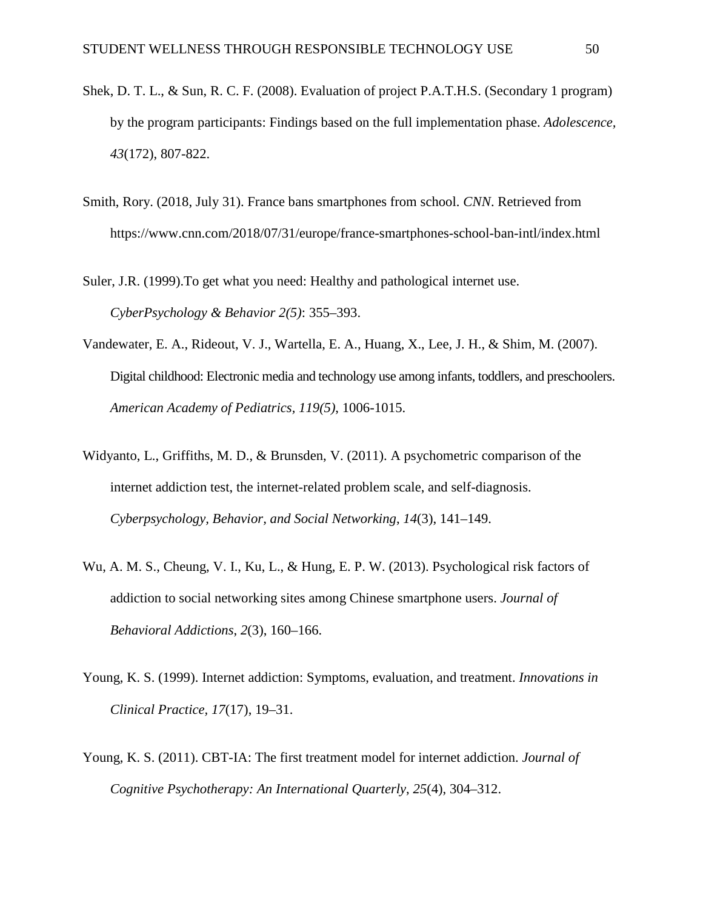Shek, D. T. L., & Sun, R. C. F. (2008). Evaluation of project P.A.T.H.S. (Secondary 1 program) by the program participants: Findings based on the full implementation phase. *Adolescence, 43*(172), 807-822.

Smith, Rory. (2018, July 31). France bans smartphones from school. *CNN*. Retrieved from https://www.cnn.com/2018/07/31/europe/france-smartphones-school-ban-intl/index.html

Suler, J.R. (1999).To get what you need: Healthy and pathological internet use. *CyberPsychology & Behavior 2(5)*: 355–393.

Vandewater, E. A., Rideout, V. J., Wartella, E. A., Huang, X., Lee, J. H., & Shim, M. (2007). Digital childhood: Electronic media and technology use among infants, toddlers, and preschoolers. *American Academy of Pediatrics, 119(5)*, 1006-1015.

Widyanto, L., Griffiths, M. D., & Brunsden, V. (2011). A psychometric comparison of the internet addiction test, the internet-related problem scale, and self-diagnosis. *Cyberpsychology, Behavior, and Social Networking*, *14*(3), 141–149.

Wu, A. M. S., Cheung, V. I., Ku, L., & Hung, E. P. W. (2013). Psychological risk factors of addiction to social networking sites among Chinese smartphone users. *Journal of Behavioral Addictions*, *2*(3), 160–166.

Young, K. S. (1999). Internet addiction: Symptoms, evaluation, and treatment. *Innovations in Clinical Practice, 17*(17), 19–31.

Young, K. S. (2011). CBT-IA: The first treatment model for internet addiction. *Journal of Cognitive Psychotherapy: An International Quarterly*, *25*(4), 304–312.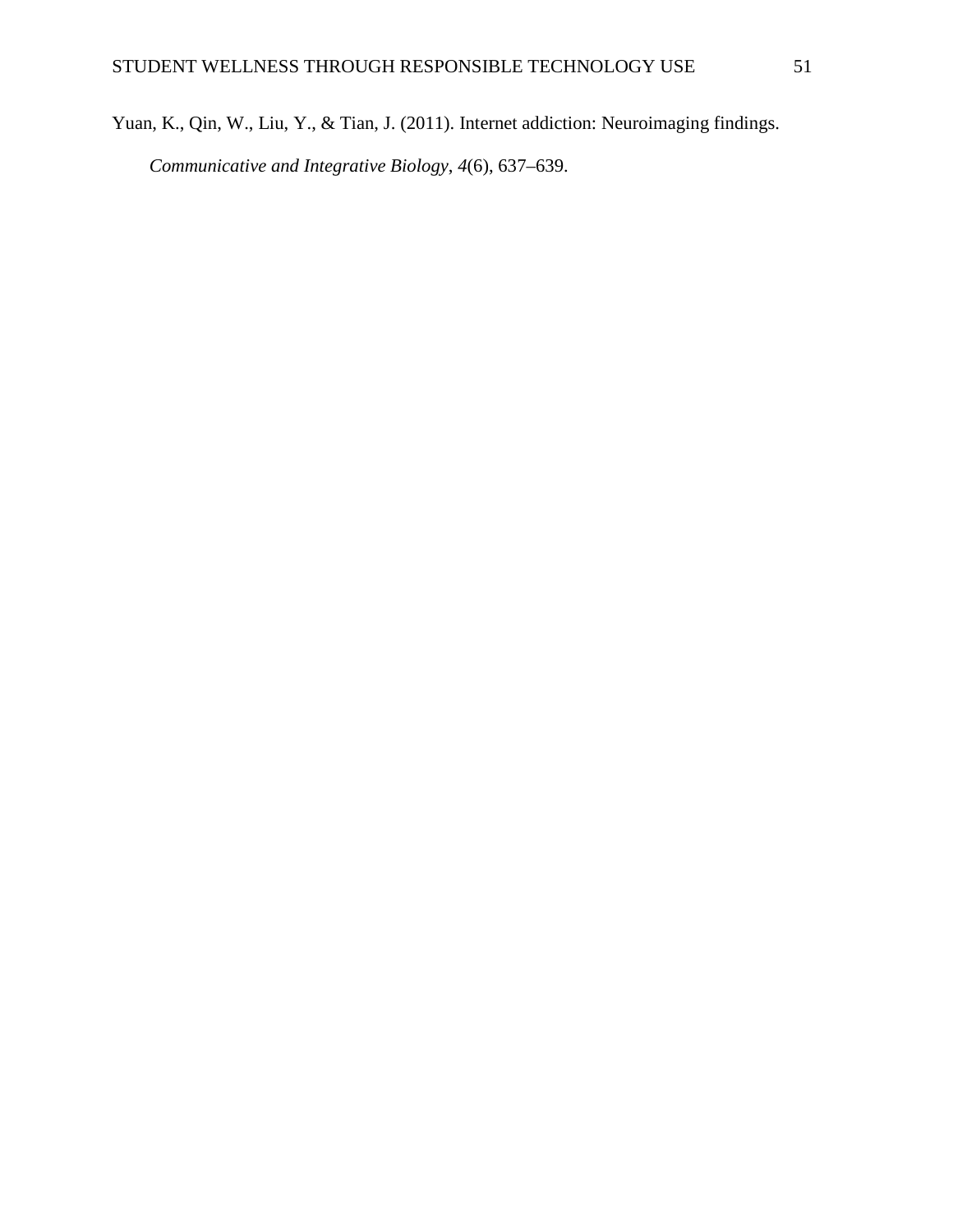Yuan, K., Qin, W., Liu, Y., & Tian, J. (2011). Internet addiction: Neuroimaging findings. *Communicative and Integrative Biology*, *4*(6), 637–639.